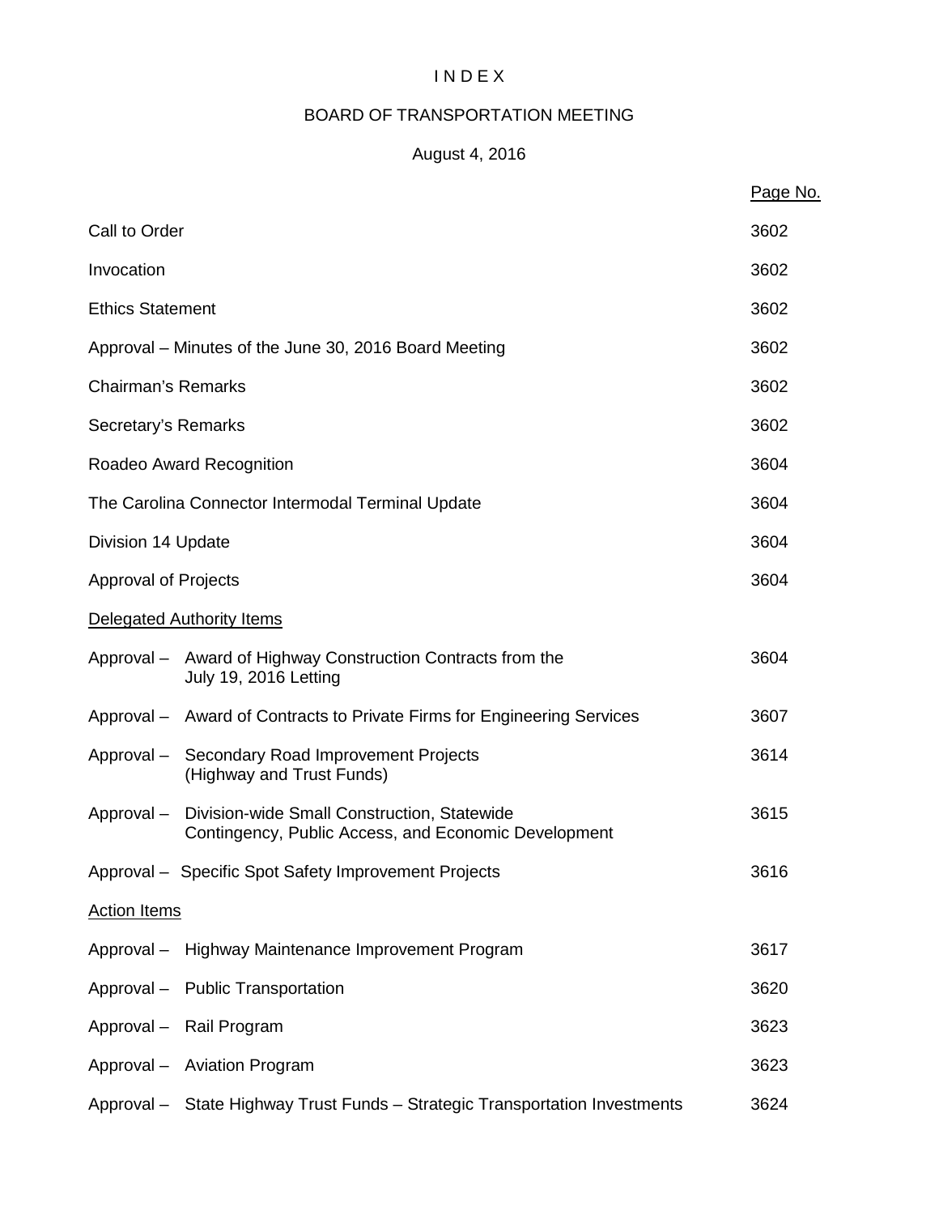# INDEX

## BOARD OF TRANSPORTATION MEETING

### August 4, 2016

| | Page No. |
|---|---|
| Call to Order | 3602 |
| Invocation | 3602 |
| Ethics Statement | 3602 |
| Approval – Minutes of the June 30, 2016 Board Meeting | 3602 |
| Chairman's Remarks | 3602 |
| Secretary's Remarks | 3602 |
| Roadeo Award Recognition | 3604 |
| The Carolina Connector Intermodal Terminal Update | 3604 |
| Division 14 Update | 3604 |
| Approval of Projects | 3604 |
| <u>Delegated Authority Items</u> | |
| Approval – Award of Highway Construction Contracts from the July 19, 2016 Letting | 3604 |
| Approval – Award of Contracts to Private Firms for Engineering Services | 3607 |
| Approval – Secondary Road Improvement Projects (Highway and Trust Funds) | 3614 |
| Approval – Division-wide Small Construction, Statewide Contingency, Public Access, and Economic Development | 3615 |
| Approval – Specific Spot Safety Improvement Projects | 3616 |
| <u>Action Items</u> | |
| Approval – Highway Maintenance Improvement Program | 3617 |
| Approval – Public Transportation | 3620 |
| Approval – Rail Program | 3623 |
| Approval – Aviation Program | 3623 |
| Approval – State Highway Trust Funds – Strategic Transportation Investments | 3624 |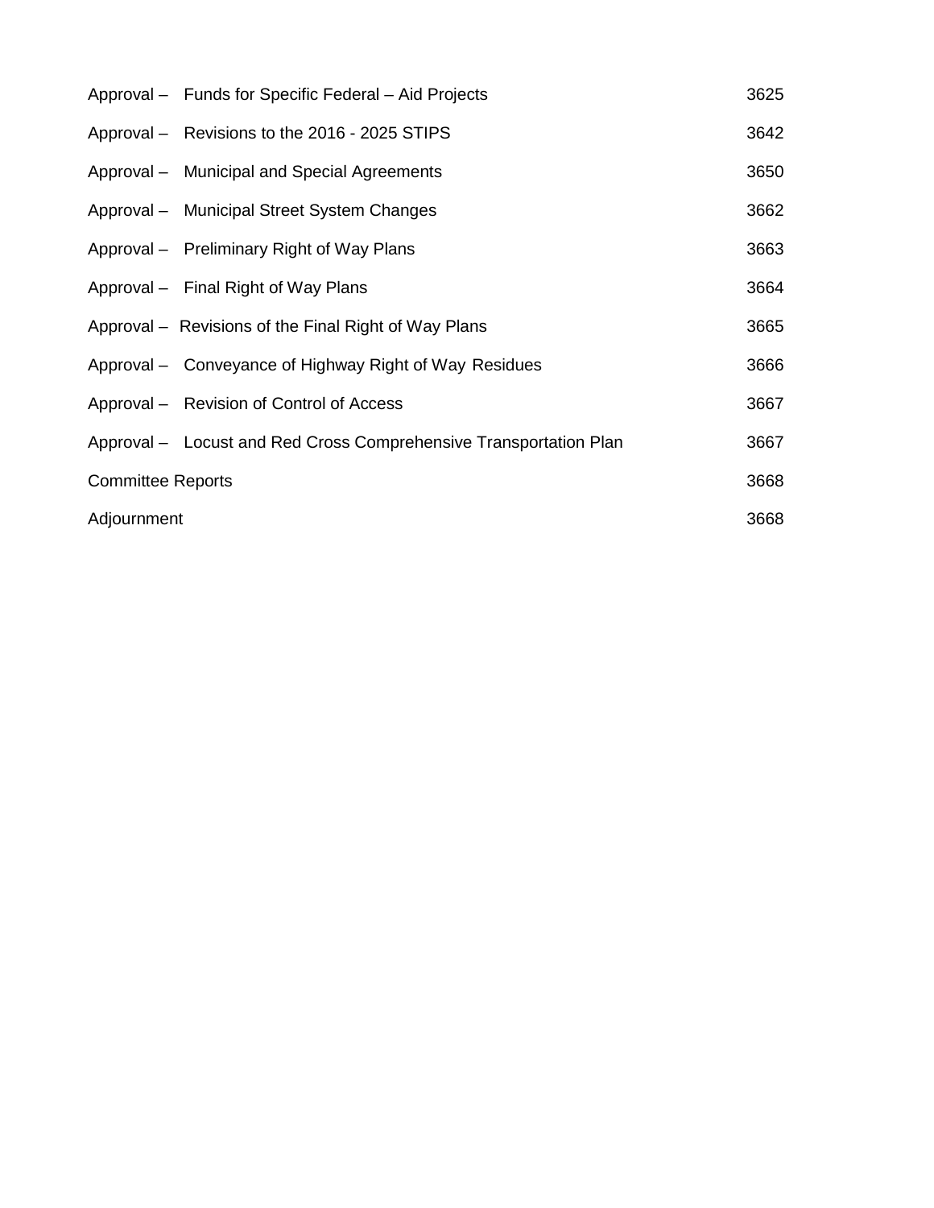| | |
|---|---|
| Approval – Funds for Specific Federal – Aid Projects | 3625 |
| Approval – Revisions to the 2016 - 2025 STIPS | 3642 |
| Approval – Municipal and Special Agreements | 3650 |
| Approval – Municipal Street System Changes | 3662 |
| Approval – Preliminary Right of Way Plans | 3663 |
| Approval – Final Right of Way Plans | 3664 |
| Approval – Revisions of the Final Right of Way Plans | 3665 |
| Approval – Conveyance of Highway Right of Way Residues | 3666 |
| Approval – Revision of Control of Access | 3667 |
| Approval – Locust and Red Cross Comprehensive Transportation Plan | 3667 |
| Committee Reports | 3668 |
| Adjournment | 3668 |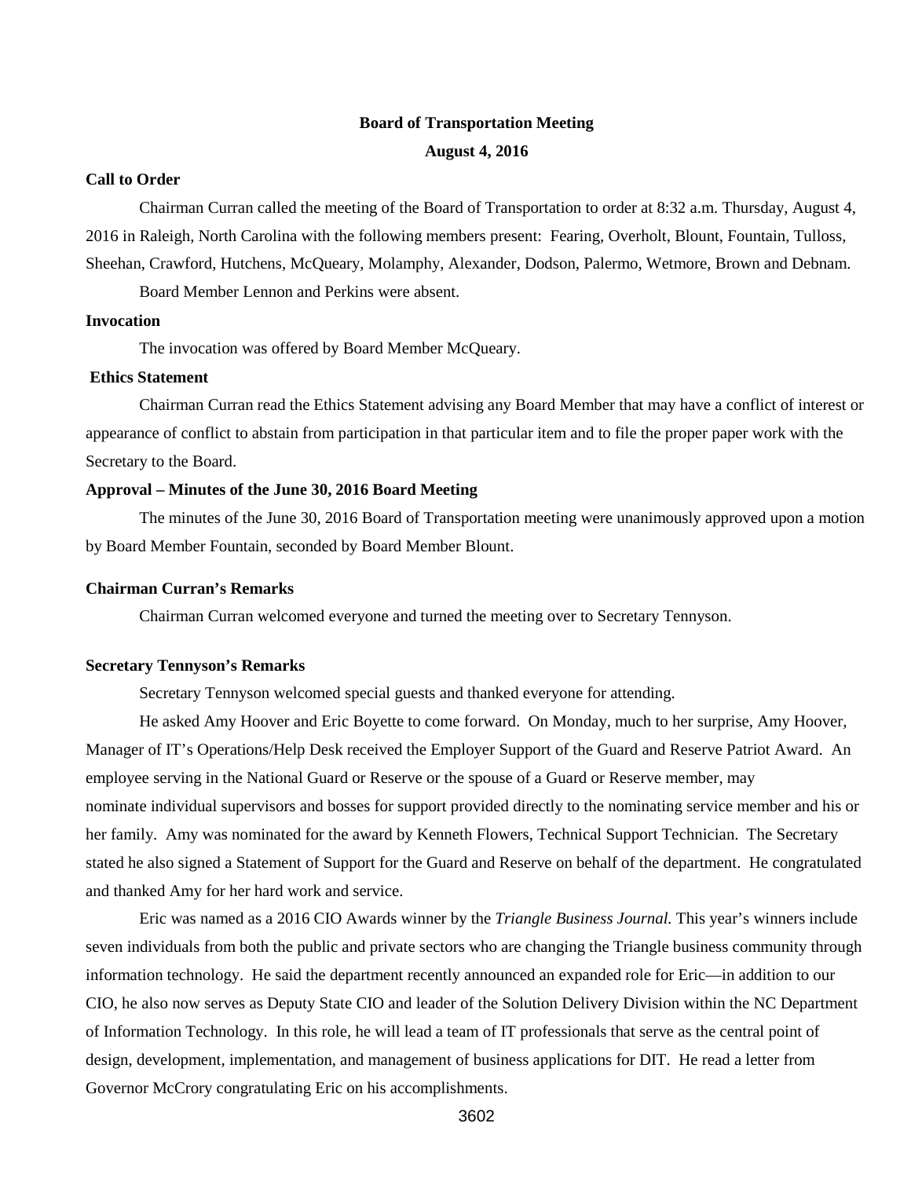# Board of Transportation Meeting

## August 4, 2016

**Call to Order**

Chairman Curran called the meeting of the Board of Transportation to order at 8:32 a.m. Thursday, August 4, 2016 in Raleigh, North Carolina with the following members present: Fearing, Overholt, Blount, Fountain, Tulloss, Sheehan, Crawford, Hutchens, McQueary, Molamphy, Alexander, Dodson, Palermo, Wetmore, Brown and Debnam.

Board Member Lennon and Perkins were absent.

**Invocation**

The invocation was offered by Board Member McQueary.

**Ethics Statement**

Chairman Curran read the Ethics Statement advising any Board Member that may have a conflict of interest or appearance of conflict to abstain from participation in that particular item and to file the proper paper work with the Secretary to the Board.

**Approval – Minutes of the June 30, 2016 Board Meeting**

The minutes of the June 30, 2016 Board of Transportation meeting were unanimously approved upon a motion by Board Member Fountain, seconded by Board Member Blount.

**Chairman Curran's Remarks**

Chairman Curran welcomed everyone and turned the meeting over to Secretary Tennyson.

**Secretary Tennyson's Remarks**

Secretary Tennyson welcomed special guests and thanked everyone for attending.

He asked Amy Hoover and Eric Boyette to come forward. On Monday, much to her surprise, Amy Hoover, Manager of IT's Operations/Help Desk received the Employer Support of the Guard and Reserve Patriot Award. An employee serving in the National Guard or Reserve or the spouse of a Guard or Reserve member, may nominate individual supervisors and bosses for support provided directly to the nominating service member and his or her family. Amy was nominated for the award by Kenneth Flowers, Technical Support Technician. The Secretary stated he also signed a Statement of Support for the Guard and Reserve on behalf of the department. He congratulated and thanked Amy for her hard work and service.

Eric was named as a 2016 CIO Awards winner by the *Triangle Business Journal.* This year's winners include seven individuals from both the public and private sectors who are changing the Triangle business community through information technology. He said the department recently announced an expanded role for Eric—in addition to our CIO, he also now serves as Deputy State CIO and leader of the Solution Delivery Division within the NC Department of Information Technology. In this role, he will lead a team of IT professionals that serve as the central point of design, development, implementation, and management of business applications for DIT. He read a letter from Governor McCrory congratulating Eric on his accomplishments.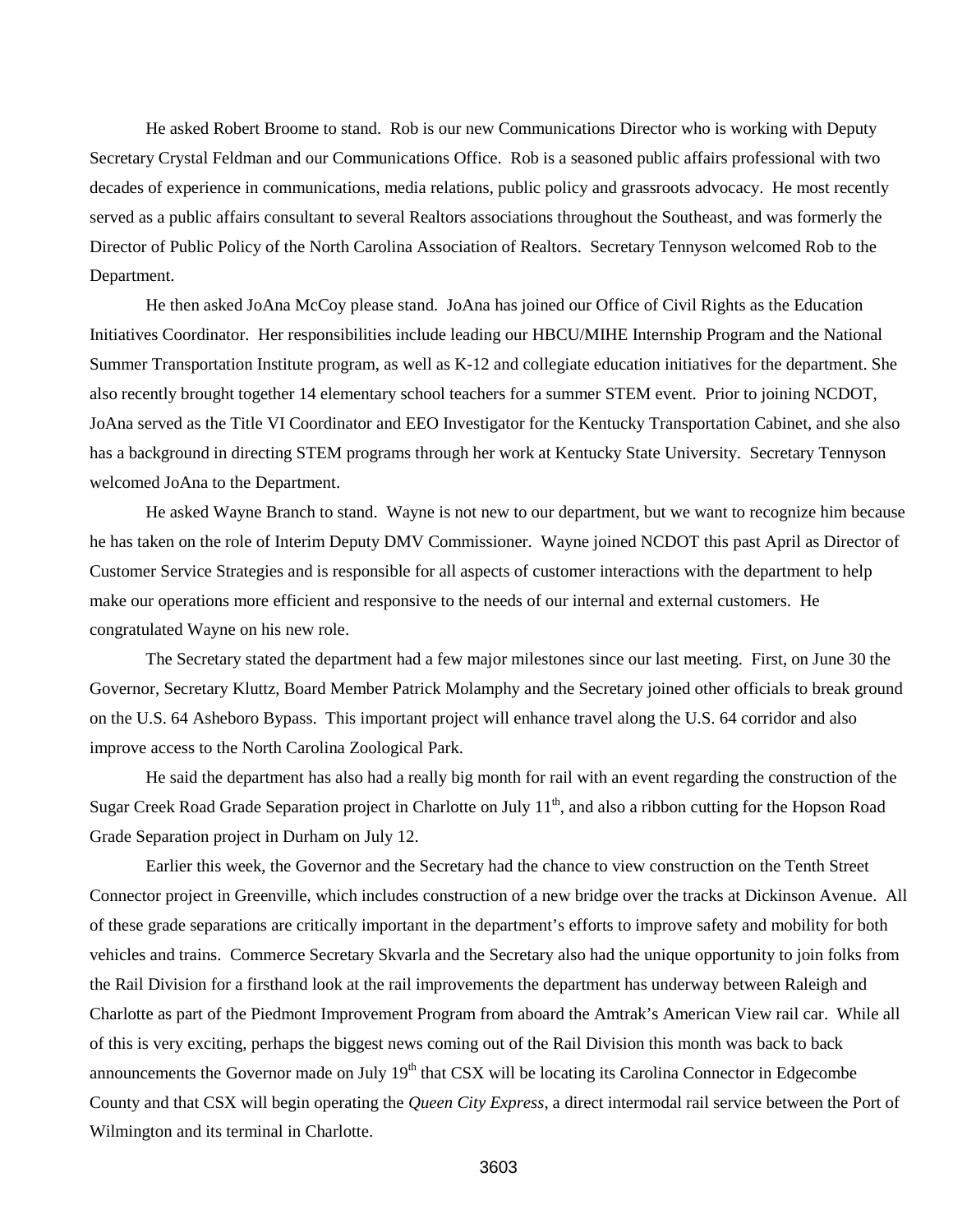He asked Robert Broome to stand. Rob is our new Communications Director who is working with Deputy Secretary Crystal Feldman and our Communications Office. Rob is a seasoned public affairs professional with two decades of experience in communications, media relations, public policy and grassroots advocacy. He most recently served as a public affairs consultant to several Realtors associations throughout the Southeast, and was formerly the Director of Public Policy of the North Carolina Association of Realtors. Secretary Tennyson welcomed Rob to the Department.

He then asked JoAna McCoy please stand. JoAna has joined our Office of Civil Rights as the Education Initiatives Coordinator. Her responsibilities include leading our HBCU/MIHE Internship Program and the National Summer Transportation Institute program, as well as K-12 and collegiate education initiatives for the department. She also recently brought together 14 elementary school teachers for a summer STEM event. Prior to joining NCDOT, JoAna served as the Title VI Coordinator and EEO Investigator for the Kentucky Transportation Cabinet, and she also has a background in directing STEM programs through her work at Kentucky State University. Secretary Tennyson welcomed JoAna to the Department.

He asked Wayne Branch to stand. Wayne is not new to our department, but we want to recognize him because he has taken on the role of Interim Deputy DMV Commissioner. Wayne joined NCDOT this past April as Director of Customer Service Strategies and is responsible for all aspects of customer interactions with the department to help make our operations more efficient and responsive to the needs of our internal and external customers. He congratulated Wayne on his new role.

The Secretary stated the department had a few major milestones since our last meeting. First, on June 30 the Governor, Secretary Kluttz, Board Member Patrick Molamphy and the Secretary joined other officials to break ground on the U.S. 64 Asheboro Bypass. This important project will enhance travel along the U.S. 64 corridor and also improve access to the North Carolina Zoological Park.

He said the department has also had a really big month for rail with an event regarding the construction of the Sugar Creek Road Grade Separation project in Charlotte on July 11th, and also a ribbon cutting for the Hopson Road Grade Separation project in Durham on July 12.

Earlier this week, the Governor and the Secretary had the chance to view construction on the Tenth Street Connector project in Greenville, which includes construction of a new bridge over the tracks at Dickinson Avenue. All of these grade separations are critically important in the department's efforts to improve safety and mobility for both vehicles and trains. Commerce Secretary Skvarla and the Secretary also had the unique opportunity to join folks from the Rail Division for a firsthand look at the rail improvements the department has underway between Raleigh and Charlotte as part of the Piedmont Improvement Program from aboard the Amtrak's American View rail car. While all of this is very exciting, perhaps the biggest news coming out of the Rail Division this month was back to back announcements the Governor made on July 19th that CSX will be locating its Carolina Connector in Edgecombe County and that CSX will begin operating the *Queen City Express*, a direct intermodal rail service between the Port of Wilmington and its terminal in Charlotte.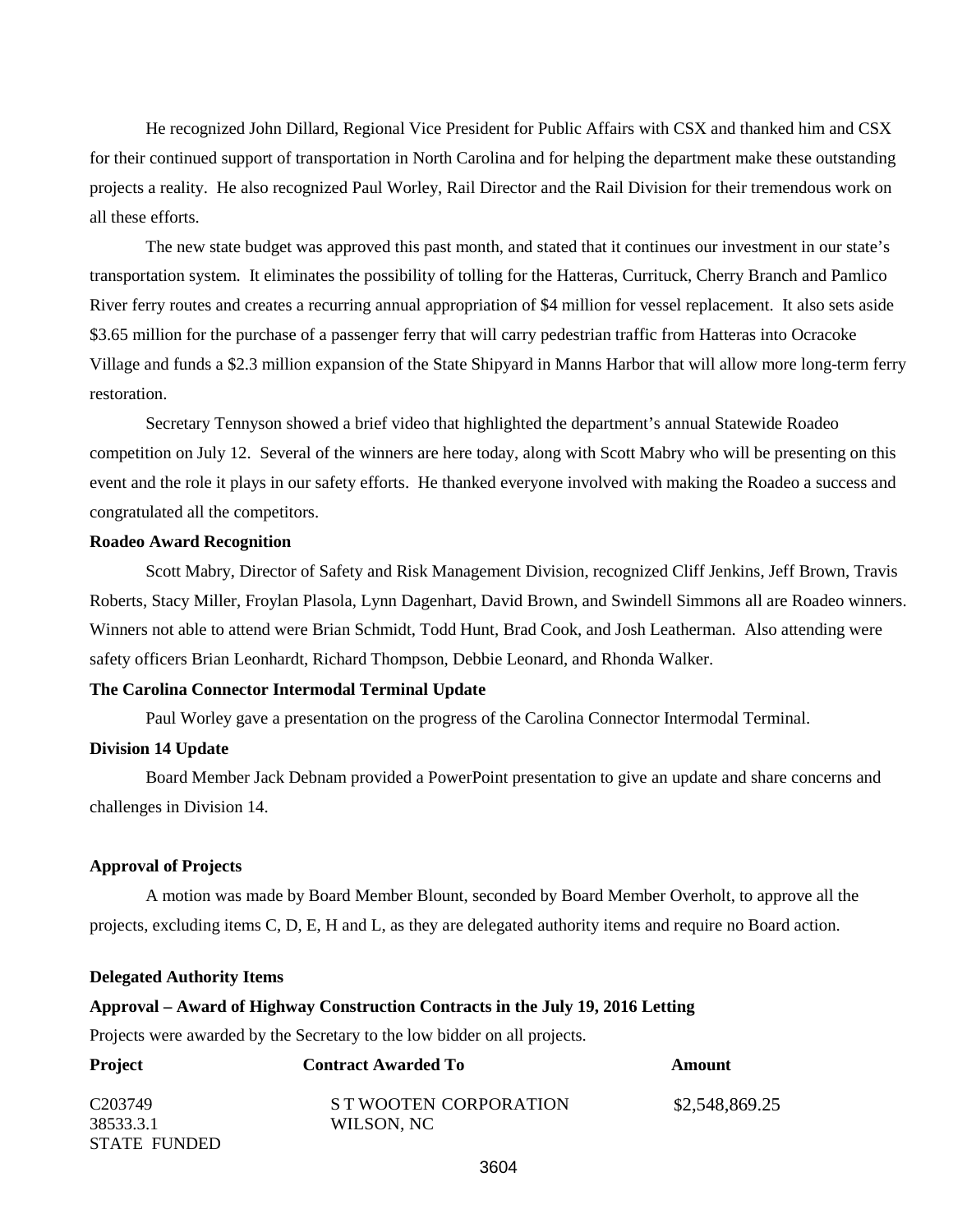He recognized John Dillard, Regional Vice President for Public Affairs with CSX and thanked him and CSX for their continued support of transportation in North Carolina and for helping the department make these outstanding projects a reality. He also recognized Paul Worley, Rail Director and the Rail Division for their tremendous work on all these efforts.

The new state budget was approved this past month, and stated that it continues our investment in our state's transportation system. It eliminates the possibility of tolling for the Hatteras, Currituck, Cherry Branch and Pamlico River ferry routes and creates a recurring annual appropriation of $4 million for vessel replacement. It also sets aside $3.65 million for the purchase of a passenger ferry that will carry pedestrian traffic from Hatteras into Ocracoke Village and funds a $2.3 million expansion of the State Shipyard in Manns Harbor that will allow more long-term ferry restoration.

Secretary Tennyson showed a brief video that highlighted the department's annual Statewide Roadeo competition on July 12. Several of the winners are here today, along with Scott Mabry who will be presenting on this event and the role it plays in our safety efforts. He thanked everyone involved with making the Roadeo a success and congratulated all the competitors.

**Roadeo Award Recognition**

Scott Mabry, Director of Safety and Risk Management Division, recognized Cliff Jenkins, Jeff Brown, Travis Roberts, Stacy Miller, Froylan Plasola, Lynn Dagenhart, David Brown, and Swindell Simmons all are Roadeo winners. Winners not able to attend were Brian Schmidt, Todd Hunt, Brad Cook, and Josh Leatherman. Also attending were safety officers Brian Leonhardt, Richard Thompson, Debbie Leonard, and Rhonda Walker.

**The Carolina Connector Intermodal Terminal Update**

Paul Worley gave a presentation on the progress of the Carolina Connector Intermodal Terminal.

**Division 14 Update**

Board Member Jack Debnam provided a PowerPoint presentation to give an update and share concerns and challenges in Division 14.

**Approval of Projects**

A motion was made by Board Member Blount, seconded by Board Member Overholt, to approve all the projects, excluding items C, D, E, H and L, as they are delegated authority items and require no Board action.

**Delegated Authority Items**

**Approval – Award of Highway Construction Contracts in the July 19, 2016 Letting**

Projects were awarded by the Secretary to the low bidder on all projects.

| Project | Contract Awarded To | Amount |
|---|---|---|
| C203749<br>38533.3.1<br>STATE FUNDED | S T WOOTEN CORPORATION<br>WILSON, NC | $2,548,869.25 |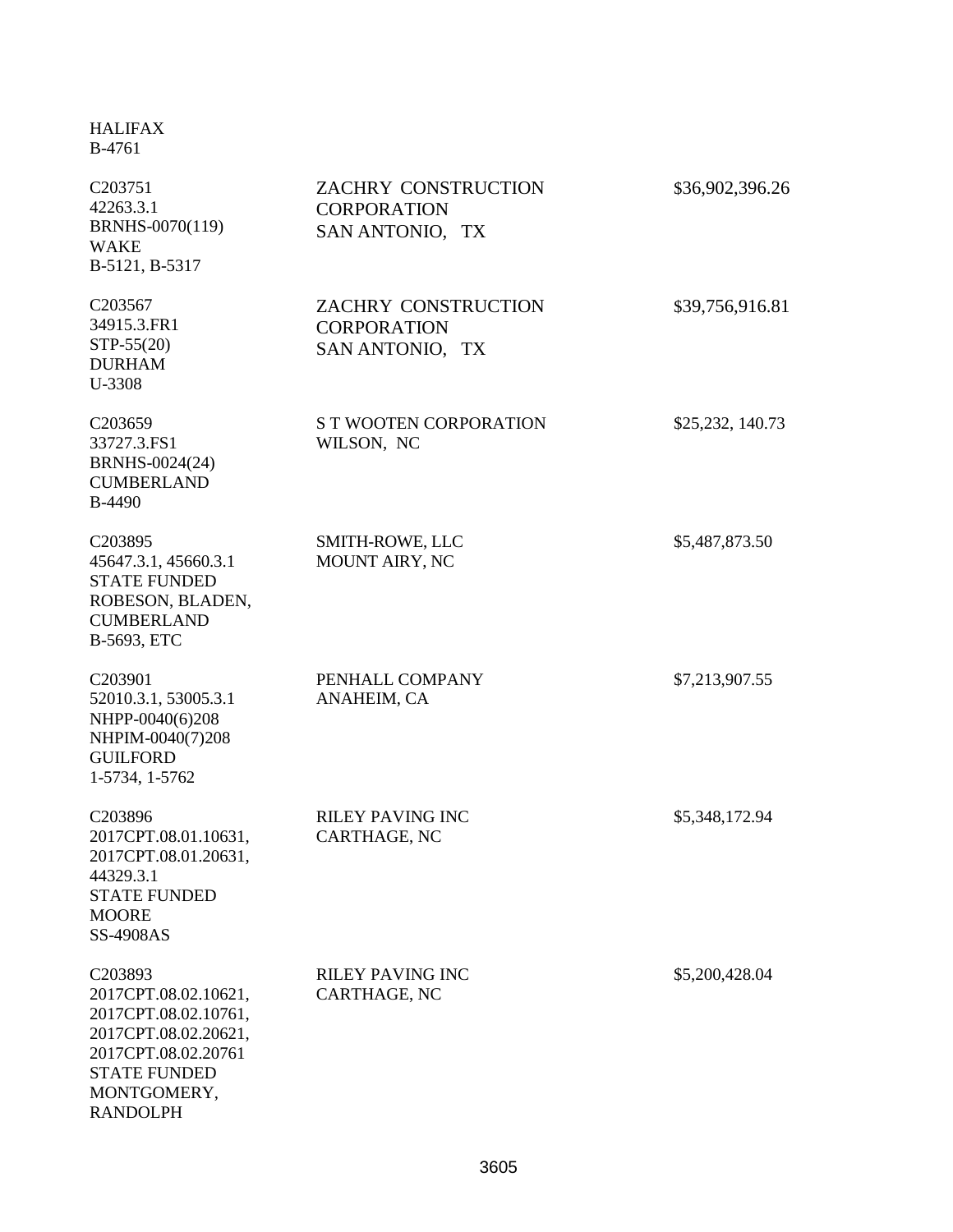HALIFAX
B-4761

| | | |
|---|---|---|
| C203751<br>42263.3.1<br>BRNHS-0070(119)<br>WAKE<br>B-5121, B-5317 | ZACHRY CONSTRUCTION CORPORATION<br>SAN ANTONIO, TX | $36,902,396.26 |
| C203567<br>34915.3.FR1<br>STP-55(20)<br>DURHAM<br>U-3308 | ZACHRY CONSTRUCTION CORPORATION<br>SAN ANTONIO, TX | $39,756,916.81 |
| C203659<br>33727.3.FS1<br>BRNHS-0024(24)<br>CUMBERLAND<br>B-4490 | S T WOOTEN CORPORATION<br>WILSON, NC | $25,232, 140.73 |
| C203895<br>45647.3.1, 45660.3.1<br>STATE FUNDED<br>ROBESON, BLADEN, CUMBERLAND<br>B-5693, ETC | SMITH-ROWE, LLC<br>MOUNT AIRY, NC | $5,487,873.50 |
| C203901<br>52010.3.1, 53005.3.1<br>NHPP-0040(6)208<br>NHPIM-0040(7)208<br>GUILFORD<br>1-5734, 1-5762 | PENHALL COMPANY<br>ANAHEIM, CA | $7,213,907.55 |
| C203896<br>2017CPT.08.01.10631,<br>2017CPT.08.01.20631,<br>44329.3.1<br>STATE FUNDED<br>MOORE<br>SS-4908AS | RILEY PAVING INC<br>CARTHAGE, NC | $5,348,172.94 |
| C203893<br>2017CPT.08.02.10621,<br>2017CPT.08.02.10761,<br>2017CPT.08.02.20621,<br>2017CPT.08.02.20761<br>STATE FUNDED<br>MONTGOMERY, RANDOLPH | RILEY PAVING INC<br>CARTHAGE, NC | $5,200,428.04 |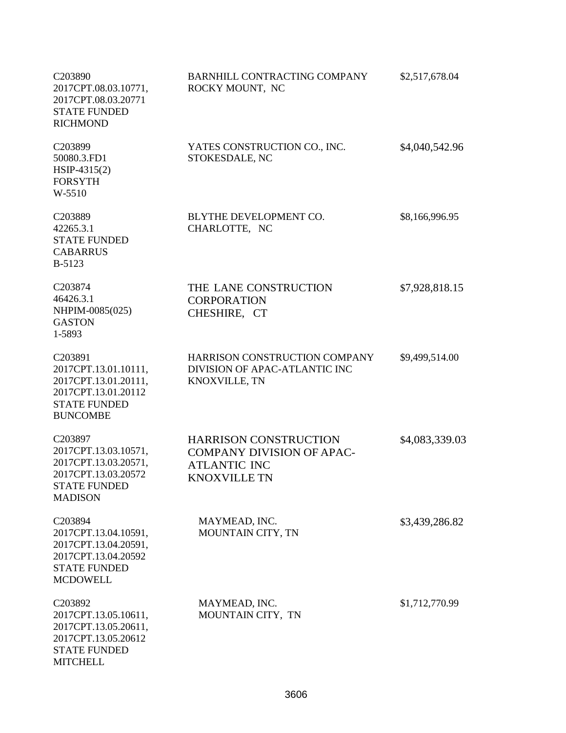| | | |
|---|---|---|
| C203890<br>2017CPT.08.03.10771,<br>2017CPT.08.03.20771<br>STATE FUNDED<br>RICHMOND | BARNHILL CONTRACTING COMPANY<br>ROCKY MOUNT, NC | \$2,517,678.04 |
| C203899<br>50080.3.FD1<br>HSIP-4315(2)<br>FORSYTH<br>W-5510 | YATES CONSTRUCTION CO., INC.<br>STOKESDALE, NC | \$4,040,542.96 |
| C203889<br>42265.3.1<br>STATE FUNDED<br>CABARRUS<br>B-5123 | BLYTHE DEVELOPMENT CO.<br>CHARLOTTE, NC | \$8,166,996.95 |
| C203874<br>46426.3.1<br>NHPIM-0085(025)<br>GASTON<br>1-5893 | THE LANE CONSTRUCTION CORPORATION<br>CHESHIRE, CT | \$7,928,818.15 |
| C203891<br>2017CPT.13.01.10111,<br>2017CPT.13.01.20111,<br>2017CPT.13.01.20112<br>STATE FUNDED<br>BUNCOMBE | HARRISON CONSTRUCTION COMPANY<br>DIVISION OF APAC-ATLANTIC INC<br>KNOXVILLE, TN | \$9,499,514.00 |
| C203897<br>2017CPT.13.03.10571,<br>2017CPT.13.03.20571,<br>2017CPT.13.03.20572<br>STATE FUNDED<br>MADISON | HARRISON CONSTRUCTION COMPANY DIVISION OF APAC-ATLANTIC INC<br>KNOXVILLE TN | \$4,083,339.03 |
| C203894<br>2017CPT.13.04.10591,<br>2017CPT.13.04.20591,<br>2017CPT.13.04.20592<br>STATE FUNDED<br>MCDOWELL | MAYMEAD, INC.<br>MOUNTAIN CITY, TN | \$3,439,286.82 |
| C203892<br>2017CPT.13.05.10611,<br>2017CPT.13.05.20611,<br>2017CPT.13.05.20612<br>STATE FUNDED<br>MITCHELL | MAYMEAD, INC.<br>MOUNTAIN CITY, TN | \$1,712,770.99 |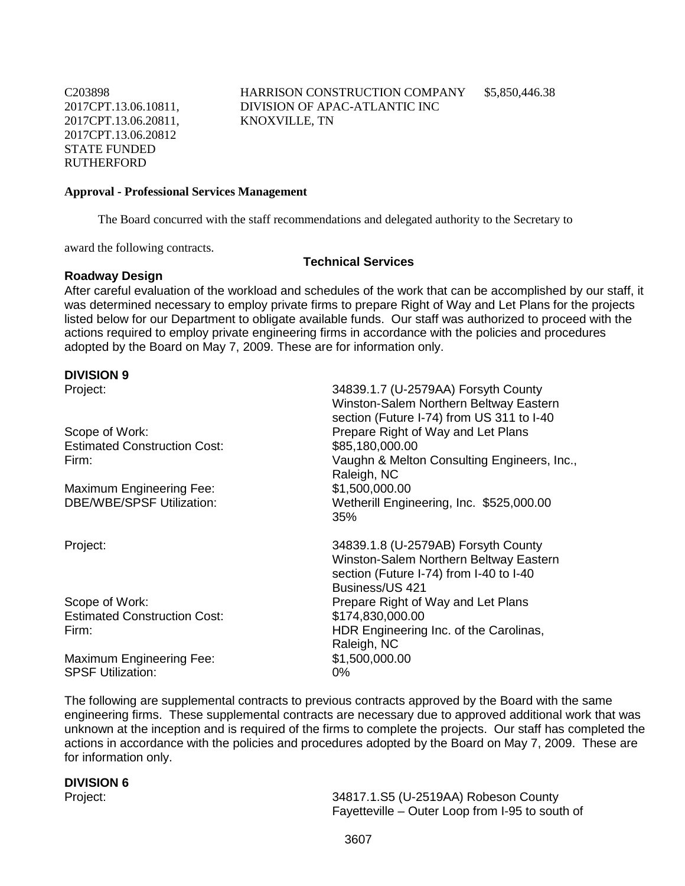| | | |
|---|---|---|
| C203898<br>2017CPT.13.06.10811,<br>2017CPT.13.06.20811,<br>2017CPT.13.06.20812<br>STATE FUNDED<br>RUTHERFORD | HARRISON CONSTRUCTION COMPANY<br>DIVISION OF APAC-ATLANTIC INC<br>KNOXVILLE, TN | $5,850,446.38 |

**Approval - Professional Services Management**

The Board concurred with the staff recommendations and delegated authority to the Secretary to award the following contracts.

**Technical Services**

**Roadway Design**

After careful evaluation of the workload and schedules of the work that can be accomplished by our staff, it was determined necessary to employ private firms to prepare Right of Way and Let Plans for the projects listed below for our Department to obligate available funds. Our staff was authorized to proceed with the actions required to employ private engineering firms in accordance with the policies and procedures adopted by the Board on May 7, 2009. These are for information only.

**DIVISION 9**

| | |
|---|---|
| Project: | 34839.1.7 (U-2579AA) Forsyth County Winston-Salem Northern Beltway Eastern section (Future I-74) from US 311 to I-40 |
| Scope of Work: | Prepare Right of Way and Let Plans |
| Estimated Construction Cost: | $85,180,000.00 |
| Firm: | Vaughn & Melton Consulting Engineers, Inc., Raleigh, NC |
| Maximum Engineering Fee: | $1,500,000.00 |
| DBE/WBE/SPSF Utilization: | Wetherill Engineering, Inc. $525,000.00<br>35% |

| | |
|---|---|
| Project: | 34839.1.8 (U-2579AB) Forsyth County Winston-Salem Northern Beltway Eastern section (Future I-74) from I-40 to I-40 Business/US 421 |
| Scope of Work: | Prepare Right of Way and Let Plans |
| Estimated Construction Cost: | $174,830,000.00 |
| Firm: | HDR Engineering Inc. of the Carolinas, Raleigh, NC |
| Maximum Engineering Fee: | $1,500,000.00 |
| SPSF Utilization: | 0% |

The following are supplemental contracts to previous contracts approved by the Board with the same engineering firms. These supplemental contracts are necessary due to approved additional work that was unknown at the inception and is required of the firms to complete the projects. Our staff has completed the actions in accordance with the policies and procedures adopted by the Board on May 7, 2009. These are for information only.

**DIVISION 6**

| | |
|---|---|
| Project: | 34817.1.S5 (U-2519AA) Robeson County Fayetteville – Outer Loop from I-95 to south of |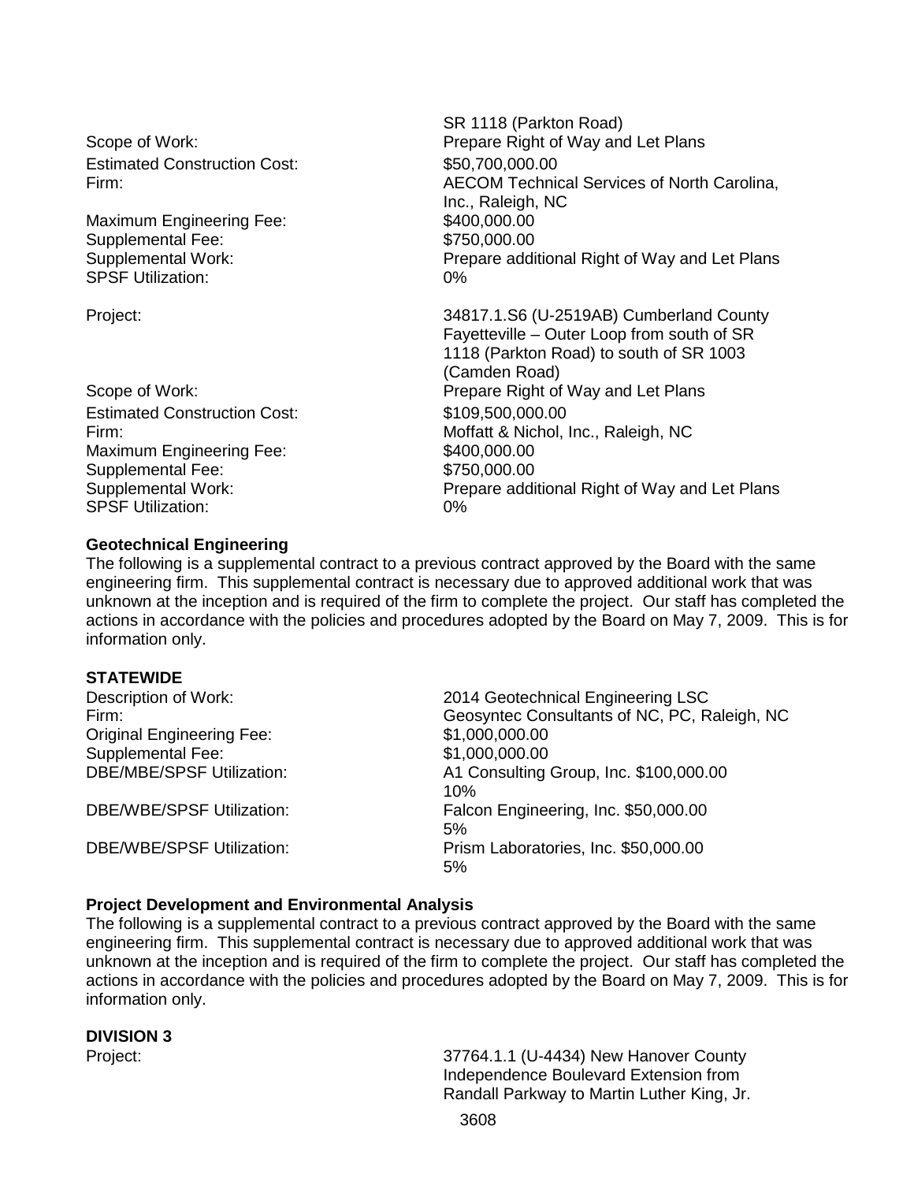| | |
|---|---|
| | SR 1118 (Parkton Road) |
| Scope of Work: | Prepare Right of Way and Let Plans |
| Estimated Construction Cost: | $50,700,000.00 |
| Firm: | AECOM Technical Services of North Carolina, Inc., Raleigh, NC |
| Maximum Engineering Fee: | $400,000.00 |
| Supplemental Fee: | $750,000.00 |
| Supplemental Work: | Prepare additional Right of Way and Let Plans |
| SPSF Utilization: | 0% |

| | |
|---|---|
| Project: | 34817.1.S6 (U-2519AB) Cumberland County Fayetteville – Outer Loop from south of SR 1118 (Parkton Road) to south of SR 1003 (Camden Road) |
| Scope of Work: | Prepare Right of Way and Let Plans |
| Estimated Construction Cost: | $109,500,000.00 |
| Firm: | Moffatt & Nichol, Inc., Raleigh, NC |
| Maximum Engineering Fee: | $400,000.00 |
| Supplemental Fee: | $750,000.00 |
| Supplemental Work: | Prepare additional Right of Way and Let Plans |
| SPSF Utilization: | 0% |

**Geotechnical Engineering**

The following is a supplemental contract to a previous contract approved by the Board with the same engineering firm. This supplemental contract is necessary due to approved additional work that was unknown at the inception and is required of the firm to complete the project. Our staff has completed the actions in accordance with the policies and procedures adopted by the Board on May 7, 2009. This is for information only.

**STATEWIDE**

| | |
|---|---|
| Description of Work: | 2014 Geotechnical Engineering LSC |
| Firm: | Geosyntec Consultants of NC, PC, Raleigh, NC |
| Original Engineering Fee: | $1,000,000.00 |
| Supplemental Fee: | $1,000,000.00 |
| DBE/MBE/SPSF Utilization: | A1 Consulting Group, Inc. $100,000.00 10% |
| DBE/WBE/SPSF Utilization: | Falcon Engineering, Inc. $50,000.00 5% |
| DBE/WBE/SPSF Utilization: | Prism Laboratories, Inc. $50,000.00 5% |

**Project Development and Environmental Analysis**

The following is a supplemental contract to a previous contract approved by the Board with the same engineering firm. This supplemental contract is necessary due to approved additional work that was unknown at the inception and is required of the firm to complete the project. Our staff has completed the actions in accordance with the policies and procedures adopted by the Board on May 7, 2009. This is for information only.

**DIVISION 3**

| | |
|---|---|
| Project: | 37764.1.1 (U-4434) New Hanover County Independence Boulevard Extension from Randall Parkway to Martin Luther King, Jr. |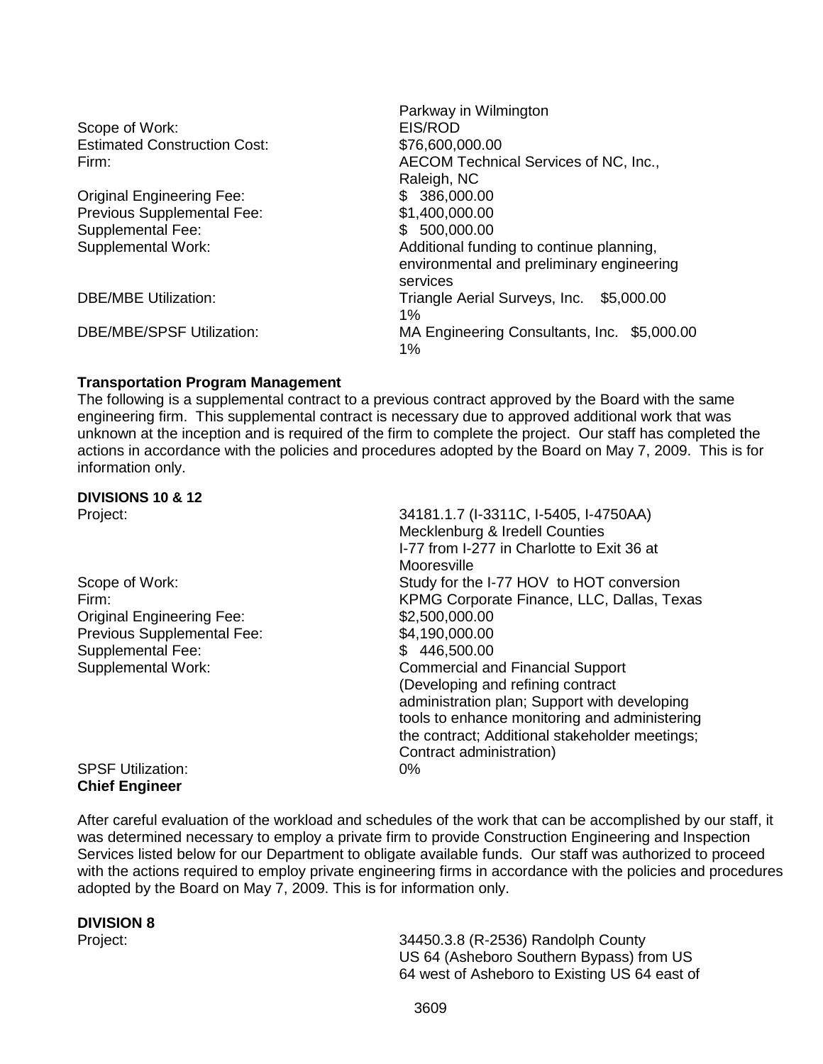| | |
|---|---|
| | Parkway in Wilmington |
| Scope of Work: | EIS/ROD |
| Estimated Construction Cost: | $76,600,000.00 |
| Firm: | AECOM Technical Services of NC, Inc., Raleigh, NC |
| Original Engineering Fee: | $ 386,000.00 |
| Previous Supplemental Fee: | $1,400,000.00 |
| Supplemental Fee: | $ 500,000.00 |
| Supplemental Work: | Additional funding to continue planning, environmental and preliminary engineering services |
| DBE/MBE Utilization: | Triangle Aerial Surveys, Inc. $5,000.00 1% |
| DBE/MBE/SPSF Utilization: | MA Engineering Consultants, Inc. $5,000.00 1% |

**Transportation Program Management**

The following is a supplemental contract to a previous contract approved by the Board with the same engineering firm. This supplemental contract is necessary due to approved additional work that was unknown at the inception and is required of the firm to complete the project. Our staff has completed the actions in accordance with the policies and procedures adopted by the Board on May 7, 2009. This is for information only.

**DIVISIONS 10 & 12**

| | |
|---|---|
| Project: | 34181.1.7 (I-3311C, I-5405, I-4750AA) Mecklenburg & Iredell Counties I-77 from I-277 in Charlotte to Exit 36 at Mooresville |
| Scope of Work: | Study for the I-77 HOV to HOT conversion |
| Firm: | KPMG Corporate Finance, LLC, Dallas, Texas |
| Original Engineering Fee: | $2,500,000.00 |
| Previous Supplemental Fee: | $4,190,000.00 |
| Supplemental Fee: | $ 446,500.00 |
| Supplemental Work: | Commercial and Financial Support (Developing and refining contract administration plan; Support with developing tools to enhance monitoring and administering the contract; Additional stakeholder meetings; Contract administration) |
| SPSF Utilization: | 0% |

**Chief Engineer**

After careful evaluation of the workload and schedules of the work that can be accomplished by our staff, it was determined necessary to employ a private firm to provide Construction Engineering and Inspection Services listed below for our Department to obligate available funds. Our staff was authorized to proceed with the actions required to employ private engineering firms in accordance with the policies and procedures adopted by the Board on May 7, 2009. This is for information only.

**DIVISION 8**

| | |
|---|---|
| Project: | 34450.3.8 (R-2536) Randolph County US 64 (Asheboro Southern Bypass) from US 64 west of Asheboro to Existing US 64 east of |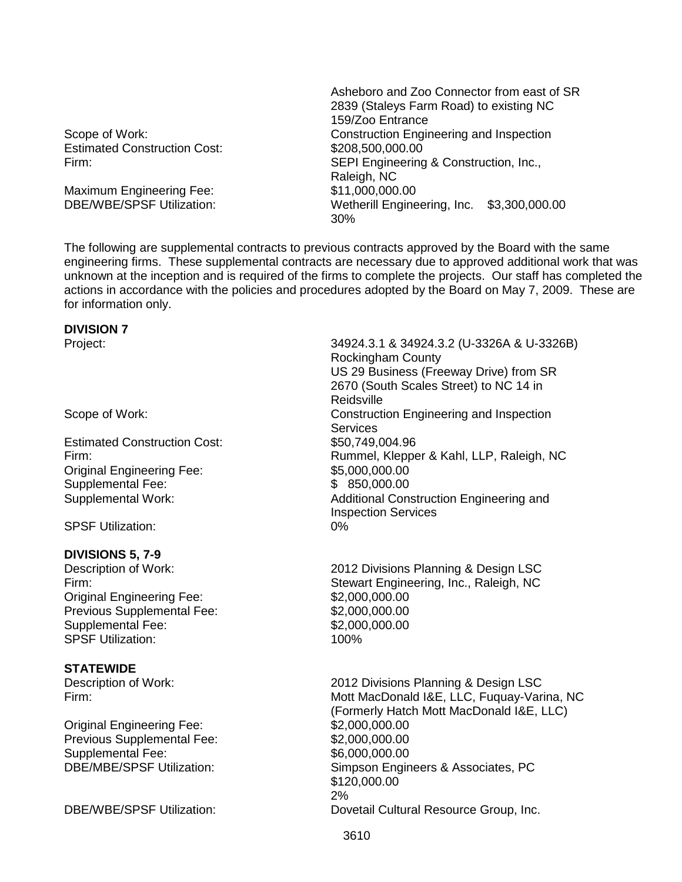| | |
|---|---|
| | Asheboro and Zoo Connector from east of SR 2839 (Staleys Farm Road) to existing NC 159/Zoo Entrance |
| Scope of Work: | Construction Engineering and Inspection |
| Estimated Construction Cost: | $208,500,000.00 |
| Firm: | SEPI Engineering & Construction, Inc., Raleigh, NC |
| Maximum Engineering Fee: | $11,000,000.00 |
| DBE/WBE/SPSF Utilization: | Wetherill Engineering, Inc. $3,300,000.00 30% |

The following are supplemental contracts to previous contracts approved by the Board with the same engineering firms. These supplemental contracts are necessary due to approved additional work that was unknown at the inception and is required of the firms to complete the projects. Our staff has completed the actions in accordance with the policies and procedures adopted by the Board on May 7, 2009. These are for information only.

**DIVISION 7**

| | |
|---|---|
| Project: | 34924.3.1 & 34924.3.2 (U-3326A & U-3326B) Rockingham County US 29 Business (Freeway Drive) from SR 2670 (South Scales Street) to NC 14 in Reidsville |
| Scope of Work: | Construction Engineering and Inspection Services |
| Estimated Construction Cost: | $50,749,004.96 |
| Firm: | Rummel, Klepper & Kahl, LLP, Raleigh, NC |
| Original Engineering Fee: | $5,000,000.00 |
| Supplemental Fee: | $ 850,000.00 |
| Supplemental Work: | Additional Construction Engineering and Inspection Services |
| SPSF Utilization: | 0% |

**DIVISIONS 5, 7-9**

| | |
|---|---|
| Description of Work: | 2012 Divisions Planning & Design LSC |
| Firm: | Stewart Engineering, Inc., Raleigh, NC |
| Original Engineering Fee: | $2,000,000.00 |
| Previous Supplemental Fee: | $2,000,000.00 |
| Supplemental Fee: | $2,000,000.00 |
| SPSF Utilization: | 100% |

**STATEWIDE**

| | |
|---|---|
| Description of Work: | 2012 Divisions Planning & Design LSC |
| Firm: | Mott MacDonald I&E, LLC, Fuquay-Varina, NC (Formerly Hatch Mott MacDonald I&E, LLC) |
| Original Engineering Fee: | $2,000,000.00 |
| Previous Supplemental Fee: | $2,000,000.00 |
| Supplemental Fee: | $6,000,000.00 |
| DBE/MBE/SPSF Utilization: | Simpson Engineers & Associates, PC $120,000.00 2% |
| DBE/WBE/SPSF Utilization: | Dovetail Cultural Resource Group, Inc. |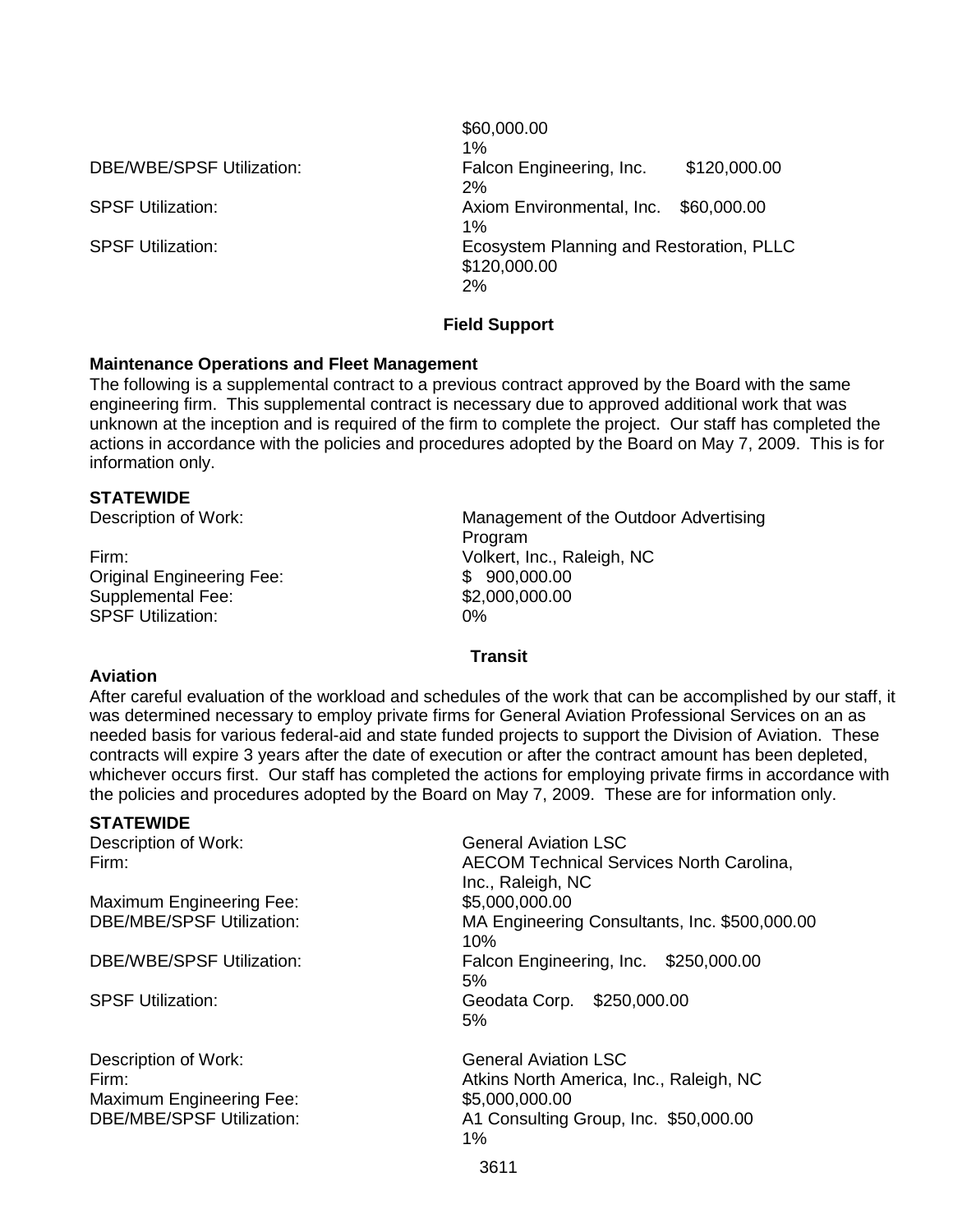$60,000.00
1%

DBE/WBE/SPSF Utilization: Falcon Engineering, Inc. $120,000.00
2%

SPSF Utilization: Axiom Environmental, Inc. $60,000.00
1%

SPSF Utilization: Ecosystem Planning and Restoration, PLLC
$120,000.00
2%

## Field Support

**Maintenance Operations and Fleet Management**

The following is a supplemental contract to a previous contract approved by the Board with the same engineering firm. This supplemental contract is necessary due to approved additional work that was unknown at the inception and is required of the firm to complete the project. Our staff has completed the actions in accordance with the policies and procedures adopted by the Board on May 7, 2009. This is for information only.

**STATEWIDE**

Description of Work: Management of the Outdoor Advertising Program
Firm: Volkert, Inc., Raleigh, NC
Original Engineering Fee: $ 900,000.00
Supplemental Fee: $2,000,000.00
SPSF Utilization: 0%

## Transit

**Aviation**

After careful evaluation of the workload and schedules of the work that can be accomplished by our staff, it was determined necessary to employ private firms for General Aviation Professional Services on an as needed basis for various federal-aid and state funded projects to support the Division of Aviation. These contracts will expire 3 years after the date of execution or after the contract amount has been depleted, whichever occurs first. Our staff has completed the actions for employing private firms in accordance with the policies and procedures adopted by the Board on May 7, 2009. These are for information only.

**STATEWIDE**

Description of Work: General Aviation LSC
Firm: AECOM Technical Services North Carolina, Inc., Raleigh, NC
Maximum Engineering Fee: $5,000,000.00
DBE/MBE/SPSF Utilization: MA Engineering Consultants, Inc. $500,000.00
10%
DBE/WBE/SPSF Utilization: Falcon Engineering, Inc. $250,000.00
5%
SPSF Utilization: Geodata Corp. $250,000.00
5%

Description of Work: General Aviation LSC
Firm: Atkins North America, Inc., Raleigh, NC
Maximum Engineering Fee: $5,000,000.00
DBE/MBE/SPSF Utilization: A1 Consulting Group, Inc. $50,000.00
1%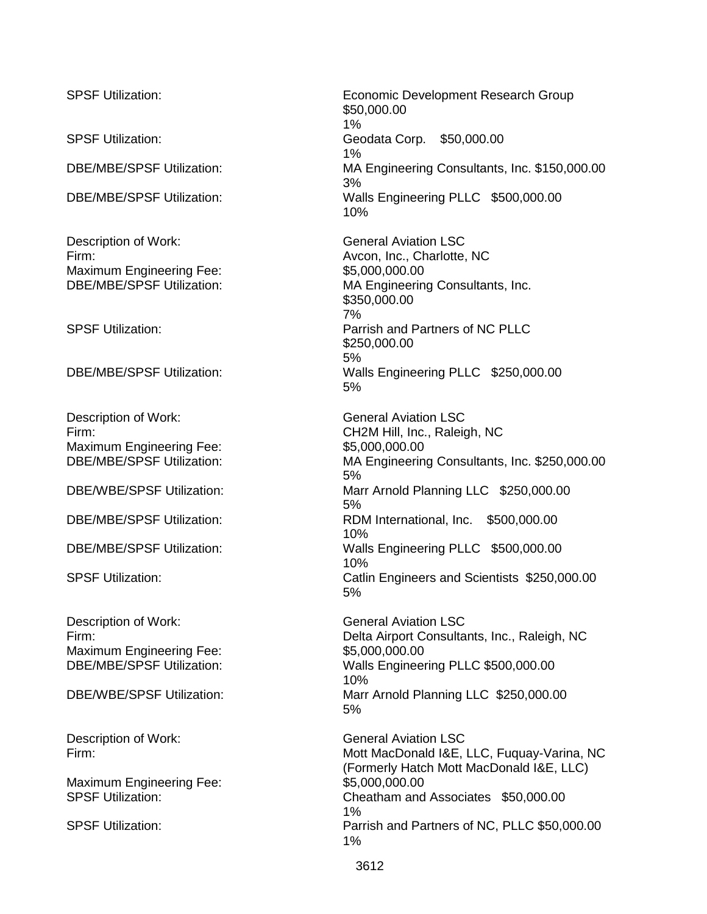SPSF Utilization: Economic Development Research Group
$50,000.00
1%

SPSF Utilization: Geodata Corp. $50,000.00
1%

DBE/MBE/SPSF Utilization: MA Engineering Consultants, Inc. $150,000.00
3%

DBE/MBE/SPSF Utilization: Walls Engineering PLLC $500,000.00
10%

Description of Work: General Aviation LSC
Firm: Avcon, Inc., Charlotte, NC
Maximum Engineering Fee: $5,000,000.00
DBE/MBE/SPSF Utilization: MA Engineering Consultants, Inc.
$350,000.00
7%

SPSF Utilization: Parrish and Partners of NC PLLC
$250,000.00
5%

DBE/MBE/SPSF Utilization: Walls Engineering PLLC $250,000.00
5%

Description of Work: General Aviation LSC
Firm: CH2M Hill, Inc., Raleigh, NC
Maximum Engineering Fee: $5,000,000.00
DBE/MBE/SPSF Utilization: MA Engineering Consultants, Inc. $250,000.00
5%

DBE/WBE/SPSF Utilization: Marr Arnold Planning LLC $250,000.00
5%

DBE/MBE/SPSF Utilization: RDM International, Inc. $500,000.00
10%

DBE/MBE/SPSF Utilization: Walls Engineering PLLC $500,000.00
10%

SPSF Utilization: Catlin Engineers and Scientists $250,000.00
5%

Description of Work: General Aviation LSC
Firm: Delta Airport Consultants, Inc., Raleigh, NC
Maximum Engineering Fee: $5,000,000.00
DBE/MBE/SPSF Utilization: Walls Engineering PLLC $500,000.00
10%

DBE/WBE/SPSF Utilization: Marr Arnold Planning LLC $250,000.00
5%

Description of Work: General Aviation LSC
Firm: Mott MacDonald I&E, LLC, Fuquay-Varina, NC
(Formerly Hatch Mott MacDonald I&E, LLC)
Maximum Engineering Fee: $5,000,000.00
SPSF Utilization: Cheatham and Associates $50,000.00
1%

SPSF Utilization: Parrish and Partners of NC, PLLC $50,000.00
1%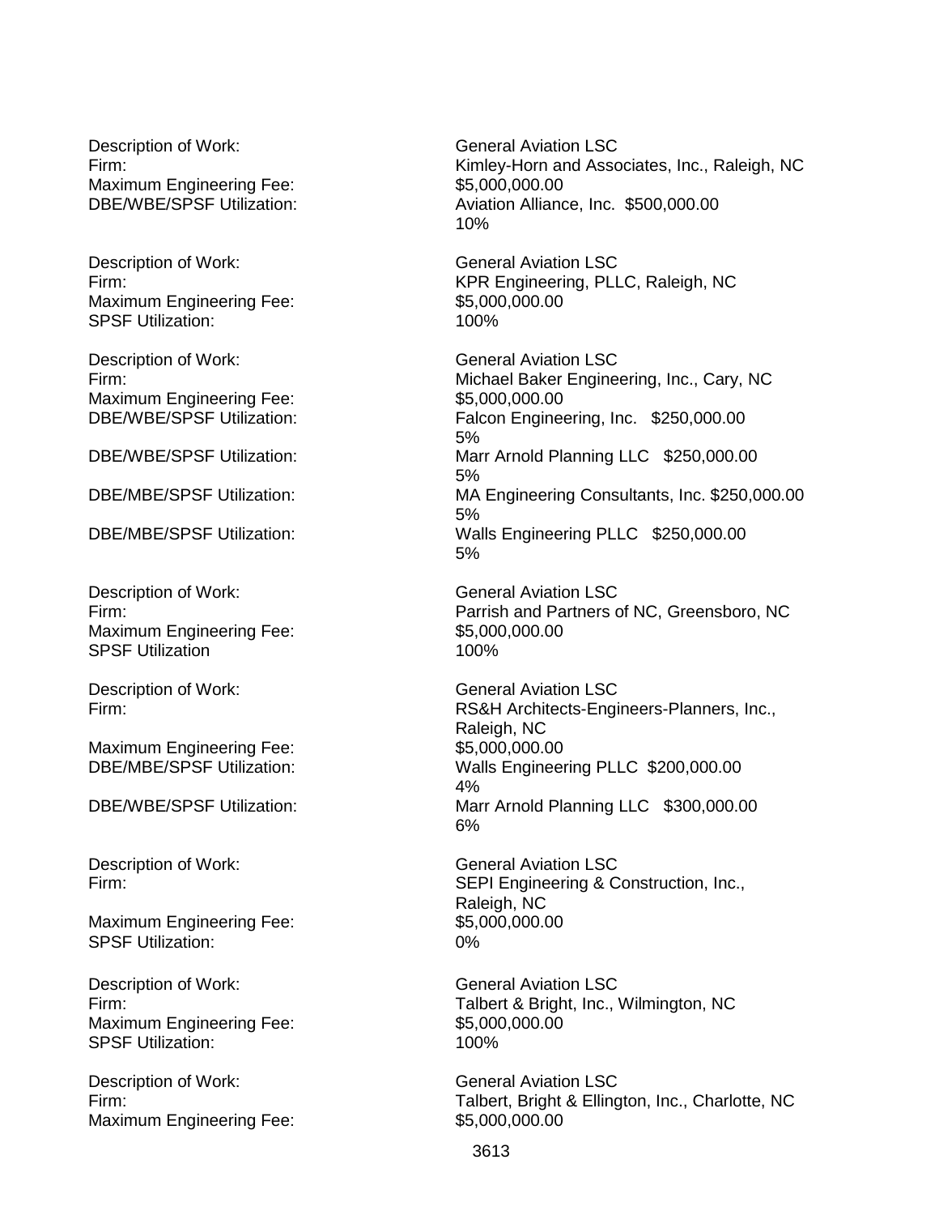Description of Work: General Aviation LSC
Firm: Kimley-Horn and Associates, Inc., Raleigh, NC
Maximum Engineering Fee: $5,000,000.00
DBE/WBE/SPSF Utilization: Aviation Alliance, Inc. $500,000.00
10%

Description of Work: General Aviation LSC
Firm: KPR Engineering, PLLC, Raleigh, NC
Maximum Engineering Fee: $5,000,000.00
SPSF Utilization: 100%

Description of Work: General Aviation LSC
Firm: Michael Baker Engineering, Inc., Cary, NC
Maximum Engineering Fee: $5,000,000.00
DBE/WBE/SPSF Utilization: Falcon Engineering, Inc. $250,000.00
5%
DBE/WBE/SPSF Utilization: Marr Arnold Planning LLC $250,000.00
5%
DBE/MBE/SPSF Utilization: MA Engineering Consultants, Inc. $250,000.00
5%
DBE/MBE/SPSF Utilization: Walls Engineering PLLC $250,000.00
5%

Description of Work: General Aviation LSC
Firm: Parrish and Partners of NC, Greensboro, NC
Maximum Engineering Fee: $5,000,000.00
SPSF Utilization 100%

Description of Work: General Aviation LSC
Firm: RS&H Architects-Engineers-Planners, Inc., Raleigh, NC
Maximum Engineering Fee: $5,000,000.00
DBE/MBE/SPSF Utilization: Walls Engineering PLLC $200,000.00
4%
DBE/WBE/SPSF Utilization: Marr Arnold Planning LLC $300,000.00
6%

Description of Work: General Aviation LSC
Firm: SEPI Engineering & Construction, Inc., Raleigh, NC
Maximum Engineering Fee: $5,000,000.00
SPSF Utilization: 0%

Description of Work: General Aviation LSC
Firm: Talbert & Bright, Inc., Wilmington, NC
Maximum Engineering Fee: $5,000,000.00
SPSF Utilization: 100%

Description of Work: General Aviation LSC
Firm: Talbert, Bright & Ellington, Inc., Charlotte, NC
Maximum Engineering Fee: $5,000,000.00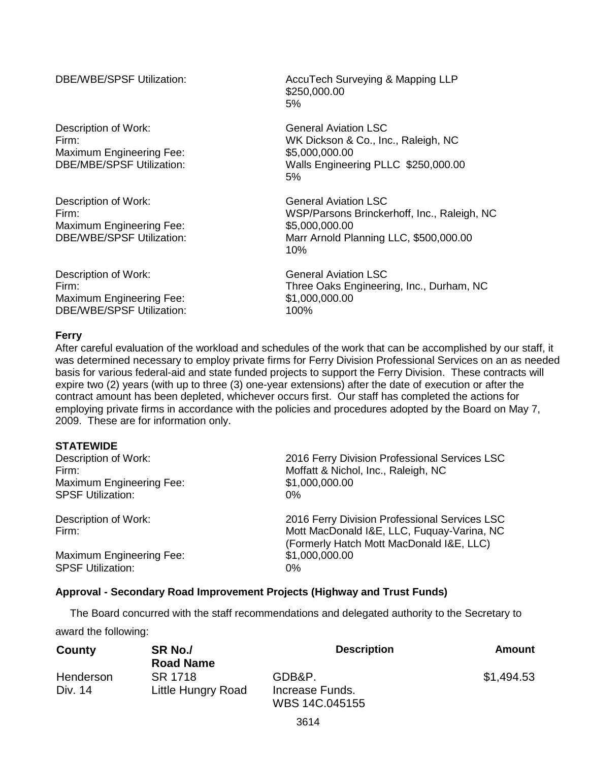DBE/WBE/SPSF Utilization: AccuTech Surveying & Mapping LLP
$250,000.00
5%

Description of Work: General Aviation LSC
Firm: WK Dickson & Co., Inc., Raleigh, NC
Maximum Engineering Fee: $5,000,000.00
DBE/MBE/SPSF Utilization: Walls Engineering PLLC $250,000.00
5%

Description of Work: General Aviation LSC
Firm: WSP/Parsons Brinckerhoff, Inc., Raleigh, NC
Maximum Engineering Fee: $5,000,000.00
DBE/WBE/SPSF Utilization: Marr Arnold Planning LLC, $500,000.00
10%

Description of Work: General Aviation LSC
Firm: Three Oaks Engineering, Inc., Durham, NC
Maximum Engineering Fee: $1,000,000.00
DBE/WBE/SPSF Utilization: 100%

**Ferry**

After careful evaluation of the workload and schedules of the work that can be accomplished by our staff, it was determined necessary to employ private firms for Ferry Division Professional Services on an as needed basis for various federal-aid and state funded projects to support the Ferry Division. These contracts will expire two (2) years (with up to three (3) one-year extensions) after the date of execution or after the contract amount has been depleted, whichever occurs first. Our staff has completed the actions for employing private firms in accordance with the policies and procedures adopted by the Board on May 7, 2009. These are for information only.

**STATEWIDE**

Description of Work: 2016 Ferry Division Professional Services LSC
Firm: Moffatt & Nichol, Inc., Raleigh, NC
Maximum Engineering Fee: $1,000,000.00
SPSF Utilization: 0%

Description of Work: 2016 Ferry Division Professional Services LSC
Firm: Mott MacDonald I&E, LLC, Fuquay-Varina, NC
(Formerly Hatch Mott MacDonald I&E, LLC)
Maximum Engineering Fee: $1,000,000.00
SPSF Utilization: 0%

**Approval - Secondary Road Improvement Projects (Highway and Trust Funds)**

The Board concurred with the staff recommendations and delegated authority to the Secretary to award the following:

| County | SR No./ Road Name | Description | Amount |
|---|---|---|---|
| Henderson Div. 14 | SR 1718 Little Hungry Road | GDB&P. Increase Funds. WBS 14C.045155 | $1,494.53 |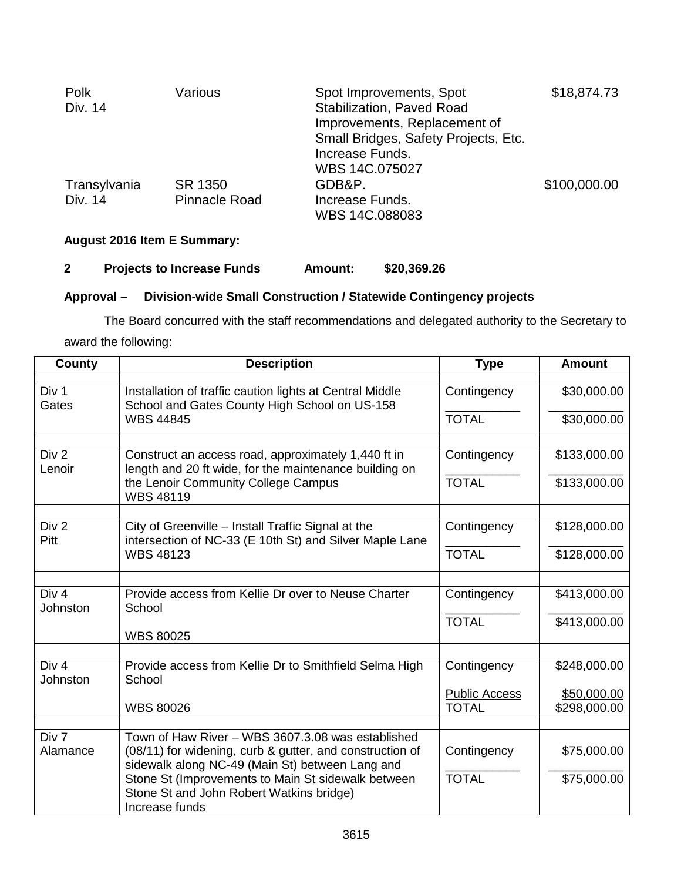| | | | |
|---|---|---|---|
| Polk<br>Div. 14 | Various | Spot Improvements, Spot Stabilization, Paved Road Improvements, Replacement of Small Bridges, Safety Projects, Etc.<br>Increase Funds.<br>WBS 14C.075027 | $18,874.73 |
| Transylvania<br>Div. 14 | SR 1350<br>Pinnacle Road | GDB&P.<br>Increase Funds.<br>WBS 14C.088083 | $100,000.00 |

**August 2016 Item E Summary:**

**2 Projects to Increase Funds Amount: $20,369.26**

**Approval – Division-wide Small Construction / Statewide Contingency projects**

The Board concurred with the staff recommendations and delegated authority to the Secretary to award the following:

| County | Description | Type | Amount |
|---|---|---|---|
| Div 1<br>Gates | Installation of traffic caution lights at Central Middle School and Gates County High School on US-158<br>WBS 44845 | Contingency<br>TOTAL | $30,000.00<br>$30,000.00 |
| Div 2<br>Lenoir | Construct an access road, approximately 1,440 ft in length and 20 ft wide, for the maintenance building on the Lenoir Community College Campus<br>WBS 48119 | Contingency<br>TOTAL | $133,000.00<br>$133,000.00 |
| Div 2<br>Pitt | City of Greenville – Install Traffic Signal at the intersection of NC-33 (E 10th St) and Silver Maple Lane<br>WBS 48123 | Contingency<br>TOTAL | $128,000.00<br>$128,000.00 |
| Div 4<br>Johnston | Provide access from Kellie Dr over to Neuse Charter School<br>WBS 80025 | Contingency<br>TOTAL | $413,000.00<br>$413,000.00 |
| Div 4<br>Johnston | Provide access from Kellie Dr to Smithfield Selma High School<br>WBS 80026 | Contingency<br>Public Access<br>TOTAL | $248,000.00<br>$50,000.00<br>$298,000.00 |
| Div 7<br>Alamance | Town of Haw River – WBS 3607.3.08 was established (08/11) for widening, curb & gutter, and construction of sidewalk along NC-49 (Main St) between Lang and Stone St (Improvements to Main St sidewalk between Stone St and John Robert Watkins bridge)<br>Increase funds | Contingency<br>TOTAL | $75,000.00<br>$75,000.00 |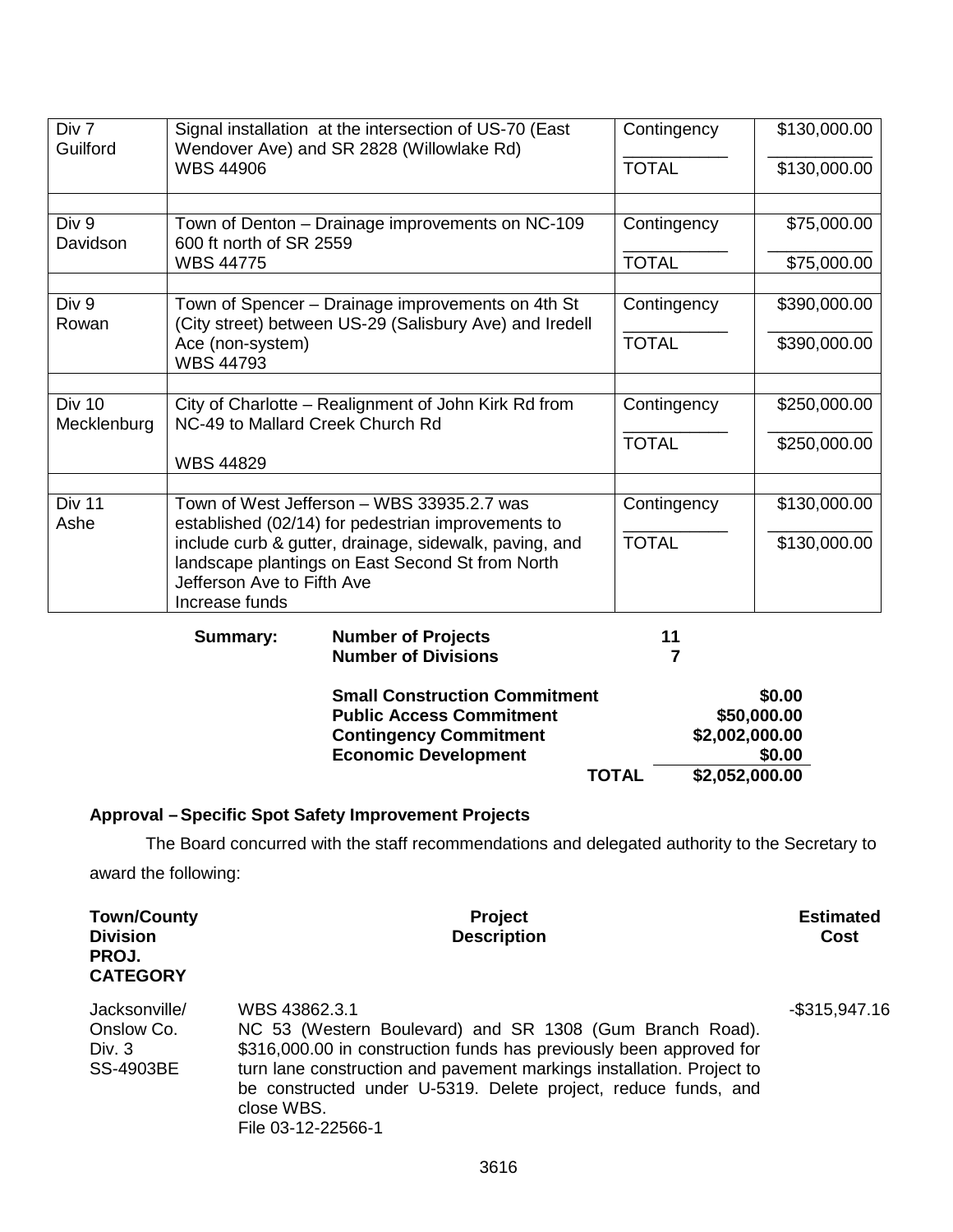| | | | |
|---|---|---|---|
| Div 7<br>Guilford | Signal installation at the intersection of US-70 (East Wendover Ave) and SR 2828 (Willowlake Rd)<br>WBS 44906 | Contingency<br>TOTAL | \$130,000.00<br>\$130,000.00 |
| | | | |
| Div 9<br>Davidson | Town of Denton – Drainage improvements on NC-109 600 ft north of SR 2559<br>WBS 44775 | Contingency<br>TOTAL | \$75,000.00<br>\$75,000.00 |
| | | | |
| Div 9<br>Rowan | Town of Spencer – Drainage improvements on 4th St (City street) between US-29 (Salisbury Ave) and Iredell Ace (non-system)<br>WBS 44793 | Contingency<br>TOTAL | \$390,000.00<br>\$390,000.00 |
| | | | |
| Div 10<br>Mecklenburg | City of Charlotte – Realignment of John Kirk Rd from NC-49 to Mallard Creek Church Rd<br><br>WBS 44829 | Contingency<br>TOTAL | \$250,000.00<br>\$250,000.00 |
| | | | |
| Div 11<br>Ashe | Town of West Jefferson – WBS 33935.2.7 was established (02/14) for pedestrian improvements to include curb & gutter, drainage, sidewalk, paving, and landscape plantings on East Second St from North Jefferson Ave to Fifth Ave<br>Increase funds | Contingency<br>TOTAL | \$130,000.00<br>\$130,000.00 |

| **Summary:** | **Number of Projects** | **11** |
|---|---|---|
| | **Number of Divisions** | **7** |

| | |
|---|---|
| **Small Construction Commitment** | **\$0.00** |
| **Public Access Commitment** | **\$50,000.00** |
| **Contingency Commitment** | **\$2,002,000.00** |
| **Economic Development** | **\$0.00** |
| **TOTAL** | **\$2,052,000.00** |

**Approval – Specific Spot Safety Improvement Projects**

The Board concurred with the staff recommendations and delegated authority to the Secretary to award the following:

| **Town/County Division PROJ. CATEGORY** | **Project Description** | **Estimated Cost** |
|---|---|---|
| Jacksonville/<br>Onslow Co.<br>Div. 3<br>SS-4903BE | WBS 43862.3.1<br>NC 53 (Western Boulevard) and SR 1308 (Gum Branch Road). \$316,000.00 in construction funds has previously been approved for turn lane construction and pavement markings installation. Project to be constructed under U-5319. Delete project, reduce funds, and close WBS.<br>File 03-12-22566-1 | -\$315,947.16 |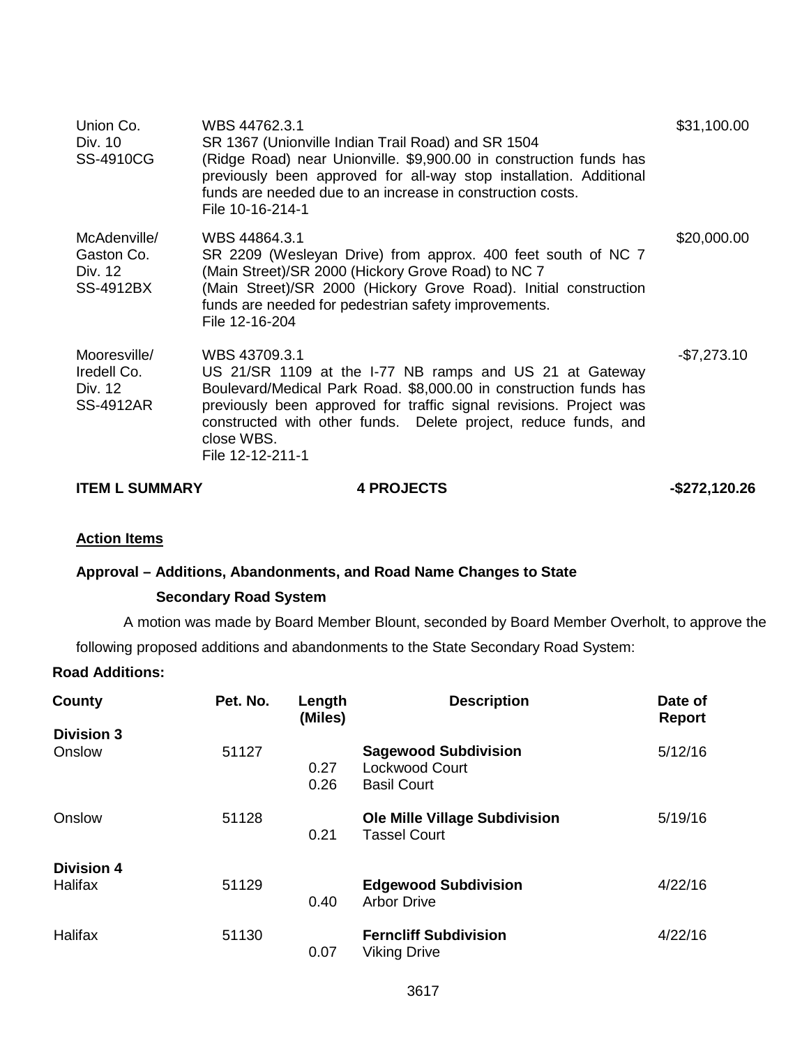| | | |
|---|---|---|
| Union Co.<br>Div. 10<br>SS-4910CG | WBS 44762.3.1<br>SR 1367 (Unionville Indian Trail Road) and SR 1504 (Ridge Road) near Unionville. $9,900.00 in construction funds has previously been approved for all-way stop installation. Additional funds are needed due to an increase in construction costs.<br>File 10-16-214-1 | $31,100.00 |
| McAdenville/<br>Gaston Co.<br>Div. 12<br>SS-4912BX | WBS 44864.3.1<br>SR 2209 (Wesleyan Drive) from approx. 400 feet south of NC 7 (Main Street)/SR 2000 (Hickory Grove Road) to NC 7 (Main Street)/SR 2000 (Hickory Grove Road). Initial construction funds are needed for pedestrian safety improvements.<br>File 12-16-204 | $20,000.00 |
| Mooresville/<br>Iredell Co.<br>Div. 12<br>SS-4912AR | WBS 43709.3.1<br>US 21/SR 1109 at the I-77 NB ramps and US 21 at Gateway Boulevard/Medical Park Road. $8,000.00 in construction funds has previously been approved for traffic signal revisions. Project was constructed with other funds. Delete project, reduce funds, and close WBS.<br>File 12-12-211-1 | -$7,273.10 |
| **ITEM L SUMMARY** | **4 PROJECTS** | **-$272,120.26** |

**Action Items**

**Approval – Additions, Abandonments, and Road Name Changes to State Secondary Road System**

A motion was made by Board Member Blount, seconded by Board Member Overholt, to approve the following proposed additions and abandonments to the State Secondary Road System:

**Road Additions:**

| County | Pet. No. | Length (Miles) | Description | Date of Report |
|---|---|---|---|---|
| **Division 3** | | | | |
| Onslow | 51127 | | **Sagewood Subdivision** | 5/12/16 |
| | | 0.27 | Lockwood Court | |
| | | 0.26 | Basil Court | |
| Onslow | 51128 | | **Ole Mille Village Subdivision** | 5/19/16 |
| | | 0.21 | Tassel Court | |
| **Division 4** | | | | |
| Halifax | 51129 | | **Edgewood Subdivision** | 4/22/16 |
| | | 0.40 | Arbor Drive | |
| Halifax | 51130 | | **Ferncliff Subdivision** | 4/22/16 |
| | | 0.07 | Viking Drive | |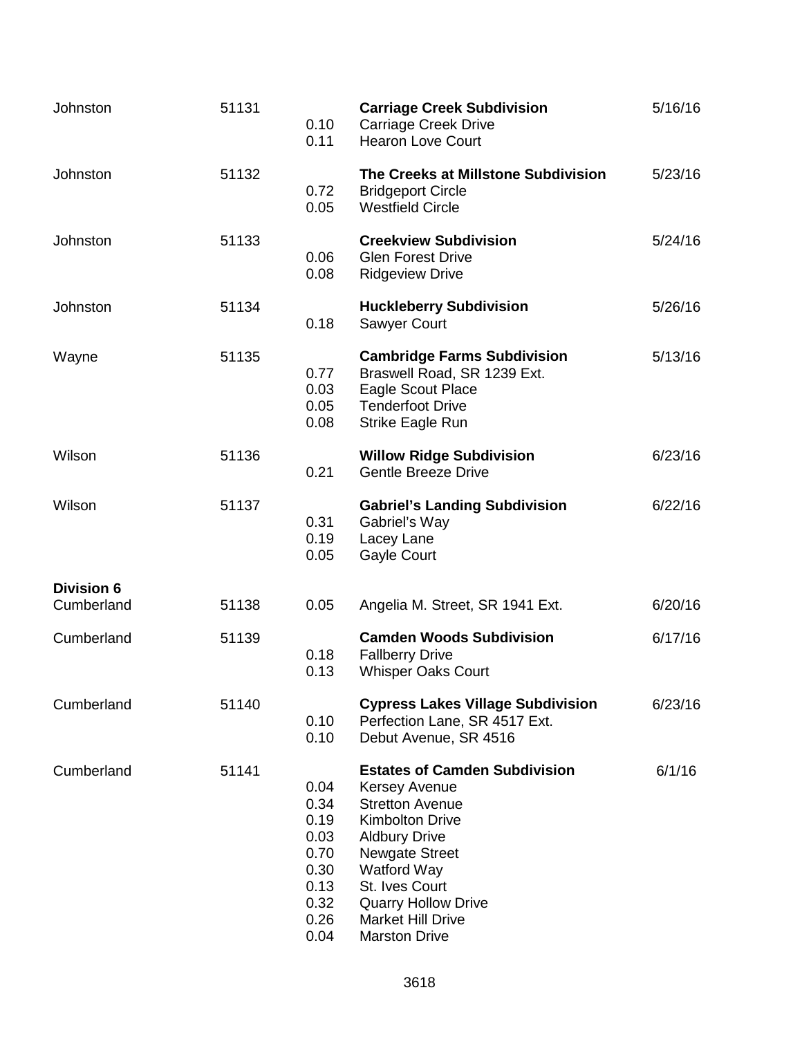| | | | | |
|---|---|---|---|---|
| Johnston | 51131 | | **Carriage Creek Subdivision** | 5/16/16 |
| | | 0.10 | Carriage Creek Drive | |
| | | 0.11 | Hearon Love Court | |
| Johnston | 51132 | | **The Creeks at Millstone Subdivision** | 5/23/16 |
| | | 0.72 | Bridgeport Circle | |
| | | 0.05 | Westfield Circle | |
| Johnston | 51133 | | **Creekview Subdivision** | 5/24/16 |
| | | 0.06 | Glen Forest Drive | |
| | | 0.08 | Ridgeview Drive | |
| Johnston | 51134 | | **Huckleberry Subdivision** | 5/26/16 |
| | | 0.18 | Sawyer Court | |
| Wayne | 51135 | | **Cambridge Farms Subdivision** | 5/13/16 |
| | | 0.77 | Braswell Road, SR 1239 Ext. | |
| | | 0.03 | Eagle Scout Place | |
| | | 0.05 | Tenderfoot Drive | |
| | | 0.08 | Strike Eagle Run | |
| Wilson | 51136 | | **Willow Ridge Subdivision** | 6/23/16 |
| | | 0.21 | Gentle Breeze Drive | |
| Wilson | 51137 | | **Gabriel's Landing Subdivision** | 6/22/16 |
| | | 0.31 | Gabriel's Way | |
| | | 0.19 | Lacey Lane | |
| | | 0.05 | Gayle Court | |
| **Division 6** | | | | |
| Cumberland | 51138 | 0.05 | Angelia M. Street, SR 1941 Ext. | 6/20/16 |
| Cumberland | 51139 | | **Camden Woods Subdivision** | 6/17/16 |
| | | 0.18 | Fallberry Drive | |
| | | 0.13 | Whisper Oaks Court | |
| Cumberland | 51140 | | **Cypress Lakes Village Subdivision** | 6/23/16 |
| | | 0.10 | Perfection Lane, SR 4517 Ext. | |
| | | 0.10 | Debut Avenue, SR 4516 | |
| Cumberland | 51141 | | **Estates of Camden Subdivision** | 6/1/16 |
| | | 0.04 | Kersey Avenue | |
| | | 0.34 | Stretton Avenue | |
| | | 0.19 | Kimbolton Drive | |
| | | 0.03 | Aldbury Drive | |
| | | 0.70 | Newgate Street | |
| | | 0.30 | Watford Way | |
| | | 0.13 | St. Ives Court | |
| | | 0.32 | Quarry Hollow Drive | |
| | | 0.26 | Market Hill Drive | |
| | | 0.04 | Marston Drive | |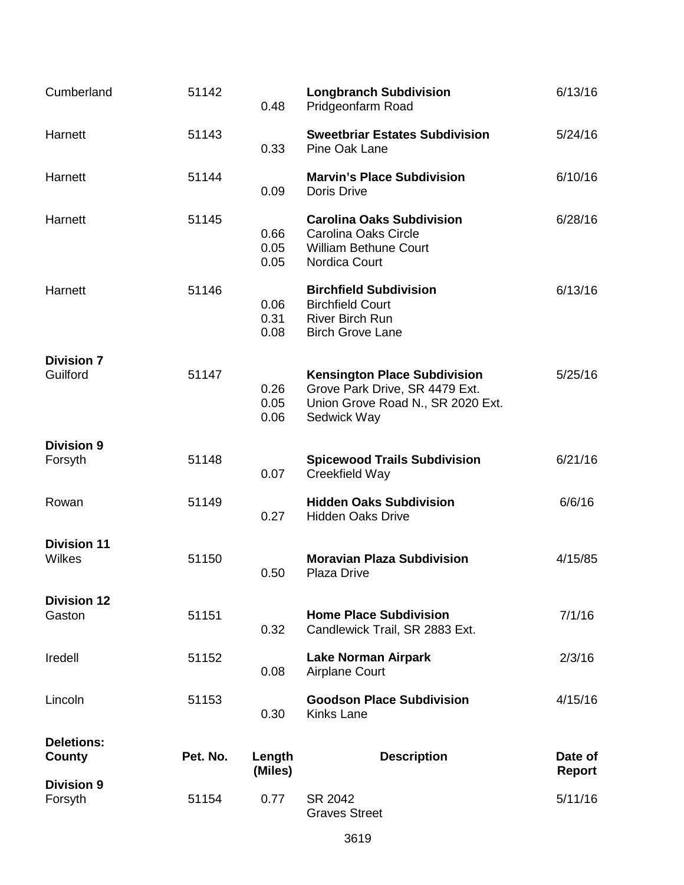| County | Pet. No. | Length (Miles) | Description | Date of Report |
|---|---|---|---|---|
| Cumberland | 51142 | | **Longbranch Subdivision** | 6/13/16 |
| | | 0.48 | Pridgeonfarm Road | |
| Harnett | 51143 | | **Sweetbriar Estates Subdivision** | 5/24/16 |
| | | 0.33 | Pine Oak Lane | |
| Harnett | 51144 | | **Marvin's Place Subdivision** | 6/10/16 |
| | | 0.09 | Doris Drive | |
| Harnett | 51145 | | **Carolina Oaks Subdivision** | 6/28/16 |
| | | 0.66 | Carolina Oaks Circle | |
| | | 0.05 | William Bethune Court | |
| | | 0.05 | Nordica Court | |
| Harnett | 51146 | | **Birchfield Subdivision** | 6/13/16 |
| | | 0.06 | Birchfield Court | |
| | | 0.31 | River Birch Run | |
| | | 0.08 | Birch Grove Lane | |
| **Division 7** | | | | |
| Guilford | 51147 | | **Kensington Place Subdivision** | 5/25/16 |
| | | 0.26 | Grove Park Drive, SR 4479 Ext. | |
| | | 0.05 | Union Grove Road N., SR 2020 Ext. | |
| | | 0.06 | Sedwick Way | |
| **Division 9** | | | | |
| Forsyth | 51148 | | **Spicewood Trails Subdivision** | 6/21/16 |
| | | 0.07 | Creekfield Way | |
| Rowan | 51149 | | **Hidden Oaks Subdivision** | 6/6/16 |
| | | 0.27 | Hidden Oaks Drive | |
| **Division 11** | | | | |
| Wilkes | 51150 | | **Moravian Plaza Subdivision** | 4/15/85 |
| | | 0.50 | Plaza Drive | |
| **Division 12** | | | | |
| Gaston | 51151 | | **Home Place Subdivision** | 7/1/16 |
| | | 0.32 | Candlewick Trail, SR 2883 Ext. | |
| Iredell | 51152 | | **Lake Norman Airpark** | 2/3/16 |
| | | 0.08 | Airplane Court | |
| Lincoln | 51153 | | **Goodson Place Subdivision** | 4/15/16 |
| | | 0.30 | Kinks Lane | |

**Deletions:**

| County | Pet. No. | Length (Miles) | Description | Date of Report |
|---|---|---|---|---|
| **Division 9** | | | | |
| Forsyth | 51154 | 0.77 | SR 2042<br>Graves Street | 5/11/16 |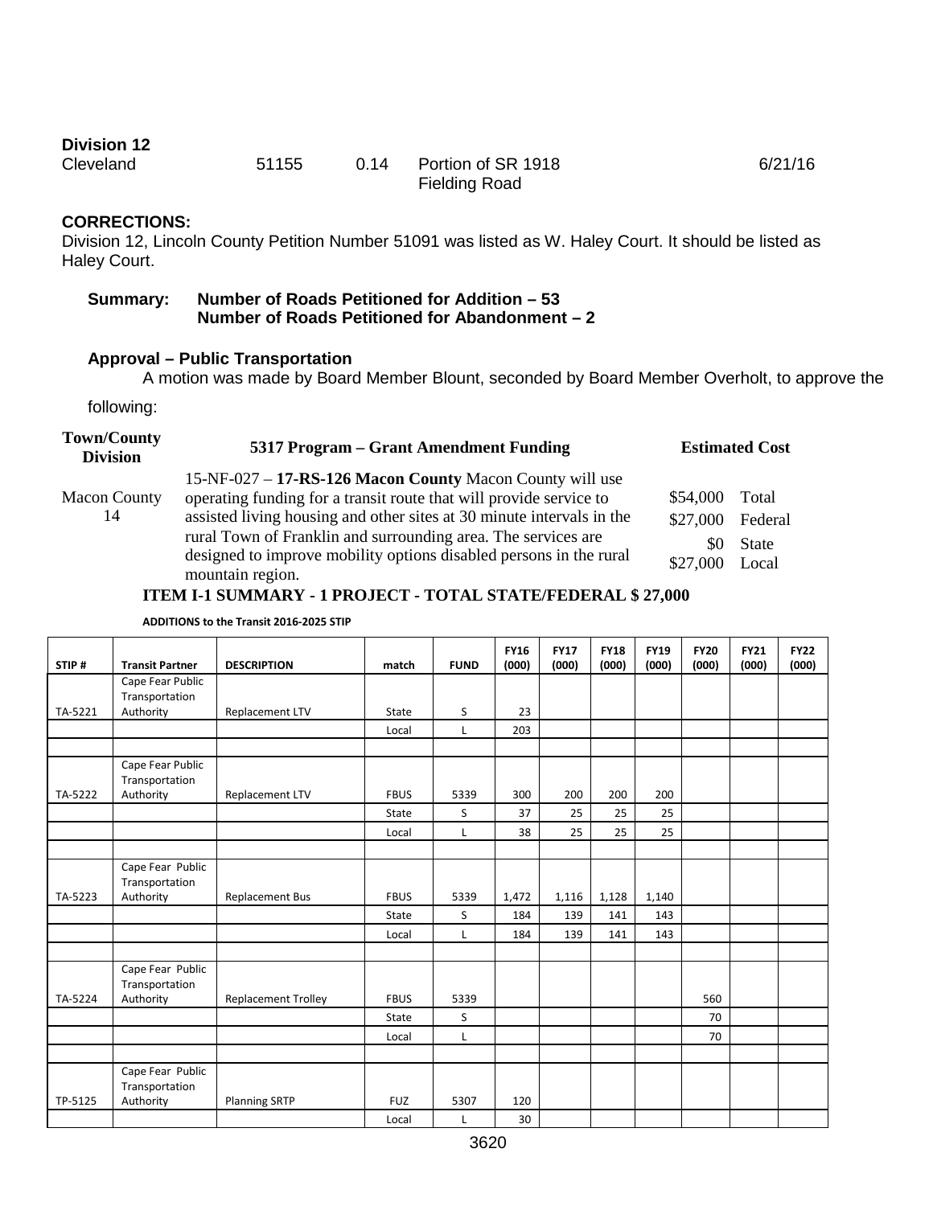**Division 12**

| | | | | |
|---|---|---|---|---|
| Cleveland | 51155 | 0.14 | Portion of SR 1918 Fielding Road | 6/21/16 |

**CORRECTIONS:**

Division 12, Lincoln County Petition Number 51091 was listed as W. Haley Court. It should be listed as Haley Court.

**Summary: Number of Roads Petitioned for Addition – 53**
**Number of Roads Petitioned for Abandonment – 2**

**Approval – Public Transportation**

A motion was made by Board Member Blount, seconded by Board Member Overholt, to approve the following:

| Town/County Division | 5317 Program – Grant Amendment Funding | Estimated Cost |
|---|---|---|
| Macon County 14 | 15-NF-027 – **17-RS-126 Macon County** Macon County will use operating funding for a transit route that will provide service to assisted living housing and other sites at 30 minute intervals in the rural Town of Franklin and surrounding area. The services are designed to improve mobility options disabled persons in the rural mountain region. | \$54,000 Total<br>\$27,000 Federal<br>\$0 State<br>\$27,000 Local |

**ITEM I-1 SUMMARY - 1 PROJECT - TOTAL STATE/FEDERAL \$ 27,000**

**ADDITIONS to the Transit 2016-2025 STIP**

| STIP # | Transit Partner | DESCRIPTION | match | FUND | FY16 (000) | FY17 (000) | FY18 (000) | FY19 (000) | FY20 (000) | FY21 (000) | FY22 (000) |
|---|---|---|---|---|---|---|---|---|---|---|---|
| TA-5221 | Cape Fear Public Transportation Authority | Replacement LTV | State | S | 23 | | | | | | |
| | | | Local | L | 203 | | | | | | |
| | | | | | | | | | | | |
| TA-5222 | Cape Fear Public Transportation Authority | Replacement LTV | FBUS | 5339 | 300 | 200 | 200 | 200 | | | |
| | | | State | S | 37 | 25 | 25 | 25 | | | |
| | | | Local | L | 38 | 25 | 25 | 25 | | | |
| | | | | | | | | | | | |
| TA-5223 | Cape Fear Public Transportation Authority | Replacement Bus | FBUS | 5339 | 1,472 | 1,116 | 1,128 | 1,140 | | | |
| | | | State | S | 184 | 139 | 141 | 143 | | | |
| | | | Local | L | 184 | 139 | 141 | 143 | | | |
| | | | | | | | | | | | |
| TA-5224 | Cape Fear Public Transportation Authority | Replacement Trolley | FBUS | 5339 | | | | | 560 | | |
| | | | State | S | | | | | 70 | | |
| | | | Local | L | | | | | 70 | | |
| | | | | | | | | | | | |
| TP-5125 | Cape Fear Public Transportation Authority | Planning SRTP | FUZ | 5307 | 120 | | | | | | |
| | | | Local | L | 30 | | | | | | |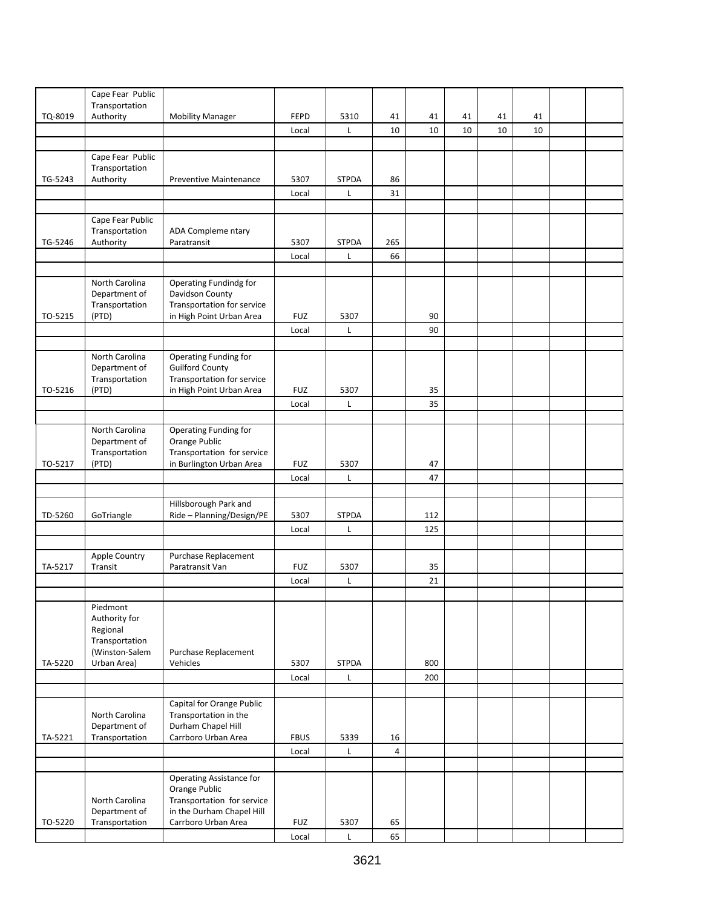| | | | | | | | | | | | |
|---|---|---|---|---|---|---|---|---|---|---|---|
| TQ-8019 | Cape Fear Public Transportation Authority | Mobility Manager | FEPD | 5310 | 41 | 41 | 41 | 41 | 41 | | |
| | | | Local | L | 10 | 10 | 10 | 10 | 10 | | |
| | | | | | | | | | | | |
| TG-5243 | Cape Fear Public Transportation Authority | Preventive Maintenance | 5307 | STPDA | 86 | | | | | | |
| | | | Local | L | 31 | | | | | | |
| | | | | | | | | | | | |
| TG-5246 | Cape Fear Public Transportation Authority | ADA Compleme ntary Paratransit | 5307 | STPDA | 265 | | | | | | |
| | | | Local | L | 66 | | | | | | |
| | | | | | | | | | | | |
| TO-5215 | North Carolina Department of Transportation (PTD) | Operating Fundindg for Davidson County Transportation for service in High Point Urban Area | FUZ | 5307 | | 90 | | | | | |
| | | | Local | L | | 90 | | | | | |
| | | | | | | | | | | | |
| TO-5216 | North Carolina Department of Transportation (PTD) | Operating Funding for Guilford County Transportation for service in High Point Urban Area | FUZ | 5307 | | 35 | | | | | |
| | | | Local | L | | 35 | | | | | |
| | | | | | | | | | | | |
| TO-5217 | North Carolina Department of Transportation (PTD) | Operating Funding for Orange Public Transportation for service in Burlington Urban Area | FUZ | 5307 | | 47 | | | | | |
| | | | Local | L | | 47 | | | | | |
| | | | | | | | | | | | |
| TD-5260 | GoTriangle | Hillsborough Park and Ride – Planning/Design/PE | 5307 | STPDA | | 112 | | | | | |
| | | | Local | L | | 125 | | | | | |
| | | | | | | | | | | | |
| TA-5217 | Apple Country Transit | Purchase Replacement Paratransit Van | FUZ | 5307 | | 35 | | | | | |
| | | | Local | L | | 21 | | | | | |
| | | | | | | | | | | | |
| TA-5220 | Piedmont Authority for Regional Transportation (Winston-Salem Urban Area) | Purchase Replacement Vehicles | 5307 | STPDA | | 800 | | | | | |
| | | | Local | L | | 200 | | | | | |
| | | | | | | | | | | | |
| TA-5221 | North Carolina Department of Transportation | Capital for Orange Public Transportation in the Durham Chapel Hill Carrboro Urban Area | FBUS | 5339 | 16 | | | | | | |
| | | | Local | L | 4 | | | | | | |
| | | | | | | | | | | | |
| TO-5220 | North Carolina Department of Transportation | Operating Assistance for Orange Public Transportation for service in the Durham Chapel Hill Carrboro Urban Area | FUZ | 5307 | 65 | | | | | | |
| | | | Local | L | 65 | | | | | | |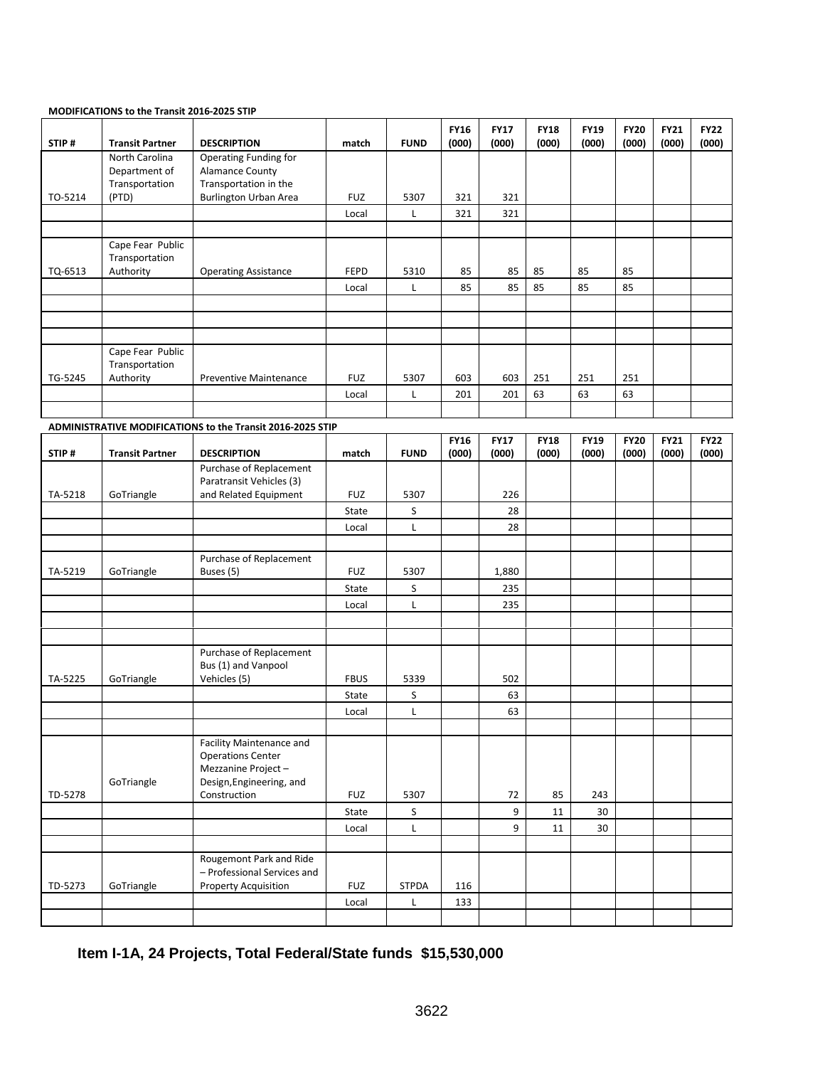**MODIFICATIONS to the Transit 2016-2025 STIP**

| STIP # | Transit Partner | DESCRIPTION | match | FUND | FY16 (000) | FY17 (000) | FY18 (000) | FY19 (000) | FY20 (000) | FY21 (000) | FY22 (000) |
|---|---|---|---|---|---|---|---|---|---|---|---|
| TO-5214 | North Carolina Department of Transportation (PTD) | Operating Funding for Alamance County Transportation in the Burlington Urban Area | FUZ | 5307 | 321 | 321 | | | | | |
| | | | Local | L | 321 | 321 | | | | | |
| | | | | | | | | | | | |
| TQ-6513 | Cape Fear Public Transportation Authority | Operating Assistance | FEPD | 5310 | 85 | 85 | 85 | 85 | 85 | | |
| | | | Local | L | 85 | 85 | 85 | 85 | 85 | | |
| | | | | | | | | | | | |
| | | | | | | | | | | | |
| | | | | | | | | | | | |
| TG-5245 | Cape Fear Public Transportation Authority | Preventive Maintenance | FUZ | 5307 | 603 | 603 | 251 | 251 | 251 | | |
| | | | Local | L | 201 | 201 | 63 | 63 | 63 | | |
| | | | | | | | | | | | |

**ADMINISTRATIVE MODIFICATIONS to the Transit 2016-2025 STIP**

| STIP # | Transit Partner | DESCRIPTION | match | FUND | FY16 (000) | FY17 (000) | FY18 (000) | FY19 (000) | FY20 (000) | FY21 (000) | FY22 (000) |
|---|---|---|---|---|---|---|---|---|---|---|---|
| TA-5218 | GoTriangle | Purchase of Replacement Paratransit Vehicles (3) and Related Equipment | FUZ | 5307 | | 226 | | | | | |
| | | | State | S | | 28 | | | | | |
| | | | Local | L | | 28 | | | | | |
| | | | | | | | | | | | |
| TA-5219 | GoTriangle | Purchase of Replacement Buses (5) | FUZ | 5307 | | 1,880 | | | | | |
| | | | State | S | | 235 | | | | | |
| | | | Local | L | | 235 | | | | | |
| | | | | | | | | | | | |
| | | | | | | | | | | | |
| TA-5225 | GoTriangle | Purchase of Replacement Bus (1) and Vanpool Vehicles (5) | FBUS | 5339 | | 502 | | | | | |
| | | | State | S | | 63 | | | | | |
| | | | Local | L | | 63 | | | | | |
| | | | | | | | | | | | |
| TD-5278 | GoTriangle | Facility Maintenance and Operations Center Mezzanine Project – Design,Engineering, and Construction | FUZ | 5307 | | 72 | 85 | 243 | | | |
| | | | State | S | | 9 | 11 | 30 | | | |
| | | | Local | L | | 9 | 11 | 30 | | | |
| | | | | | | | | | | | |
| TD-5273 | GoTriangle | Rougemont Park and Ride – Professional Services and Property Acquisition | FUZ | STPDA | 116 | | | | | | |
| | | | Local | L | 133 | | | | | | |
| | | | | | | | | | | | |

**Item I-1A, 24 Projects, Total Federal/State funds $15,530,000**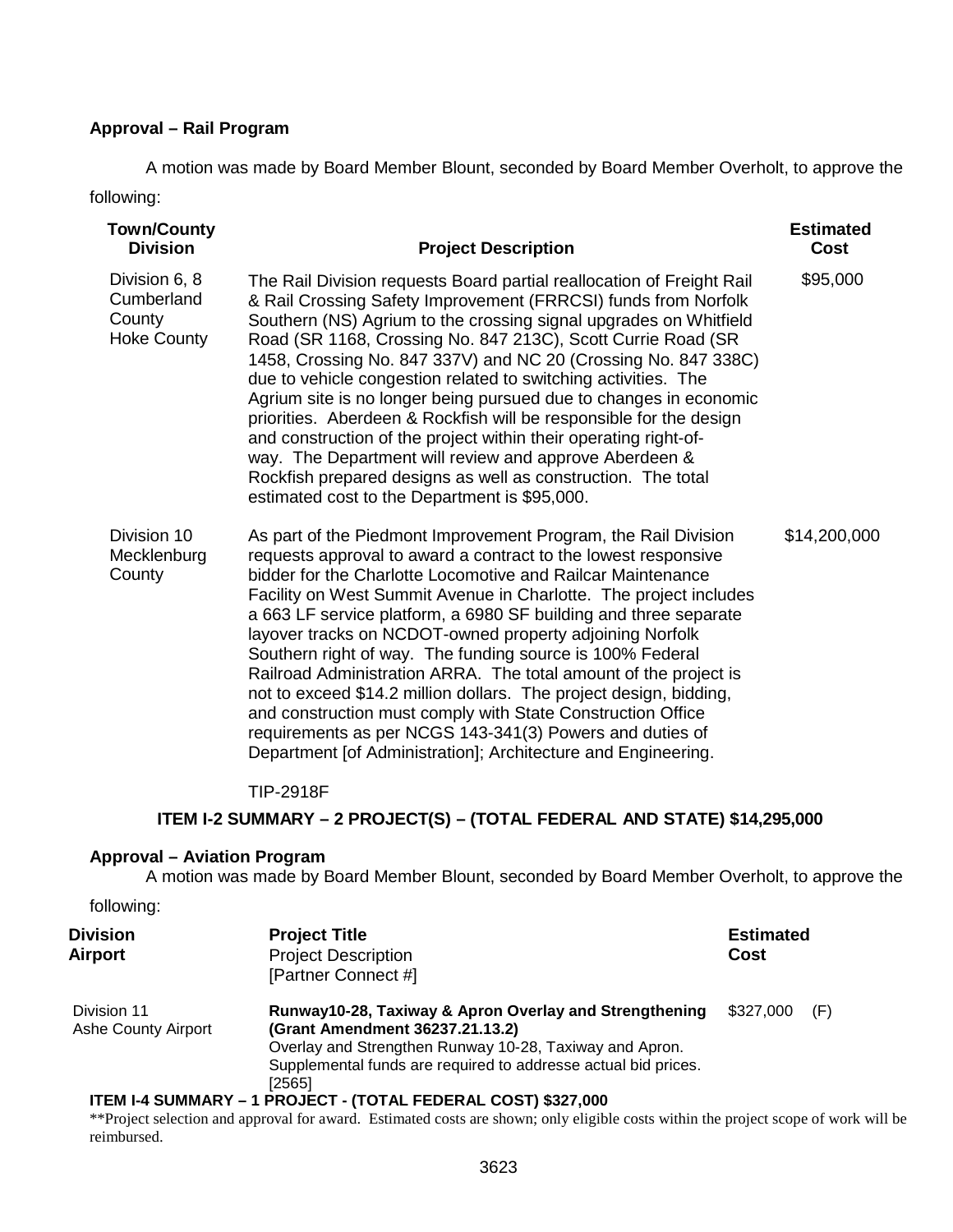**Approval – Rail Program**

A motion was made by Board Member Blount, seconded by Board Member Overholt, to approve the following:

| Town/County Division | Project Description | Estimated Cost |
|---|---|---|
| Division 6, 8 Cumberland County Hoke County | The Rail Division requests Board partial reallocation of Freight Rail & Rail Crossing Safety Improvement (FRRCSI) funds from Norfolk Southern (NS) Agrium to the crossing signal upgrades on Whitfield Road (SR 1168, Crossing No. 847 213C), Scott Currie Road (SR 1458, Crossing No. 847 337V) and NC 20 (Crossing No. 847 338C) due to vehicle congestion related to switching activities. The Agrium site is no longer being pursued due to changes in economic priorities. Aberdeen & Rockfish will be responsible for the design and construction of the project within their operating right-of-way. The Department will review and approve Aberdeen & Rockfish prepared designs as well as construction. The total estimated cost to the Department is $95,000. | $95,000 |
| Division 10 Mecklenburg County | As part of the Piedmont Improvement Program, the Rail Division requests approval to award a contract to the lowest responsive bidder for the Charlotte Locomotive and Railcar Maintenance Facility on West Summit Avenue in Charlotte. The project includes a 663 LF service platform, a 6980 SF building and three separate layover tracks on NCDOT-owned property adjoining Norfolk Southern right of way. The funding source is 100% Federal Railroad Administration ARRA. The total amount of the project is not to exceed $14.2 million dollars. The project design, bidding, and construction must comply with State Construction Office requirements as per NCGS 143-341(3) Powers and duties of Department [of Administration]; Architecture and Engineering.<br><br>TIP-2918F | $14,200,000 |

**ITEM I-2 SUMMARY – 2 PROJECT(S) – (TOTAL FEDERAL AND STATE) $14,295,000**

**Approval – Aviation Program**

A motion was made by Board Member Blount, seconded by Board Member Overholt, to approve the following:

| Division Airport | Project Title Project Description [Partner Connect #] | Estimated Cost |
|---|---|---|
| Division 11 Ashe County Airport | **Runway10-28, Taxiway & Apron Overlay and Strengthening (Grant Amendment 36237.21.13.2)** Overlay and Strengthen Runway 10-28, Taxiway and Apron. Supplemental funds are required to addresse actual bid prices. [2565] | $327,000 (F) |

**ITEM I-4 SUMMARY – 1 PROJECT - (TOTAL FEDERAL COST) $327,000**

**Project selection and approval for award. Estimated costs are shown; only eligible costs within the project scope of work will be reimbursed.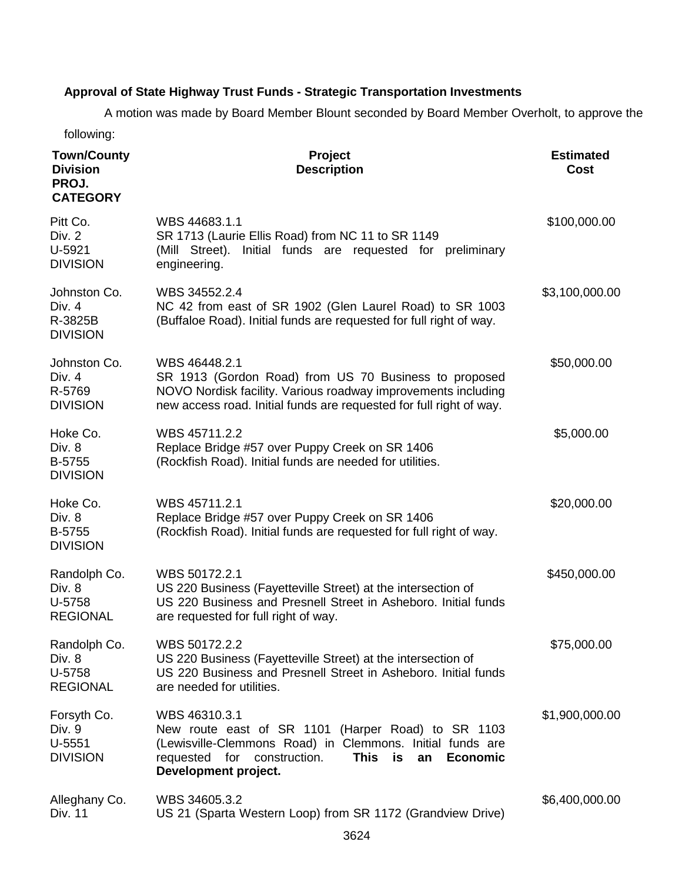**Approval of State Highway Trust Funds - Strategic Transportation Investments**

A motion was made by Board Member Blount seconded by Board Member Overholt, to approve the following:

| Town/County Division PROJ. CATEGORY | Project Description | Estimated Cost |
|---|---|---|
| Pitt Co. Div. 2 U-5921 DIVISION | WBS 44683.1.1 SR 1713 (Laurie Ellis Road) from NC 11 to SR 1149 (Mill Street). Initial funds are requested for preliminary engineering. | $100,000.00 |
| Johnston Co. Div. 4 R-3825B DIVISION | WBS 34552.2.4 NC 42 from east of SR 1902 (Glen Laurel Road) to SR 1003 (Buffaloe Road). Initial funds are requested for full right of way. | $3,100,000.00 |
| Johnston Co. Div. 4 R-5769 DIVISION | WBS 46448.2.1 SR 1913 (Gordon Road) from US 70 Business to proposed NOVO Nordisk facility. Various roadway improvements including new access road. Initial funds are requested for full right of way. | $50,000.00 |
| Hoke Co. Div. 8 B-5755 DIVISION | WBS 45711.2.2 Replace Bridge #57 over Puppy Creek on SR 1406 (Rockfish Road). Initial funds are needed for utilities. | $5,000.00 |
| Hoke Co. Div. 8 B-5755 DIVISION | WBS 45711.2.1 Replace Bridge #57 over Puppy Creek on SR 1406 (Rockfish Road). Initial funds are requested for full right of way. | $20,000.00 |
| Randolph Co. Div. 8 U-5758 REGIONAL | WBS 50172.2.1 US 220 Business (Fayetteville Street) at the intersection of US 220 Business and Presnell Street in Asheboro. Initial funds are requested for full right of way. | $450,000.00 |
| Randolph Co. Div. 8 U-5758 REGIONAL | WBS 50172.2.2 US 220 Business (Fayetteville Street) at the intersection of US 220 Business and Presnell Street in Asheboro. Initial funds are needed for utilities. | $75,000.00 |
| Forsyth Co. Div. 9 U-5551 DIVISION | WBS 46310.3.1 New route east of SR 1101 (Harper Road) to SR 1103 (Lewisville-Clemmons Road) in Clemmons. Initial funds are requested for construction. **This is an Economic Development project.** | $1,900,000.00 |
| Alleghany Co. Div. 11 | WBS 34605.3.2 US 21 (Sparta Western Loop) from SR 1172 (Grandview Drive) | $6,400,000.00 |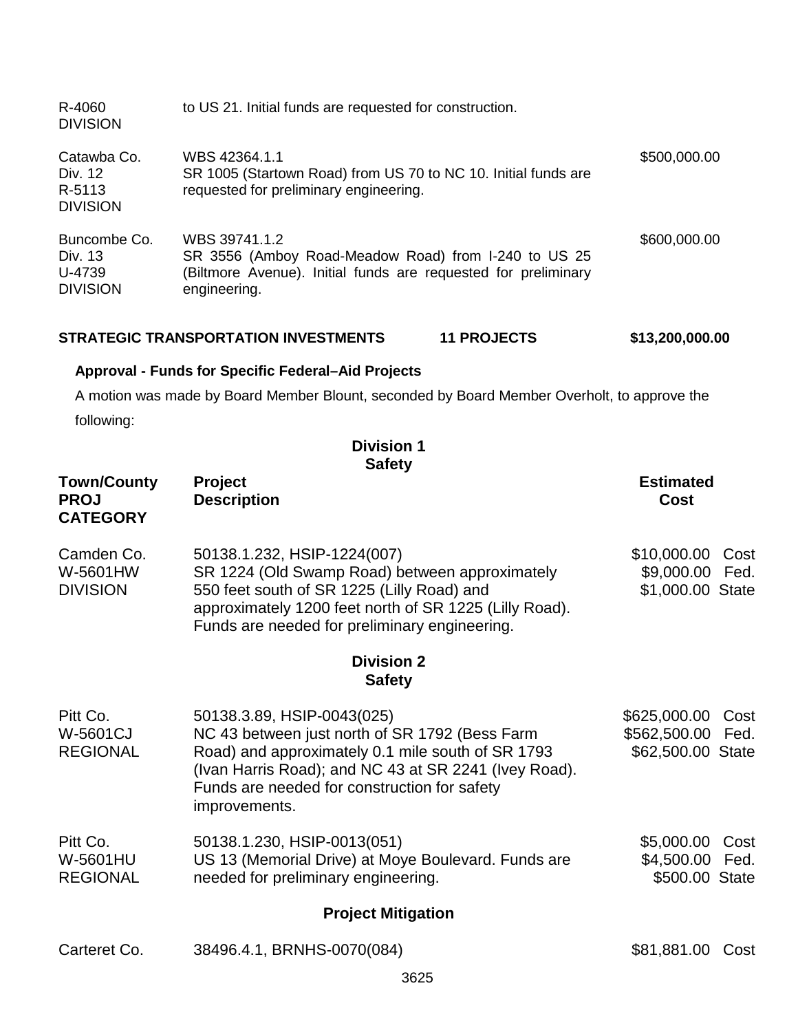| | | |
|---|---|---|
| R-4060 DIVISION | to US 21. Initial funds are requested for construction. | |
| Catawba Co. Div. 12 R-5113 DIVISION | WBS 42364.1.1 SR 1005 (Startown Road) from US 70 to NC 10. Initial funds are requested for preliminary engineering. | $500,000.00 |
| Buncombe Co. Div. 13 U-4739 DIVISION | WBS 39741.1.2 SR 3556 (Amboy Road-Meadow Road) from I-240 to US 25 (Biltmore Avenue). Initial funds are requested for preliminary engineering. | $600,000.00 |

**STRATEGIC TRANSPORTATION INVESTMENTS 11 PROJECTS $13,200,000.00**

**Approval - Funds for Specific Federal–Aid Projects**

A motion was made by Board Member Blount, seconded by Board Member Overholt, to approve the following:

**Division 1**
**Safety**

| Town/County PROJ CATEGORY | Project Description | Estimated Cost |
|---|---|---|
| Camden Co. W-5601HW DIVISION | 50138.1.232, HSIP-1224(007) SR 1224 (Old Swamp Road) between approximately 550 feet south of SR 1225 (Lilly Road) and approximately 1200 feet north of SR 1225 (Lilly Road). Funds are needed for preliminary engineering. | $10,000.00 Cost<br>$9,000.00 Fed.<br>$1,000.00 State |

**Division 2**
**Safety**

| Town/County PROJ CATEGORY | Project Description | Estimated Cost |
|---|---|---|
| Pitt Co. W-5601CJ REGIONAL | 50138.3.89, HSIP-0043(025) NC 43 between just north of SR 1792 (Bess Farm Road) and approximately 0.1 mile south of SR 1793 (Ivan Harris Road); and NC 43 at SR 2241 (Ivey Road). Funds are needed for construction for safety improvements. | $625,000.00 Cost<br>$562,500.00 Fed.<br>$62,500.00 State |
| Pitt Co. W-5601HU REGIONAL | 50138.1.230, HSIP-0013(051) US 13 (Memorial Drive) at Moye Boulevard. Funds are needed for preliminary engineering. | $5,000.00 Cost<br>$4,500.00 Fed.<br>$500.00 State |

**Project Mitigation**

| Town/County PROJ CATEGORY | Project Description | Estimated Cost |
|---|---|---|
| Carteret Co. | 38496.4.1, BRNHS-0070(084) | $81,881.00 Cost |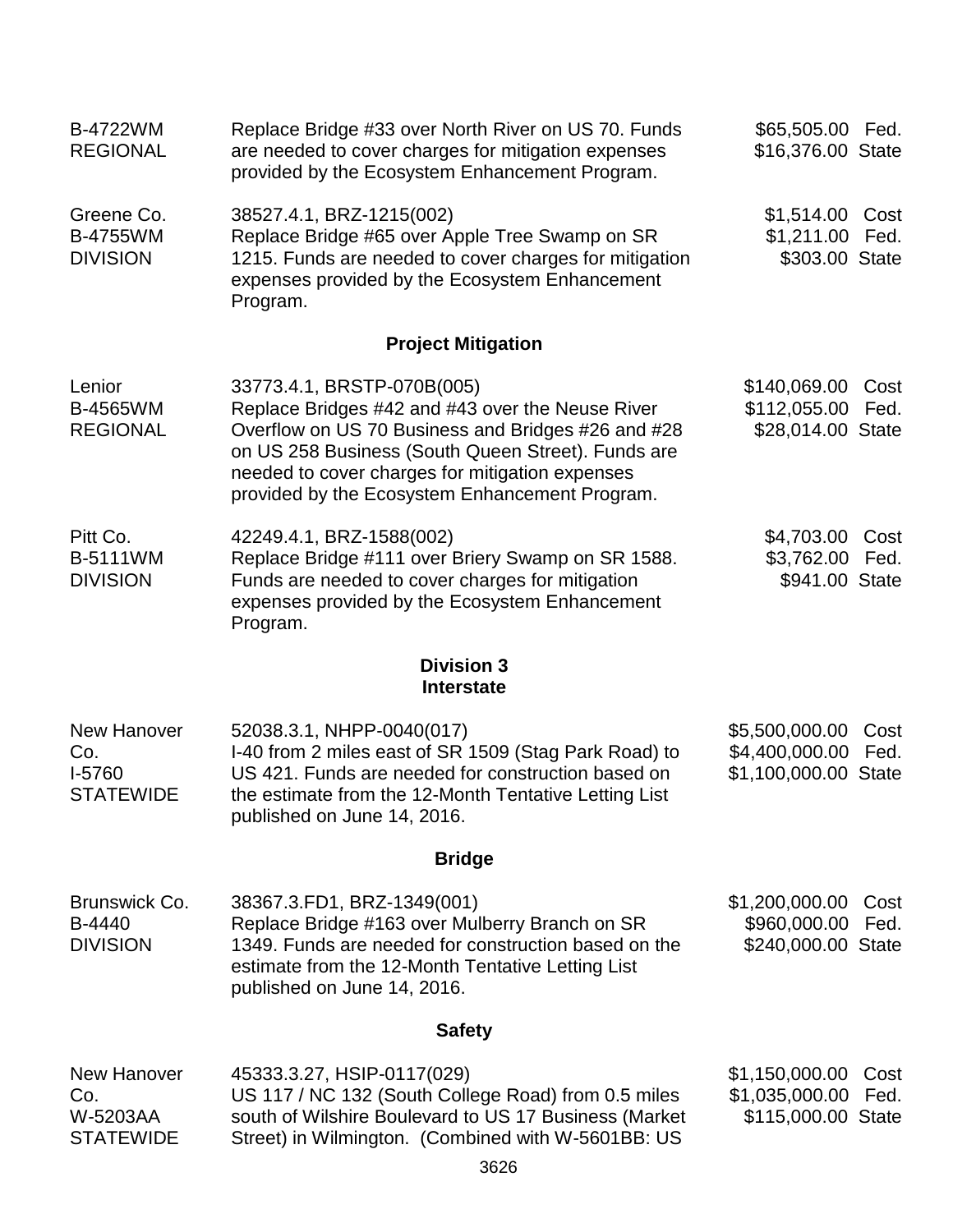| | | |
|---|---|---|
| B-4722WM<br>REGIONAL | Replace Bridge #33 over North River on US 70. Funds are needed to cover charges for mitigation expenses provided by the Ecosystem Enhancement Program. | $65,505.00 Fed.<br>$16,376.00 State |
| Greene Co.<br>B-4755WM<br>DIVISION | 38527.4.1, BRZ-1215(002)<br>Replace Bridge #65 over Apple Tree Swamp on SR 1215. Funds are needed to cover charges for mitigation expenses provided by the Ecosystem Enhancement Program. | $1,514.00 Cost<br>$1,211.00 Fed.<br>$303.00 State |

**Project Mitigation**

| | | |
|---|---|---|
| Lenior<br>B-4565WM<br>REGIONAL | 33773.4.1, BRSTP-070B(005)<br>Replace Bridges #42 and #43 over the Neuse River Overflow on US 70 Business and Bridges #26 and #28 on US 258 Business (South Queen Street). Funds are needed to cover charges for mitigation expenses provided by the Ecosystem Enhancement Program. | $140,069.00 Cost<br>$112,055.00 Fed.<br>$28,014.00 State |
| Pitt Co.<br>B-5111WM<br>DIVISION | 42249.4.1, BRZ-1588(002)<br>Replace Bridge #111 over Briery Swamp on SR 1588. Funds are needed to cover charges for mitigation expenses provided by the Ecosystem Enhancement Program. | $4,703.00 Cost<br>$3,762.00 Fed.<br>$941.00 State |

**Division 3**
**Interstate**

| | | |
|---|---|---|
| New Hanover Co.<br>I-5760<br>STATEWIDE | 52038.3.1, NHPP-0040(017)<br>I-40 from 2 miles east of SR 1509 (Stag Park Road) to US 421. Funds are needed for construction based on the estimate from the 12-Month Tentative Letting List published on June 14, 2016. | $5,500,000.00 Cost<br>$4,400,000.00 Fed.<br>$1,100,000.00 State |

**Bridge**

| | | |
|---|---|---|
| Brunswick Co.<br>B-4440<br>DIVISION | 38367.3.FD1, BRZ-1349(001)<br>Replace Bridge #163 over Mulberry Branch on SR 1349. Funds are needed for construction based on the estimate from the 12-Month Tentative Letting List published on June 14, 2016. | $1,200,000.00 Cost<br>$960,000.00 Fed.<br>$240,000.00 State |

**Safety**

| | | |
|---|---|---|
| New Hanover Co.<br>W-5203AA<br>STATEWIDE | 45333.3.27, HSIP-0117(029)<br>US 117 / NC 132 (South College Road) from 0.5 miles south of Wilshire Boulevard to US 17 Business (Market Street) in Wilmington. (Combined with W-5601BB: US | $1,150,000.00 Cost<br>$1,035,000.00 Fed.<br>$115,000.00 State |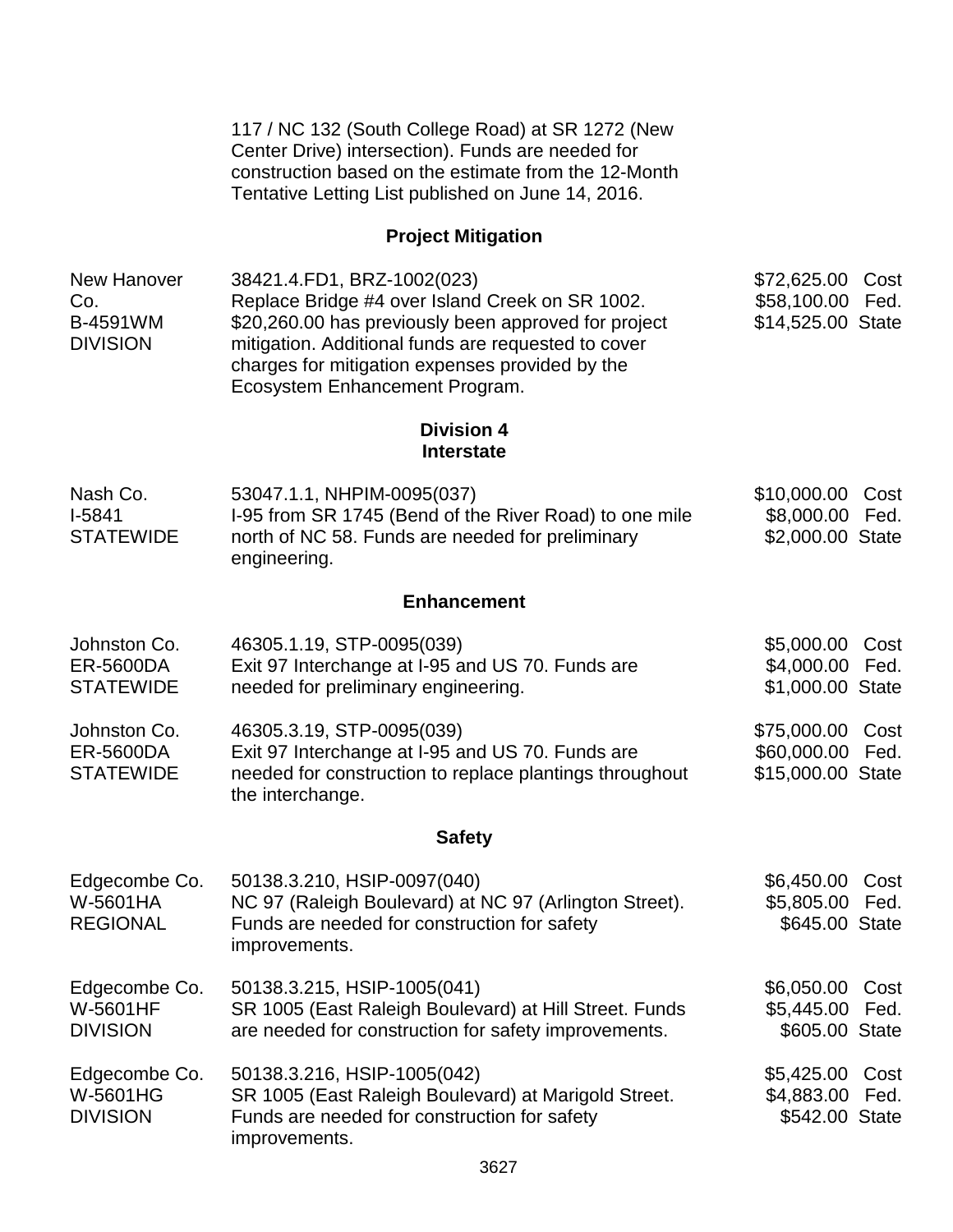117 / NC 132 (South College Road) at SR 1272 (New Center Drive) intersection). Funds are needed for construction based on the estimate from the 12-Month Tentative Letting List published on June 14, 2016.

**Project Mitigation**

| | | |
|---|---|---|
| New Hanover Co.<br>B-4591WM<br>DIVISION | 38421.4.FD1, BRZ-1002(023)<br>Replace Bridge #4 over Island Creek on SR 1002. $20,260.00 has previously been approved for project mitigation. Additional funds are requested to cover charges for mitigation expenses provided by the Ecosystem Enhancement Program. | $72,625.00 Cost<br>$58,100.00 Fed.<br>$14,525.00 State |

**Division 4**
**Interstate**

| | | |
|---|---|---|
| Nash Co.<br>I-5841<br>STATEWIDE | 53047.1.1, NHPIM-0095(037)<br>I-95 from SR 1745 (Bend of the River Road) to one mile north of NC 58. Funds are needed for preliminary engineering. | $10,000.00 Cost<br>$8,000.00 Fed.<br>$2,000.00 State |

**Enhancement**

| | | |
|---|---|---|
| Johnston Co.<br>ER-5600DA<br>STATEWIDE | 46305.1.19, STP-0095(039)<br>Exit 97 Interchange at I-95 and US 70. Funds are needed for preliminary engineering. | $5,000.00 Cost<br>$4,000.00 Fed.<br>$1,000.00 State |
| Johnston Co.<br>ER-5600DA<br>STATEWIDE | 46305.3.19, STP-0095(039)<br>Exit 97 Interchange at I-95 and US 70. Funds are needed for construction to replace plantings throughout the interchange. | $75,000.00 Cost<br>$60,000.00 Fed.<br>$15,000.00 State |

**Safety**

| | | |
|---|---|---|
| Edgecombe Co.<br>W-5601HA<br>REGIONAL | 50138.3.210, HSIP-0097(040)<br>NC 97 (Raleigh Boulevard) at NC 97 (Arlington Street). Funds are needed for construction for safety improvements. | $6,450.00 Cost<br>$5,805.00 Fed.<br>$645.00 State |
| Edgecombe Co.<br>W-5601HF<br>DIVISION | 50138.3.215, HSIP-1005(041)<br>SR 1005 (East Raleigh Boulevard) at Hill Street. Funds are needed for construction for safety improvements. | $6,050.00 Cost<br>$5,445.00 Fed.<br>$605.00 State |
| Edgecombe Co.<br>W-5601HG<br>DIVISION | 50138.3.216, HSIP-1005(042)<br>SR 1005 (East Raleigh Boulevard) at Marigold Street. Funds are needed for construction for safety improvements. | $5,425.00 Cost<br>$4,883.00 Fed.<br>$542.00 State |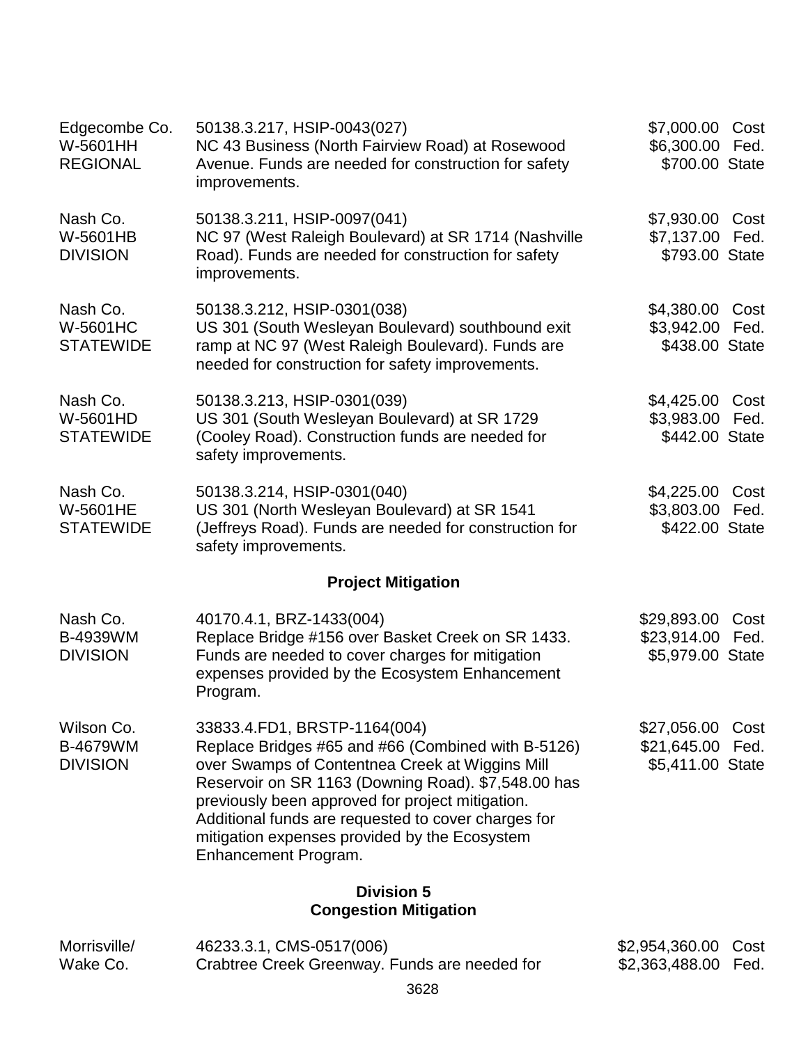| | | |
|---|---|---|
| Edgecombe Co.<br>W-5601HH<br>REGIONAL | 50138.3.217, HSIP-0043(027)<br>NC 43 Business (North Fairview Road) at Rosewood Avenue. Funds are needed for construction for safety improvements. | $7,000.00 Cost<br>$6,300.00 Fed.<br>$700.00 State |
| Nash Co.<br>W-5601HB<br>DIVISION | 50138.3.211, HSIP-0097(041)<br>NC 97 (West Raleigh Boulevard) at SR 1714 (Nashville Road). Funds are needed for construction for safety improvements. | $7,930.00 Cost<br>$7,137.00 Fed.<br>$793.00 State |
| Nash Co.<br>W-5601HC<br>STATEWIDE | 50138.3.212, HSIP-0301(038)<br>US 301 (South Wesleyan Boulevard) southbound exit ramp at NC 97 (West Raleigh Boulevard). Funds are needed for construction for safety improvements. | $4,380.00 Cost<br>$3,942.00 Fed.<br>$438.00 State |
| Nash Co.<br>W-5601HD<br>STATEWIDE | 50138.3.213, HSIP-0301(039)<br>US 301 (South Wesleyan Boulevard) at SR 1729 (Cooley Road). Construction funds are needed for safety improvements. | $4,425.00 Cost<br>$3,983.00 Fed.<br>$442.00 State |
| Nash Co.<br>W-5601HE<br>STATEWIDE | 50138.3.214, HSIP-0301(040)<br>US 301 (North Wesleyan Boulevard) at SR 1541 (Jeffreys Road). Funds are needed for construction for safety improvements. | $4,225.00 Cost<br>$3,803.00 Fed.<br>$422.00 State |

### Project Mitigation

| | | |
|---|---|---|
| Nash Co.<br>B-4939WM<br>DIVISION | 40170.4.1, BRZ-1433(004)<br>Replace Bridge #156 over Basket Creek on SR 1433. Funds are needed to cover charges for mitigation expenses provided by the Ecosystem Enhancement Program. | $29,893.00 Cost<br>$23,914.00 Fed.<br>$5,979.00 State |
| Wilson Co.<br>B-4679WM<br>DIVISION | 33833.4.FD1, BRSTP-1164(004)<br>Replace Bridges #65 and #66 (Combined with B-5126) over Swamps of Contentnea Creek at Wiggins Mill Reservoir on SR 1163 (Downing Road). $7,548.00 has previously been approved for project mitigation. Additional funds are requested to cover charges for mitigation expenses provided by the Ecosystem Enhancement Program. | $27,056.00 Cost<br>$21,645.00 Fed.<br>$5,411.00 State |

### Division 5
### Congestion Mitigation

| | | |
|---|---|---|
| Morrisville/<br>Wake Co. | 46233.3.1, CMS-0517(006)<br>Crabtree Creek Greenway. Funds are needed for | $2,954,360.00 Cost<br>$2,363,488.00 Fed. |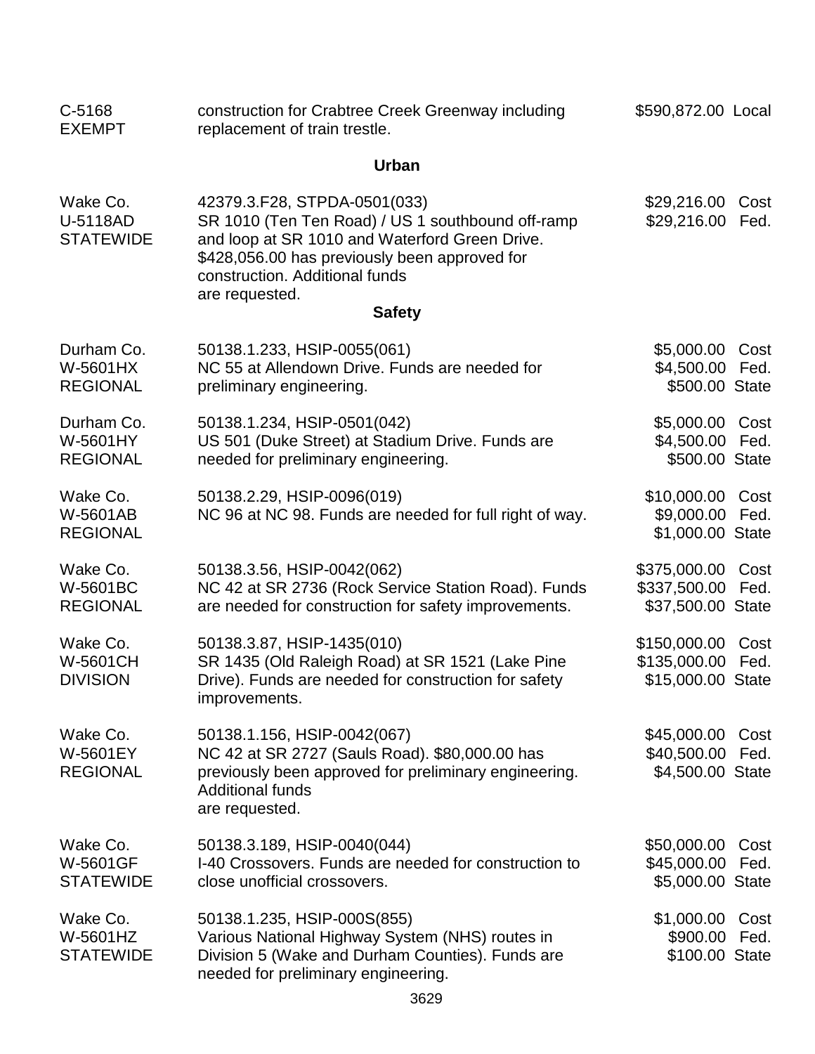| | | |
|---|---|---|
| C-5168<br>EXEMPT | construction for Crabtree Creek Greenway including replacement of train trestle. | $590,872.00 Local |

**Urban**

| | | |
|---|---|---|
| Wake Co.<br>U-5118AD<br>STATEWIDE | 42379.3.F28, STPDA-0501(033)<br>SR 1010 (Ten Ten Road) / US 1 southbound off-ramp and loop at SR 1010 and Waterford Green Drive. $428,056.00 has previously been approved for construction. Additional funds are requested. | $29,216.00 Cost<br>$29,216.00 Fed. |

**Safety**

| | | |
|---|---|---|
| Durham Co.<br>W-5601HX<br>REGIONAL | 50138.1.233, HSIP-0055(061)<br>NC 55 at Allendown Drive. Funds are needed for preliminary engineering. | $5,000.00 Cost<br>$4,500.00 Fed.<br>$500.00 State |
| Durham Co.<br>W-5601HY<br>REGIONAL | 50138.1.234, HSIP-0501(042)<br>US 501 (Duke Street) at Stadium Drive. Funds are needed for preliminary engineering. | $5,000.00 Cost<br>$4,500.00 Fed.<br>$500.00 State |
| Wake Co.<br>W-5601AB<br>REGIONAL | 50138.2.29, HSIP-0096(019)<br>NC 96 at NC 98. Funds are needed for full right of way. | $10,000.00 Cost<br>$9,000.00 Fed.<br>$1,000.00 State |
| Wake Co.<br>W-5601BC<br>REGIONAL | 50138.3.56, HSIP-0042(062)<br>NC 42 at SR 2736 (Rock Service Station Road). Funds are needed for construction for safety improvements. | $375,000.00 Cost<br>$337,500.00 Fed.<br>$37,500.00 State |
| Wake Co.<br>W-5601CH<br>DIVISION | 50138.3.87, HSIP-1435(010)<br>SR 1435 (Old Raleigh Road) at SR 1521 (Lake Pine Drive). Funds are needed for construction for safety improvements. | $150,000.00 Cost<br>$135,000.00 Fed.<br>$15,000.00 State |
| Wake Co.<br>W-5601EY<br>REGIONAL | 50138.1.156, HSIP-0042(067)<br>NC 42 at SR 2727 (Sauls Road). $80,000.00 has previously been approved for preliminary engineering. Additional funds are requested. | $45,000.00 Cost<br>$40,500.00 Fed.<br>$4,500.00 State |
| Wake Co.<br>W-5601GF<br>STATEWIDE | 50138.3.189, HSIP-0040(044)<br>I-40 Crossovers. Funds are needed for construction to close unofficial crossovers. | $50,000.00 Cost<br>$45,000.00 Fed.<br>$5,000.00 State |
| Wake Co.<br>W-5601HZ<br>STATEWIDE | 50138.1.235, HSIP-000S(855)<br>Various National Highway System (NHS) routes in Division 5 (Wake and Durham Counties). Funds are needed for preliminary engineering. | $1,000.00 Cost<br>$900.00 Fed.<br>$100.00 State |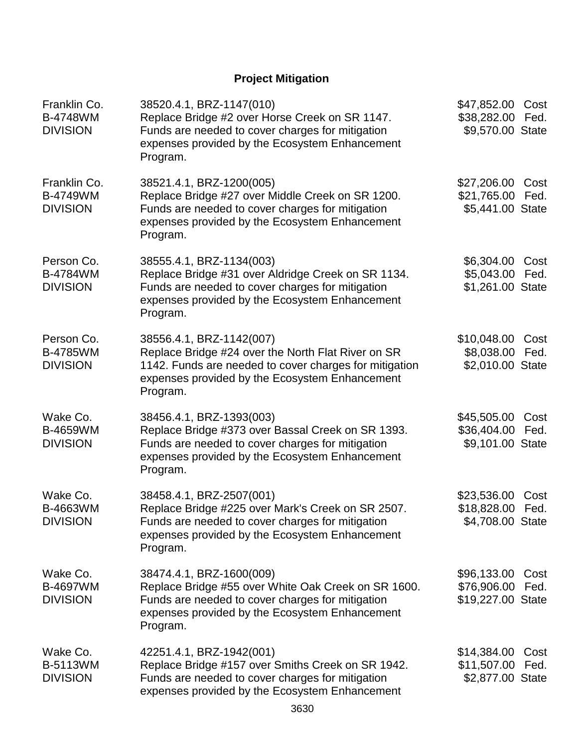## Project Mitigation

| | | |
|---|---|---|
| Franklin Co.<br>B-4748WM<br>DIVISION | 38520.4.1, BRZ-1147(010)<br>Replace Bridge #2 over Horse Creek on SR 1147. Funds are needed to cover charges for mitigation expenses provided by the Ecosystem Enhancement Program. | \$47,852.00 Cost<br>\$38,282.00 Fed.<br>\$9,570.00 State |
| Franklin Co.<br>B-4749WM<br>DIVISION | 38521.4.1, BRZ-1200(005)<br>Replace Bridge #27 over Middle Creek on SR 1200. Funds are needed to cover charges for mitigation expenses provided by the Ecosystem Enhancement Program. | \$27,206.00 Cost<br>\$21,765.00 Fed.<br>\$5,441.00 State |
| Person Co.<br>B-4784WM<br>DIVISION | 38555.4.1, BRZ-1134(003)<br>Replace Bridge #31 over Aldridge Creek on SR 1134. Funds are needed to cover charges for mitigation expenses provided by the Ecosystem Enhancement Program. | \$6,304.00 Cost<br>\$5,043.00 Fed.<br>\$1,261.00 State |
| Person Co.<br>B-4785WM<br>DIVISION | 38556.4.1, BRZ-1142(007)<br>Replace Bridge #24 over the North Flat River on SR 1142. Funds are needed to cover charges for mitigation expenses provided by the Ecosystem Enhancement Program. | \$10,048.00 Cost<br>\$8,038.00 Fed.<br>\$2,010.00 State |
| Wake Co.<br>B-4659WM<br>DIVISION | 38456.4.1, BRZ-1393(003)<br>Replace Bridge #373 over Bassal Creek on SR 1393. Funds are needed to cover charges for mitigation expenses provided by the Ecosystem Enhancement Program. | \$45,505.00 Cost<br>\$36,404.00 Fed.<br>\$9,101.00 State |
| Wake Co.<br>B-4663WM<br>DIVISION | 38458.4.1, BRZ-2507(001)<br>Replace Bridge #225 over Mark's Creek on SR 2507. Funds are needed to cover charges for mitigation expenses provided by the Ecosystem Enhancement Program. | \$23,536.00 Cost<br>\$18,828.00 Fed.<br>\$4,708.00 State |
| Wake Co.<br>B-4697WM<br>DIVISION | 38474.4.1, BRZ-1600(009)<br>Replace Bridge #55 over White Oak Creek on SR 1600. Funds are needed to cover charges for mitigation expenses provided by the Ecosystem Enhancement Program. | \$96,133.00 Cost<br>\$76,906.00 Fed.<br>\$19,227.00 State |
| Wake Co.<br>B-5113WM<br>DIVISION | 42251.4.1, BRZ-1942(001)<br>Replace Bridge #157 over Smiths Creek on SR 1942. Funds are needed to cover charges for mitigation expenses provided by the Ecosystem Enhancement | \$14,384.00 Cost<br>\$11,507.00 Fed.<br>\$2,877.00 State |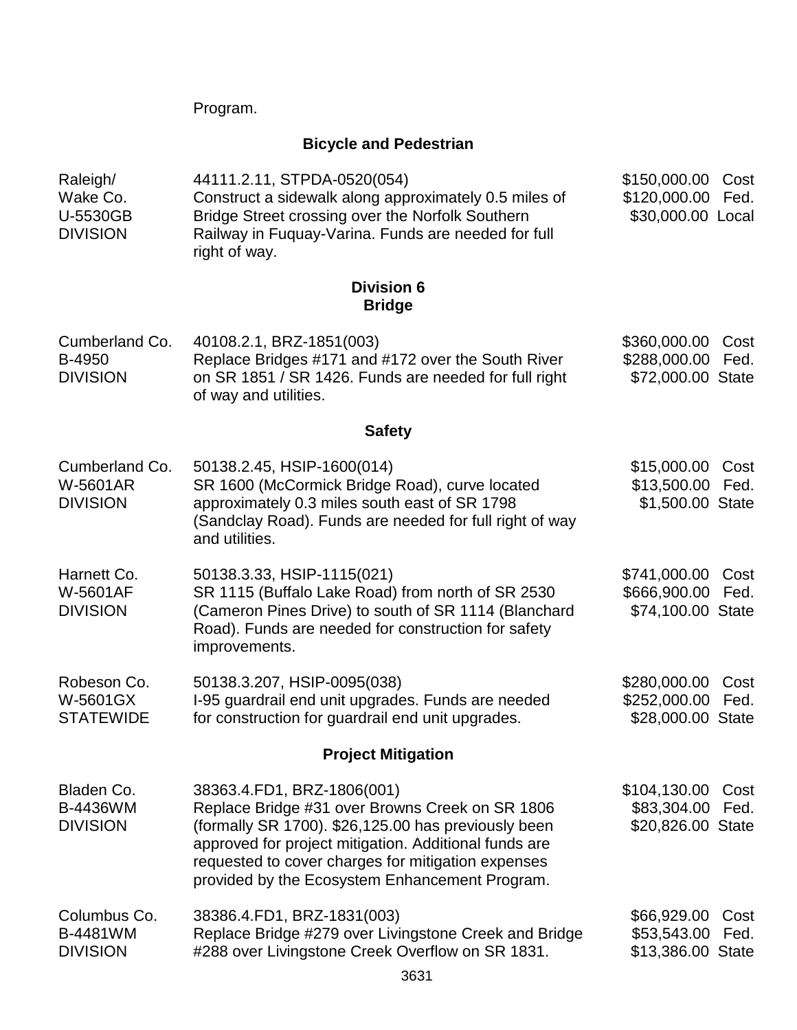Program.

### Bicycle and Pedestrian

| | | |
|---|---|---|
| Raleigh/ Wake Co. U-5530GB DIVISION | 44111.2.11, STPDA-0520(054) Construct a sidewalk along approximately 0.5 miles of Bridge Street crossing over the Norfolk Southern Railway in Fuquay-Varina. Funds are needed for full right of way. | $150,000.00 Cost $120,000.00 Fed. $30,000.00 Local |

### Division 6
### Bridge

| | | |
|---|---|---|
| Cumberland Co. B-4950 DIVISION | 40108.2.1, BRZ-1851(003) Replace Bridges #171 and #172 over the South River on SR 1851 / SR 1426. Funds are needed for full right of way and utilities. | $360,000.00 Cost $288,000.00 Fed. $72,000.00 State |

### Safety

| | | |
|---|---|---|
| Cumberland Co. W-5601AR DIVISION | 50138.2.45, HSIP-1600(014) SR 1600 (McCormick Bridge Road), curve located approximately 0.3 miles south east of SR 1798 (Sandclay Road). Funds are needed for full right of way and utilities. | $15,000.00 Cost $13,500.00 Fed. $1,500.00 State |
| Harnett Co. W-5601AF DIVISION | 50138.3.33, HSIP-1115(021) SR 1115 (Buffalo Lake Road) from north of SR 2530 (Cameron Pines Drive) to south of SR 1114 (Blanchard Road). Funds are needed for construction for safety improvements. | $741,000.00 Cost $666,900.00 Fed. $74,100.00 State |
| Robeson Co. W-5601GX STATEWIDE | 50138.3.207, HSIP-0095(038) I-95 guardrail end unit upgrades. Funds are needed for construction for guardrail end unit upgrades. | $280,000.00 Cost $252,000.00 Fed. $28,000.00 State |

### Project Mitigation

| | | |
|---|---|---|
| Bladen Co. B-4436WM DIVISION | 38363.4.FD1, BRZ-1806(001) Replace Bridge #31 over Browns Creek on SR 1806 (formally SR 1700). $26,125.00 has previously been approved for project mitigation. Additional funds are requested to cover charges for mitigation expenses provided by the Ecosystem Enhancement Program. | $104,130.00 Cost $83,304.00 Fed. $20,826.00 State |
| Columbus Co. B-4481WM DIVISION | 38386.4.FD1, BRZ-1831(003) Replace Bridge #279 over Livingstone Creek and Bridge #288 over Livingstone Creek Overflow on SR 1831. | $66,929.00 Cost $53,543.00 Fed. $13,386.00 State |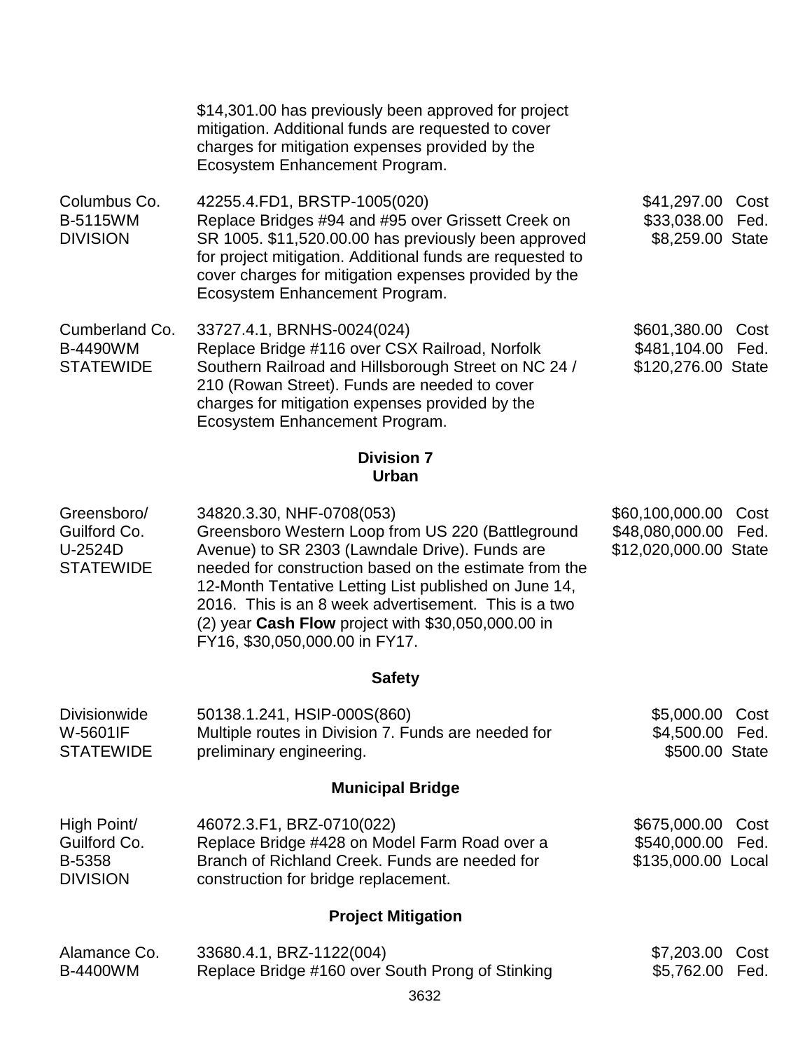| | | |
|---|---|---|
| | $14,301.00 has previously been approved for project mitigation. Additional funds are requested to cover charges for mitigation expenses provided by the Ecosystem Enhancement Program. | |
| Columbus Co.<br>B-5115WM<br>DIVISION | 42255.4.FD1, BRSTP-1005(020)<br>Replace Bridges #94 and #95 over Grissett Creek on SR 1005. $11,520.00.00 has previously been approved for project mitigation. Additional funds are requested to cover charges for mitigation expenses provided by the Ecosystem Enhancement Program. | $41,297.00 Cost<br>$33,038.00 Fed.<br>$8,259.00 State |
| Cumberland Co.<br>B-4490WM<br>STATEWIDE | 33727.4.1, BRNHS-0024(024)<br>Replace Bridge #116 over CSX Railroad, Norfolk Southern Railroad and Hillsborough Street on NC 24 / 210 (Rowan Street). Funds are needed to cover charges for mitigation expenses provided by the Ecosystem Enhancement Program. | $601,380.00 Cost<br>$481,104.00 Fed.<br>$120,276.00 State |

**Division 7**
**Urban**

| | | |
|---|---|---|
| Greensboro/<br>Guilford Co.<br>U-2524D<br>STATEWIDE | 34820.3.30, NHF-0708(053)<br>Greensboro Western Loop from US 220 (Battleground Avenue) to SR 2303 (Lawndale Drive). Funds are needed for construction based on the estimate from the 12-Month Tentative Letting List published on June 14, 2016. This is an 8 week advertisement. This is a two (2) year **Cash Flow** project with $30,050,000.00 in FY16, $30,050,000.00 in FY17. | $60,100,000.00 Cost<br>$48,080,000.00 Fed.<br>$12,020,000.00 State |

**Safety**

| | | |
|---|---|---|
| Divisionwide<br>W-5601IF<br>STATEWIDE | 50138.1.241, HSIP-000S(860)<br>Multiple routes in Division 7. Funds are needed for preliminary engineering. | $5,000.00 Cost<br>$4,500.00 Fed.<br>$500.00 State |

**Municipal Bridge**

| | | |
|---|---|---|
| High Point/<br>Guilford Co.<br>B-5358<br>DIVISION | 46072.3.F1, BRZ-0710(022)<br>Replace Bridge #428 on Model Farm Road over a Branch of Richland Creek. Funds are needed for construction for bridge replacement. | $675,000.00 Cost<br>$540,000.00 Fed.<br>$135,000.00 Local |

**Project Mitigation**

| | | |
|---|---|---|
| Alamance Co.<br>B-4400WM | 33680.4.1, BRZ-1122(004)<br>Replace Bridge #160 over South Prong of Stinking | $7,203.00 Cost<br>$5,762.00 Fed. |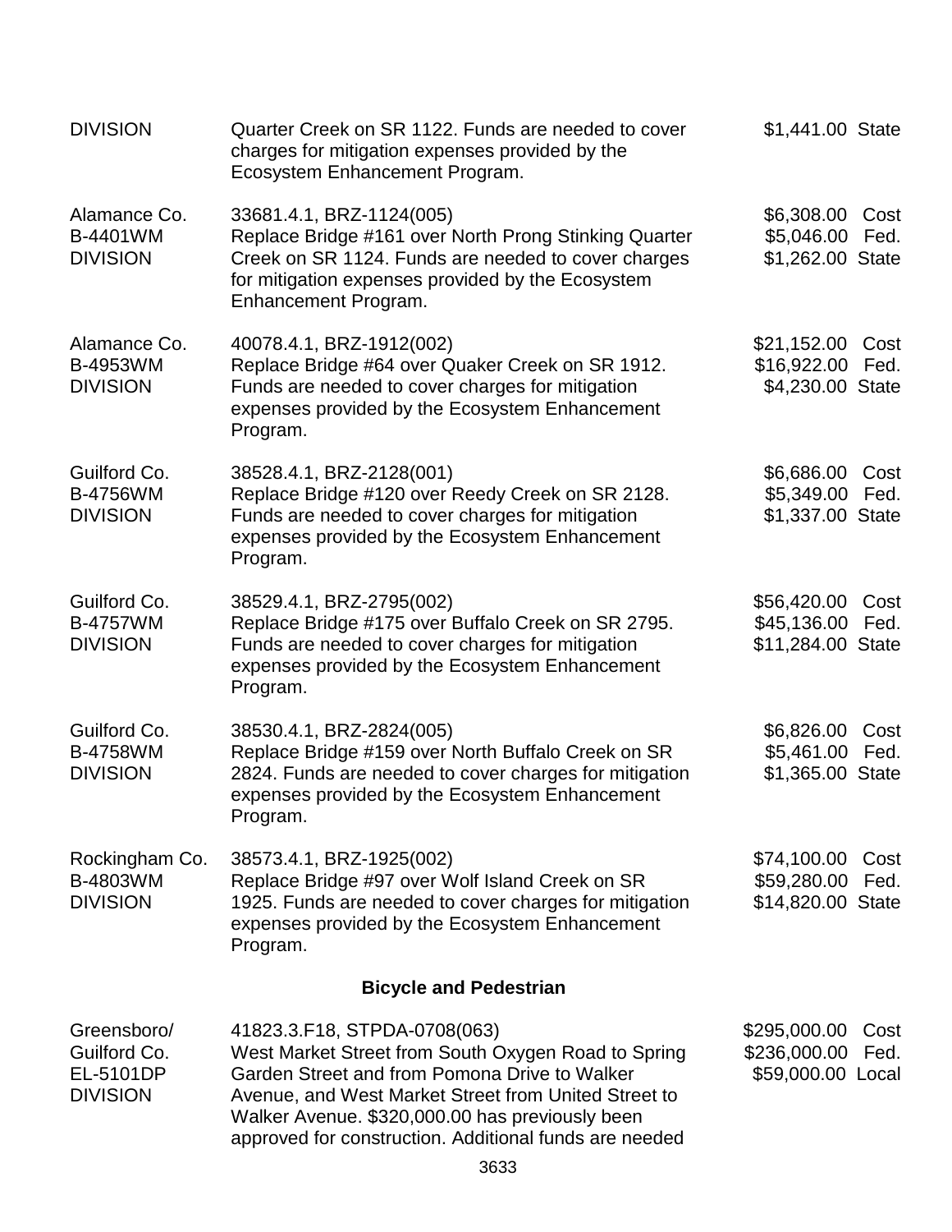| | | |
|---|---|---|
| DIVISION | Quarter Creek on SR 1122. Funds are needed to cover charges for mitigation expenses provided by the Ecosystem Enhancement Program. | $1,441.00 State |
| Alamance Co.<br>B-4401WM<br>DIVISION | 33681.4.1, BRZ-1124(005)<br>Replace Bridge #161 over North Prong Stinking Quarter Creek on SR 1124. Funds are needed to cover charges for mitigation expenses provided by the Ecosystem Enhancement Program. | $6,308.00 Cost<br>$5,046.00 Fed.<br>$1,262.00 State |
| Alamance Co.<br>B-4953WM<br>DIVISION | 40078.4.1, BRZ-1912(002)<br>Replace Bridge #64 over Quaker Creek on SR 1912. Funds are needed to cover charges for mitigation expenses provided by the Ecosystem Enhancement Program. | $21,152.00 Cost<br>$16,922.00 Fed.<br>$4,230.00 State |
| Guilford Co.<br>B-4756WM<br>DIVISION | 38528.4.1, BRZ-2128(001)<br>Replace Bridge #120 over Reedy Creek on SR 2128. Funds are needed to cover charges for mitigation expenses provided by the Ecosystem Enhancement Program. | $6,686.00 Cost<br>$5,349.00 Fed.<br>$1,337.00 State |
| Guilford Co.<br>B-4757WM<br>DIVISION | 38529.4.1, BRZ-2795(002)<br>Replace Bridge #175 over Buffalo Creek on SR 2795. Funds are needed to cover charges for mitigation expenses provided by the Ecosystem Enhancement Program. | $56,420.00 Cost<br>$45,136.00 Fed.<br>$11,284.00 State |
| Guilford Co.<br>B-4758WM<br>DIVISION | 38530.4.1, BRZ-2824(005)<br>Replace Bridge #159 over North Buffalo Creek on SR 2824. Funds are needed to cover charges for mitigation expenses provided by the Ecosystem Enhancement Program. | $6,826.00 Cost<br>$5,461.00 Fed.<br>$1,365.00 State |
| Rockingham Co.<br>B-4803WM<br>DIVISION | 38573.4.1, BRZ-1925(002)<br>Replace Bridge #97 over Wolf Island Creek on SR 1925. Funds are needed to cover charges for mitigation expenses provided by the Ecosystem Enhancement Program. | $74,100.00 Cost<br>$59,280.00 Fed.<br>$14,820.00 State |

**Bicycle and Pedestrian**

| | | |
|---|---|---|
| Greensboro/<br>Guilford Co.<br>EL-5101DP<br>DIVISION | 41823.3.F18, STPDA-0708(063)<br>West Market Street from South Oxygen Road to Spring Garden Street and from Pomona Drive to Walker Avenue, and West Market Street from United Street to Walker Avenue. $320,000.00 has previously been approved for construction. Additional funds are needed | $295,000.00 Cost<br>$236,000.00 Fed.<br>$59,000.00 Local |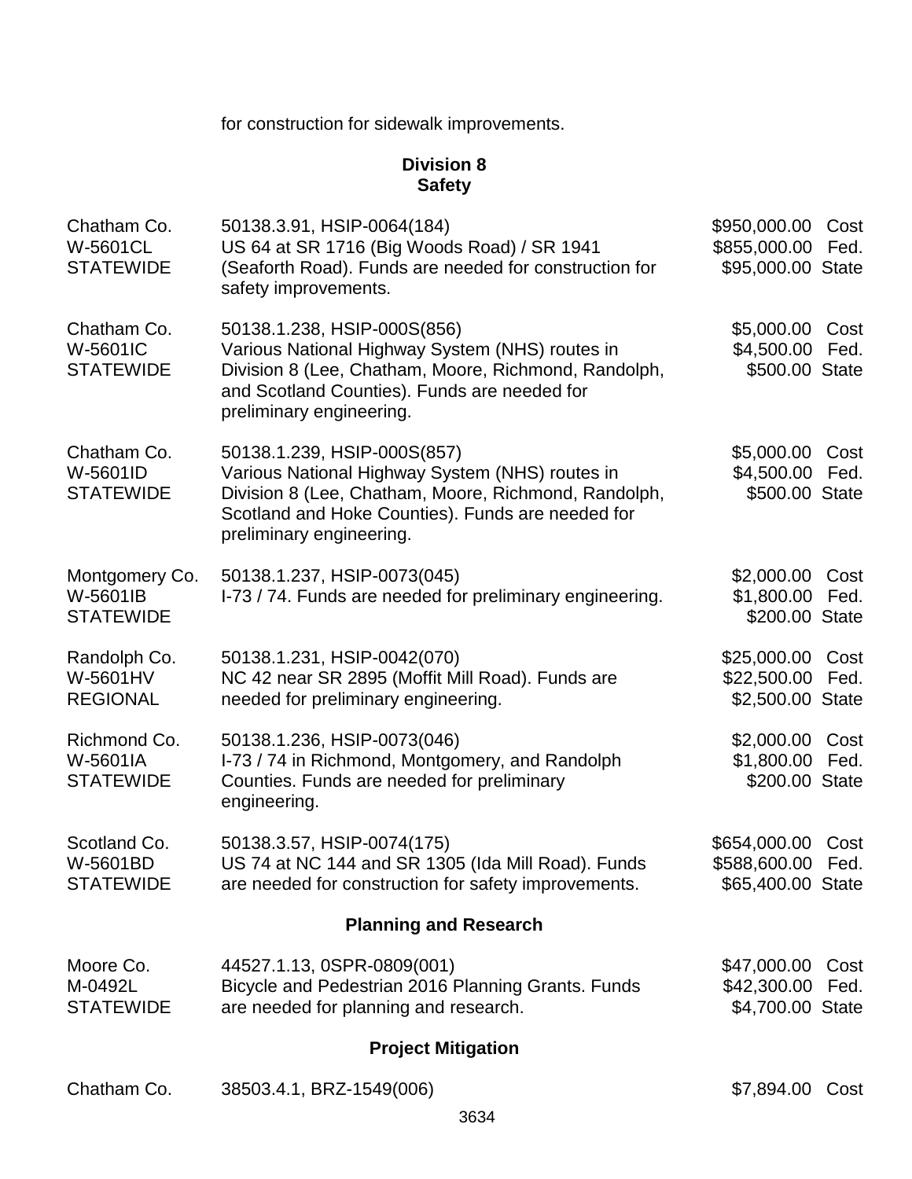for construction for sidewalk improvements.

## Division 8
### Safety

| | | | |
|---|---|---|---|
| Chatham Co.<br>W-5601CL<br>STATEWIDE | 50138.3.91, HSIP-0064(184)<br>US 64 at SR 1716 (Big Woods Road) / SR 1941 (Seaforth Road). Funds are needed for construction for safety improvements. | $950,000.00<br>$855,000.00<br>$95,000.00 | Cost<br>Fed.<br>State |
| Chatham Co.<br>W-5601IC<br>STATEWIDE | 50138.1.238, HSIP-000S(856)<br>Various National Highway System (NHS) routes in Division 8 (Lee, Chatham, Moore, Richmond, Randolph, and Scotland Counties). Funds are needed for preliminary engineering. | $5,000.00<br>$4,500.00<br>$500.00 | Cost<br>Fed.<br>State |
| Chatham Co.<br>W-5601ID<br>STATEWIDE | 50138.1.239, HSIP-000S(857)<br>Various National Highway System (NHS) routes in Division 8 (Lee, Chatham, Moore, Richmond, Randolph, Scotland and Hoke Counties). Funds are needed for preliminary engineering. | $5,000.00<br>$4,500.00<br>$500.00 | Cost<br>Fed.<br>State |
| Montgomery Co.<br>W-5601IB<br>STATEWIDE | 50138.1.237, HSIP-0073(045)<br>I-73 / 74. Funds are needed for preliminary engineering. | $2,000.00<br>$1,800.00<br>$200.00 | Cost<br>Fed.<br>State |
| Randolph Co.<br>W-5601HV<br>REGIONAL | 50138.1.231, HSIP-0042(070)<br>NC 42 near SR 2895 (Moffit Mill Road). Funds are needed for preliminary engineering. | $25,000.00<br>$22,500.00<br>$2,500.00 | Cost<br>Fed.<br>State |
| Richmond Co.<br>W-5601IA<br>STATEWIDE | 50138.1.236, HSIP-0073(046)<br>I-73 / 74 in Richmond, Montgomery, and Randolph Counties. Funds are needed for preliminary engineering. | $2,000.00<br>$1,800.00<br>$200.00 | Cost<br>Fed.<br>State |
| Scotland Co.<br>W-5601BD<br>STATEWIDE | 50138.3.57, HSIP-0074(175)<br>US 74 at NC 144 and SR 1305 (Ida Mill Road). Funds are needed for construction for safety improvements. | $654,000.00<br>$588,600.00<br>$65,400.00 | Cost<br>Fed.<br>State |

### Planning and Research

| | | | |
|---|---|---|---|
| Moore Co.<br>M-0492L<br>STATEWIDE | 44527.1.13, 0SPR-0809(001)<br>Bicycle and Pedestrian 2016 Planning Grants. Funds are needed for planning and research. | $47,000.00<br>$42,300.00<br>$4,700.00 | Cost<br>Fed.<br>State |

### Project Mitigation

| | | | |
|---|---|---|---|
| Chatham Co. | 38503.4.1, BRZ-1549(006) | $7,894.00 | Cost |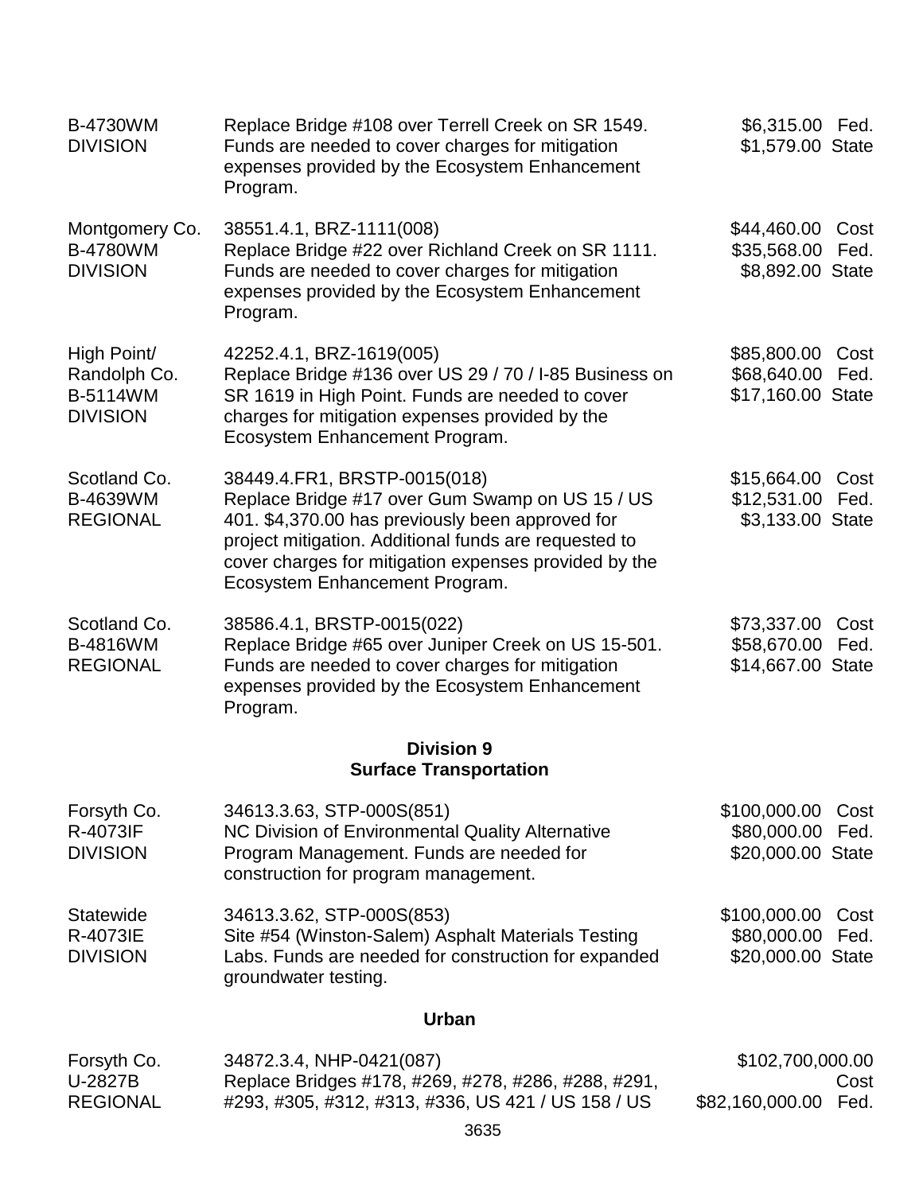| | | |
|---|---|---|
| B-4730WM<br>DIVISION | Replace Bridge #108 over Terrell Creek on SR 1549. Funds are needed to cover charges for mitigation expenses provided by the Ecosystem Enhancement Program. | $6,315.00 Fed.<br>$1,579.00 State |
| Montgomery Co.<br>B-4780WM<br>DIVISION | 38551.4.1, BRZ-1111(008)<br>Replace Bridge #22 over Richland Creek on SR 1111. Funds are needed to cover charges for mitigation expenses provided by the Ecosystem Enhancement Program. | $44,460.00 Cost<br>$35,568.00 Fed.<br>$8,892.00 State |
| High Point/<br>Randolph Co.<br>B-5114WM<br>DIVISION | 42252.4.1, BRZ-1619(005)<br>Replace Bridge #136 over US 29 / 70 / I-85 Business on SR 1619 in High Point. Funds are needed to cover charges for mitigation expenses provided by the Ecosystem Enhancement Program. | $85,800.00 Cost<br>$68,640.00 Fed.<br>$17,160.00 State |
| Scotland Co.<br>B-4639WM<br>REGIONAL | 38449.4.FR1, BRSTP-0015(018)<br>Replace Bridge #17 over Gum Swamp on US 15 / US 401. $4,370.00 has previously been approved for project mitigation. Additional funds are requested to cover charges for mitigation expenses provided by the Ecosystem Enhancement Program. | $15,664.00 Cost<br>$12,531.00 Fed.<br>$3,133.00 State |
| Scotland Co.<br>B-4816WM<br>REGIONAL | 38586.4.1, BRSTP-0015(022)<br>Replace Bridge #65 over Juniper Creek on US 15-501. Funds are needed to cover charges for mitigation expenses provided by the Ecosystem Enhancement Program. | $73,337.00 Cost<br>$58,670.00 Fed.<br>$14,667.00 State |

**Division 9**
**Surface Transportation**

| | | |
|---|---|---|
| Forsyth Co.<br>R-4073IF<br>DIVISION | 34613.3.63, STP-000S(851)<br>NC Division of Environmental Quality Alternative Program Management. Funds are needed for construction for program management. | $100,000.00 Cost<br>$80,000.00 Fed.<br>$20,000.00 State |
| Statewide<br>R-4073IE<br>DIVISION | 34613.3.62, STP-000S(853)<br>Site #54 (Winston-Salem) Asphalt Materials Testing Labs. Funds are needed for construction for expanded groundwater testing. | $100,000.00 Cost<br>$80,000.00 Fed.<br>$20,000.00 State |

**Urban**

| | | |
|---|---|---|
| Forsyth Co.<br>U-2827B<br>REGIONAL | 34872.3.4, NHP-0421(087)<br>Replace Bridges #178, #269, #278, #286, #288, #291, #293, #305, #312, #313, #336, US 421 / US 158 / US | $102,700,000.00 Cost<br>$82,160,000.00 Fed. |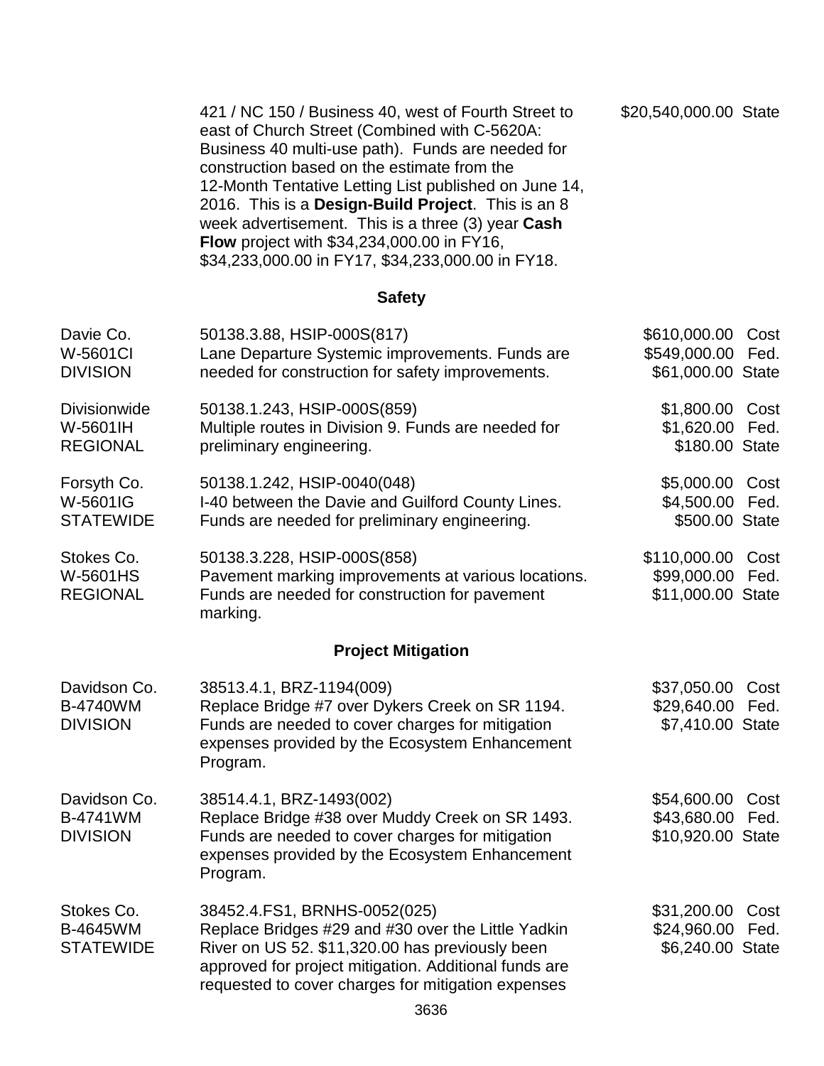| | | |
|---|---|---|
| | 421 / NC 150 / Business 40, west of Fourth Street to east of Church Street (Combined with C-5620A: Business 40 multi-use path). Funds are needed for construction based on the estimate from the 12-Month Tentative Letting List published on June 14, 2016. This is a **Design-Build Project**. This is an 8 week advertisement. This is a three (3) year **Cash Flow** project with \$34,234,000.00 in FY16, \$34,233,000.00 in FY17, \$34,233,000.00 in FY18. | \$20,540,000.00 State |

### Safety

| | | |
|---|---|---|
| Davie Co.<br>W-5601CI<br>DIVISION | 50138.3.88, HSIP-000S(817)<br>Lane Departure Systemic improvements. Funds are needed for construction for safety improvements. | \$610,000.00 Cost<br>\$549,000.00 Fed.<br>\$61,000.00 State |
| Divisionwide<br>W-5601IH<br>REGIONAL | 50138.1.243, HSIP-000S(859)<br>Multiple routes in Division 9. Funds are needed for preliminary engineering. | \$1,800.00 Cost<br>\$1,620.00 Fed.<br>\$180.00 State |
| Forsyth Co.<br>W-5601IG<br>STATEWIDE | 50138.1.242, HSIP-0040(048)<br>I-40 between the Davie and Guilford County Lines. Funds are needed for preliminary engineering. | \$5,000.00 Cost<br>\$4,500.00 Fed.<br>\$500.00 State |
| Stokes Co.<br>W-5601HS<br>REGIONAL | 50138.3.228, HSIP-000S(858)<br>Pavement marking improvements at various locations. Funds are needed for construction for pavement marking. | \$110,000.00 Cost<br>\$99,000.00 Fed.<br>\$11,000.00 State |

### Project Mitigation

| | | |
|---|---|---|
| Davidson Co.<br>B-4740WM<br>DIVISION | 38513.4.1, BRZ-1194(009)<br>Replace Bridge #7 over Dykers Creek on SR 1194. Funds are needed to cover charges for mitigation expenses provided by the Ecosystem Enhancement Program. | \$37,050.00 Cost<br>\$29,640.00 Fed.<br>\$7,410.00 State |
| Davidson Co.<br>B-4741WM<br>DIVISION | 38514.4.1, BRZ-1493(002)<br>Replace Bridge #38 over Muddy Creek on SR 1493. Funds are needed to cover charges for mitigation expenses provided by the Ecosystem Enhancement Program. | \$54,600.00 Cost<br>\$43,680.00 Fed.<br>\$10,920.00 State |
| Stokes Co.<br>B-4645WM<br>STATEWIDE | 38452.4.FS1, BRNHS-0052(025)<br>Replace Bridges #29 and #30 over the Little Yadkin River on US 52. \$11,320.00 has previously been approved for project mitigation. Additional funds are requested to cover charges for mitigation expenses | \$31,200.00 Cost<br>\$24,960.00 Fed.<br>\$6,240.00 State |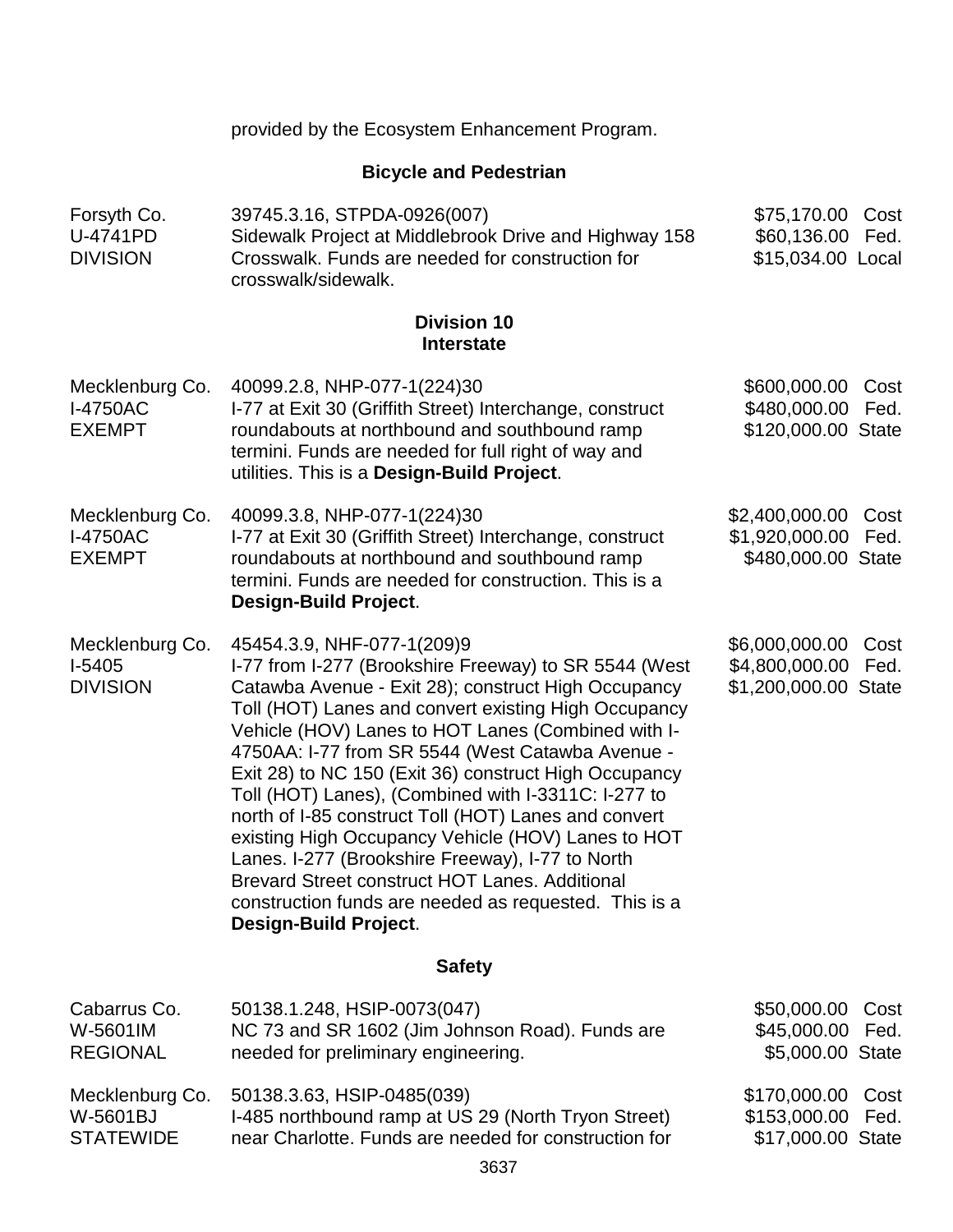provided by the Ecosystem Enhancement Program.

### Bicycle and Pedestrian

| | | |
|---|---|---|
| Forsyth Co.<br>U-4741PD<br>DIVISION | 39745.3.16, STPDA-0926(007)<br>Sidewalk Project at Middlebrook Drive and Highway 158 Crosswalk. Funds are needed for construction for crosswalk/sidewalk. | $75,170.00 Cost<br>$60,136.00 Fed.<br>$15,034.00 Local |

## Division 10
### Interstate

| | | |
|---|---|---|
| Mecklenburg Co.<br>I-4750AC<br>EXEMPT | 40099.2.8, NHP-077-1(224)30<br>I-77 at Exit 30 (Griffith Street) Interchange, construct roundabouts at northbound and southbound ramp termini. Funds are needed for full right of way and utilities. This is a **Design-Build Project**. | $600,000.00 Cost<br>$480,000.00 Fed.<br>$120,000.00 State |
| Mecklenburg Co.<br>I-4750AC<br>EXEMPT | 40099.3.8, NHP-077-1(224)30<br>I-77 at Exit 30 (Griffith Street) Interchange, construct roundabouts at northbound and southbound ramp termini. Funds are needed for construction. This is a **Design-Build Project**. | $2,400,000.00 Cost<br>$1,920,000.00 Fed.<br>$480,000.00 State |
| Mecklenburg Co.<br>I-5405<br>DIVISION | 45454.3.9, NHF-077-1(209)9<br>I-77 from I-277 (Brookshire Freeway) to SR 5544 (West Catawba Avenue - Exit 28); construct High Occupancy Toll (HOT) Lanes and convert existing High Occupancy Vehicle (HOV) Lanes to HOT Lanes (Combined with I-4750AA: I-77 from SR 5544 (West Catawba Avenue - Exit 28) to NC 150 (Exit 36) construct High Occupancy Toll (HOT) Lanes), (Combined with I-3311C: I-277 to north of I-85 construct Toll (HOT) Lanes and convert existing High Occupancy Vehicle (HOV) Lanes to HOT Lanes. I-277 (Brookshire Freeway), I-77 to North Brevard Street construct HOT Lanes. Additional construction funds are needed as requested. This is a **Design-Build Project**. | $6,000,000.00 Cost<br>$4,800,000.00 Fed.<br>$1,200,000.00 State |

### Safety

| | | |
|---|---|---|
| Cabarrus Co.<br>W-5601IM<br>REGIONAL | 50138.1.248, HSIP-0073(047)<br>NC 73 and SR 1602 (Jim Johnson Road). Funds are needed for preliminary engineering. | $50,000.00 Cost<br>$45,000.00 Fed.<br>$5,000.00 State |
| Mecklenburg Co.<br>W-5601BJ<br>STATEWIDE | 50138.3.63, HSIP-0485(039)<br>I-485 northbound ramp at US 29 (North Tryon Street) near Charlotte. Funds are needed for construction for | $170,000.00 Cost<br>$153,000.00 Fed.<br>$17,000.00 State |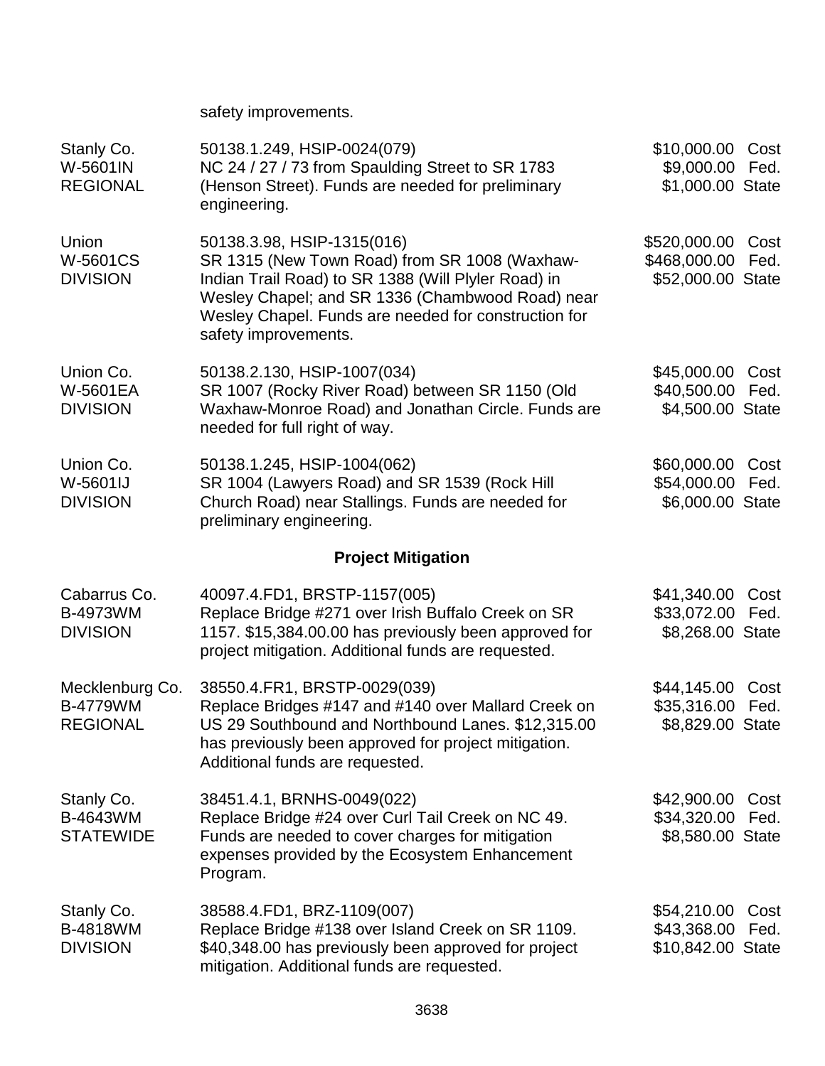safety improvements.

| | | |
|---|---|---|
| Stanly Co.<br>W-5601IN<br>REGIONAL | 50138.1.249, HSIP-0024(079)<br>NC 24 / 27 / 73 from Spaulding Street to SR 1783 (Henson Street). Funds are needed for preliminary engineering. | $10,000.00 Cost<br>$9,000.00 Fed.<br>$1,000.00 State |
| Union<br>W-5601CS<br>DIVISION | 50138.3.98, HSIP-1315(016)<br>SR 1315 (New Town Road) from SR 1008 (Waxhaw-Indian Trail Road) to SR 1388 (Will Plyler Road) in Wesley Chapel; and SR 1336 (Chambwood Road) near Wesley Chapel. Funds are needed for construction for safety improvements. | $520,000.00 Cost<br>$468,000.00 Fed.<br>$52,000.00 State |
| Union Co.<br>W-5601EA<br>DIVISION | 50138.2.130, HSIP-1007(034)<br>SR 1007 (Rocky River Road) between SR 1150 (Old Waxhaw-Monroe Road) and Jonathan Circle. Funds are needed for full right of way. | $45,000.00 Cost<br>$40,500.00 Fed.<br>$4,500.00 State |
| Union Co.<br>W-5601IJ<br>DIVISION | 50138.1.245, HSIP-1004(062)<br>SR 1004 (Lawyers Road) and SR 1539 (Rock Hill Church Road) near Stallings. Funds are needed for preliminary engineering. | $60,000.00 Cost<br>$54,000.00 Fed.<br>$6,000.00 State |

## Project Mitigation

| | | |
|---|---|---|
| Cabarrus Co.<br>B-4973WM<br>DIVISION | 40097.4.FD1, BRSTP-1157(005)<br>Replace Bridge #271 over Irish Buffalo Creek on SR 1157. $15,384.00.00 has previously been approved for project mitigation. Additional funds are requested. | $41,340.00 Cost<br>$33,072.00 Fed.<br>$8,268.00 State |
| Mecklenburg Co.<br>B-4779WM<br>REGIONAL | 38550.4.FR1, BRSTP-0029(039)<br>Replace Bridges #147 and #140 over Mallard Creek on US 29 Southbound and Northbound Lanes. $12,315.00 has previously been approved for project mitigation. Additional funds are requested. | $44,145.00 Cost<br>$35,316.00 Fed.<br>$8,829.00 State |
| Stanly Co.<br>B-4643WM<br>STATEWIDE | 38451.4.1, BRNHS-0049(022)<br>Replace Bridge #24 over Curl Tail Creek on NC 49. Funds are needed to cover charges for mitigation expenses provided by the Ecosystem Enhancement Program. | $42,900.00 Cost<br>$34,320.00 Fed.<br>$8,580.00 State |
| Stanly Co.<br>B-4818WM<br>DIVISION | 38588.4.FD1, BRZ-1109(007)<br>Replace Bridge #138 over Island Creek on SR 1109. $40,348.00 has previously been approved for project mitigation. Additional funds are requested. | $54,210.00 Cost<br>$43,368.00 Fed.<br>$10,842.00 State |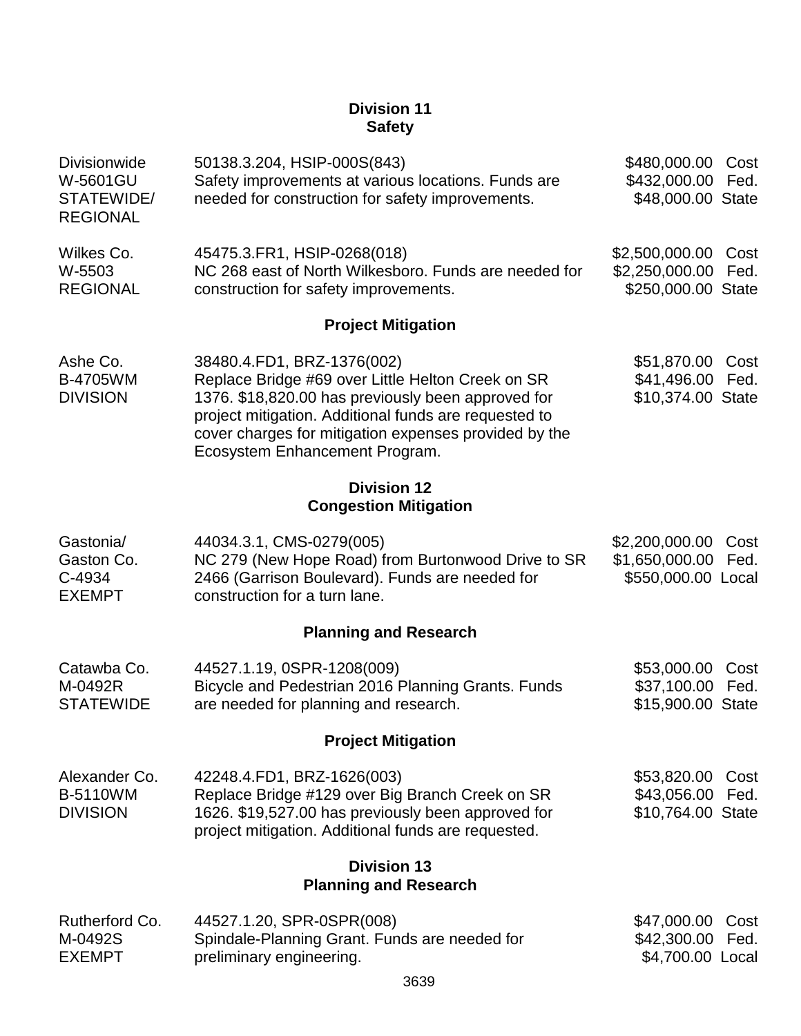## Division 11
### Safety

| | | |
|---|---|---|
| Divisionwide<br>W-5601GU<br>STATEWIDE/<br>REGIONAL | 50138.3.204, HSIP-000S(843)<br>Safety improvements at various locations. Funds are needed for construction for safety improvements. | $480,000.00 Cost<br>$432,000.00 Fed.<br>$48,000.00 State |
| Wilkes Co.<br>W-5503<br>REGIONAL | 45475.3.FR1, HSIP-0268(018)<br>NC 268 east of North Wilkesboro. Funds are needed for construction for safety improvements. | $2,500,000.00 Cost<br>$2,250,000.00 Fed.<br>$250,000.00 State |

### Project Mitigation

| | | |
|---|---|---|
| Ashe Co.<br>B-4705WM<br>DIVISION | 38480.4.FD1, BRZ-1376(002)<br>Replace Bridge #69 over Little Helton Creek on SR 1376. $18,820.00 has previously been approved for project mitigation. Additional funds are requested to cover charges for mitigation expenses provided by the Ecosystem Enhancement Program. | $51,870.00 Cost<br>$41,496.00 Fed.<br>$10,374.00 State |

## Division 12
### Congestion Mitigation

| | | |
|---|---|---|
| Gastonia/<br>Gaston Co.<br>C-4934<br>EXEMPT | 44034.3.1, CMS-0279(005)<br>NC 279 (New Hope Road) from Burtonwood Drive to SR 2466 (Garrison Boulevard). Funds are needed for construction for a turn lane. | $2,200,000.00 Cost<br>$1,650,000.00 Fed.<br>$550,000.00 Local |

### Planning and Research

| | | |
|---|---|---|
| Catawba Co.<br>M-0492R<br>STATEWIDE | 44527.1.19, 0SPR-1208(009)<br>Bicycle and Pedestrian 2016 Planning Grants. Funds are needed for planning and research. | $53,000.00 Cost<br>$37,100.00 Fed.<br>$15,900.00 State |

### Project Mitigation

| | | |
|---|---|---|
| Alexander Co.<br>B-5110WM<br>DIVISION | 42248.4.FD1, BRZ-1626(003)<br>Replace Bridge #129 over Big Branch Creek on SR 1626. $19,527.00 has previously been approved for project mitigation. Additional funds are requested. | $53,820.00 Cost<br>$43,056.00 Fed.<br>$10,764.00 State |

## Division 13
### Planning and Research

| | | |
|---|---|---|
| Rutherford Co.<br>M-0492S<br>EXEMPT | 44527.1.20, SPR-0SPR(008)<br>Spindale-Planning Grant. Funds are needed for preliminary engineering. | $47,000.00 Cost<br>$42,300.00 Fed.<br>$4,700.00 Local |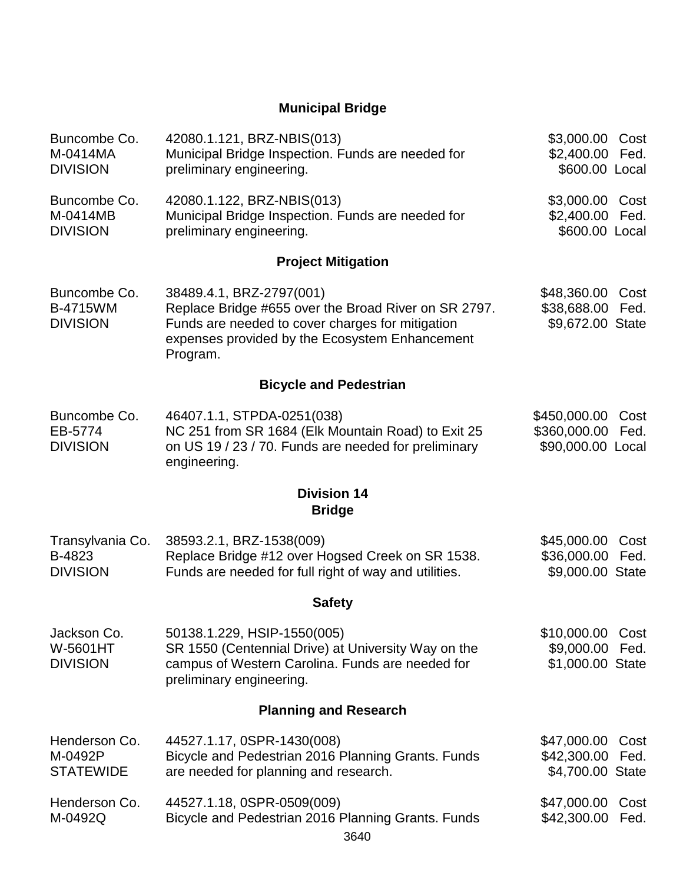### Municipal Bridge

| | | |
|---|---|---|
| Buncombe Co.<br>M-0414MA<br>DIVISION | 42080.1.121, BRZ-NBIS(013)<br>Municipal Bridge Inspection. Funds are needed for preliminary engineering. | $3,000.00 Cost<br>$2,400.00 Fed.<br>$600.00 Local |
| Buncombe Co.<br>M-0414MB<br>DIVISION | 42080.1.122, BRZ-NBIS(013)<br>Municipal Bridge Inspection. Funds are needed for preliminary engineering. | $3,000.00 Cost<br>$2,400.00 Fed.<br>$600.00 Local |

### Project Mitigation

| | | |
|---|---|---|
| Buncombe Co.<br>B-4715WM<br>DIVISION | 38489.4.1, BRZ-2797(001)<br>Replace Bridge #655 over the Broad River on SR 2797. Funds are needed to cover charges for mitigation expenses provided by the Ecosystem Enhancement Program. | $48,360.00 Cost<br>$38,688.00 Fed.<br>$9,672.00 State |

### Bicycle and Pedestrian

| | | |
|---|---|---|
| Buncombe Co.<br>EB-5774<br>DIVISION | 46407.1.1, STPDA-0251(038)<br>NC 251 from SR 1684 (Elk Mountain Road) to Exit 25 on US 19 / 23 / 70. Funds are needed for preliminary engineering. | $450,000.00 Cost<br>$360,000.00 Fed.<br>$90,000.00 Local |

## Division 14

### Bridge

| | | |
|---|---|---|
| Transylvania Co.<br>B-4823<br>DIVISION | 38593.2.1, BRZ-1538(009)<br>Replace Bridge #12 over Hogsed Creek on SR 1538. Funds are needed for full right of way and utilities. | $45,000.00 Cost<br>$36,000.00 Fed.<br>$9,000.00 State |

### Safety

| | | |
|---|---|---|
| Jackson Co.<br>W-5601HT<br>DIVISION | 50138.1.229, HSIP-1550(005)<br>SR 1550 (Centennial Drive) at University Way on the campus of Western Carolina. Funds are needed for preliminary engineering. | $10,000.00 Cost<br>$9,000.00 Fed.<br>$1,000.00 State |

### Planning and Research

| | | |
|---|---|---|
| Henderson Co.<br>M-0492P<br>STATEWIDE | 44527.1.17, 0SPR-1430(008)<br>Bicycle and Pedestrian 2016 Planning Grants. Funds are needed for planning and research. | $47,000.00 Cost<br>$42,300.00 Fed.<br>$4,700.00 State |
| Henderson Co.<br>M-0492Q | 44527.1.18, 0SPR-0509(009)<br>Bicycle and Pedestrian 2016 Planning Grants. Funds | $47,000.00 Cost<br>$42,300.00 Fed. |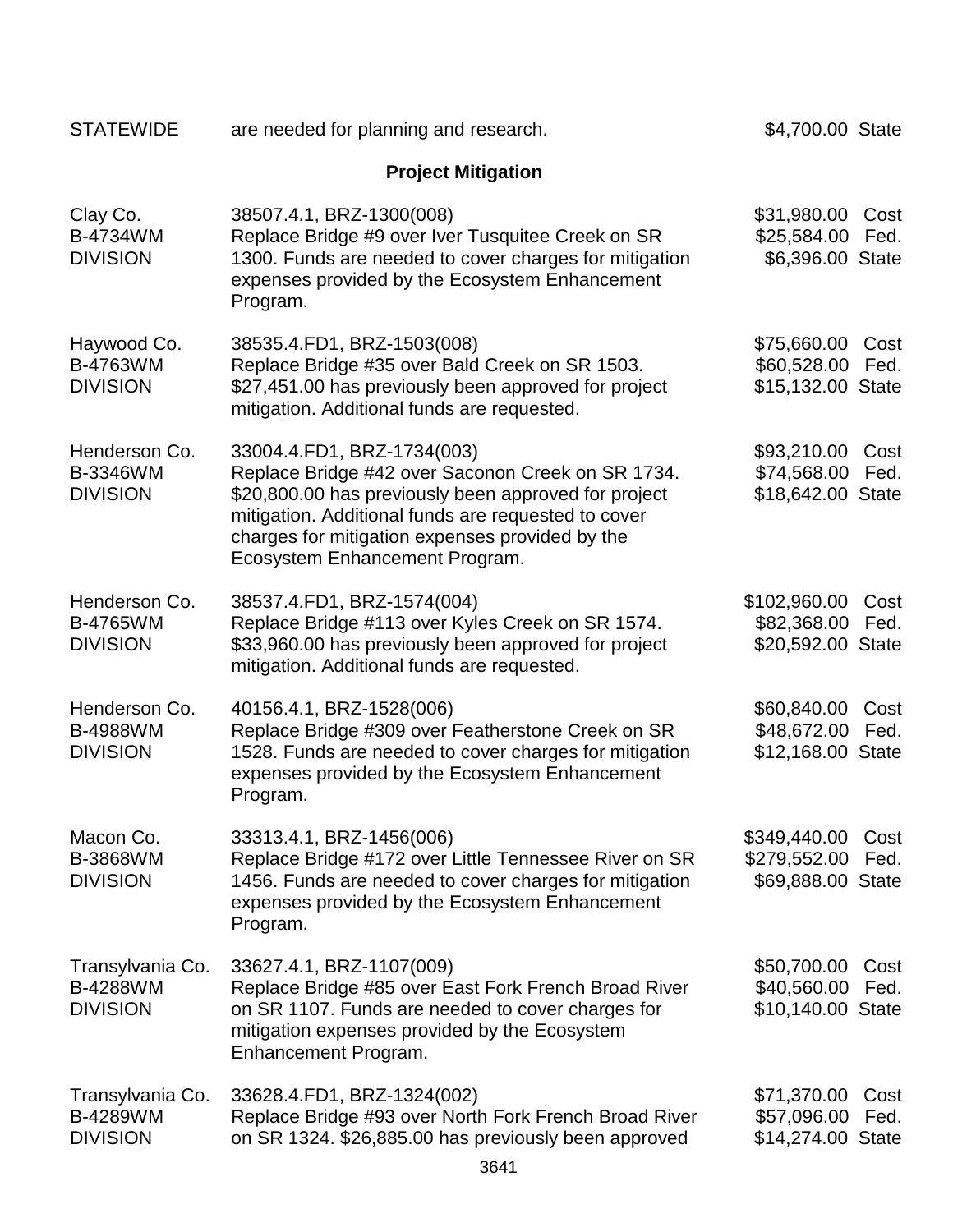| | | |
|---|---|---|
| STATEWIDE | are needed for planning and research. | $4,700.00 State |

**Project Mitigation**

| | | |
|---|---|---|
| Clay Co.<br>B-4734WM<br>DIVISION | 38507.4.1, BRZ-1300(008)<br>Replace Bridge #9 over Iver Tusquitee Creek on SR 1300. Funds are needed to cover charges for mitigation expenses provided by the Ecosystem Enhancement Program. | $31,980.00 Cost<br>$25,584.00 Fed.<br>$6,396.00 State |
| Haywood Co.<br>B-4763WM<br>DIVISION | 38535.4.FD1, BRZ-1503(008)<br>Replace Bridge #35 over Bald Creek on SR 1503. $27,451.00 has previously been approved for project mitigation. Additional funds are requested. | $75,660.00 Cost<br>$60,528.00 Fed.<br>$15,132.00 State |
| Henderson Co.<br>B-3346WM<br>DIVISION | 33004.4.FD1, BRZ-1734(003)<br>Replace Bridge #42 over Saconon Creek on SR 1734. $20,800.00 has previously been approved for project mitigation. Additional funds are requested to cover charges for mitigation expenses provided by the Ecosystem Enhancement Program. | $93,210.00 Cost<br>$74,568.00 Fed.<br>$18,642.00 State |
| Henderson Co.<br>B-4765WM<br>DIVISION | 38537.4.FD1, BRZ-1574(004)<br>Replace Bridge #113 over Kyles Creek on SR 1574. $33,960.00 has previously been approved for project mitigation. Additional funds are requested. | $102,960.00 Cost<br>$82,368.00 Fed.<br>$20,592.00 State |
| Henderson Co.<br>B-4988WM<br>DIVISION | 40156.4.1, BRZ-1528(006)<br>Replace Bridge #309 over Featherstone Creek on SR 1528. Funds are needed to cover charges for mitigation expenses provided by the Ecosystem Enhancement Program. | $60,840.00 Cost<br>$48,672.00 Fed.<br>$12,168.00 State |
| Macon Co.<br>B-3868WM<br>DIVISION | 33313.4.1, BRZ-1456(006)<br>Replace Bridge #172 over Little Tennessee River on SR 1456. Funds are needed to cover charges for mitigation expenses provided by the Ecosystem Enhancement Program. | $349,440.00 Cost<br>$279,552.00 Fed.<br>$69,888.00 State |
| Transylvania Co.<br>B-4288WM<br>DIVISION | 33627.4.1, BRZ-1107(009)<br>Replace Bridge #85 over East Fork French Broad River on SR 1107. Funds are needed to cover charges for mitigation expenses provided by the Ecosystem Enhancement Program. | $50,700.00 Cost<br>$40,560.00 Fed.<br>$10,140.00 State |
| Transylvania Co.<br>B-4289WM<br>DIVISION | 33628.4.FD1, BRZ-1324(002)<br>Replace Bridge #93 over North Fork French Broad River on SR 1324. $26,885.00 has previously been approved | $71,370.00 Cost<br>$57,096.00 Fed.<br>$14,274.00 State |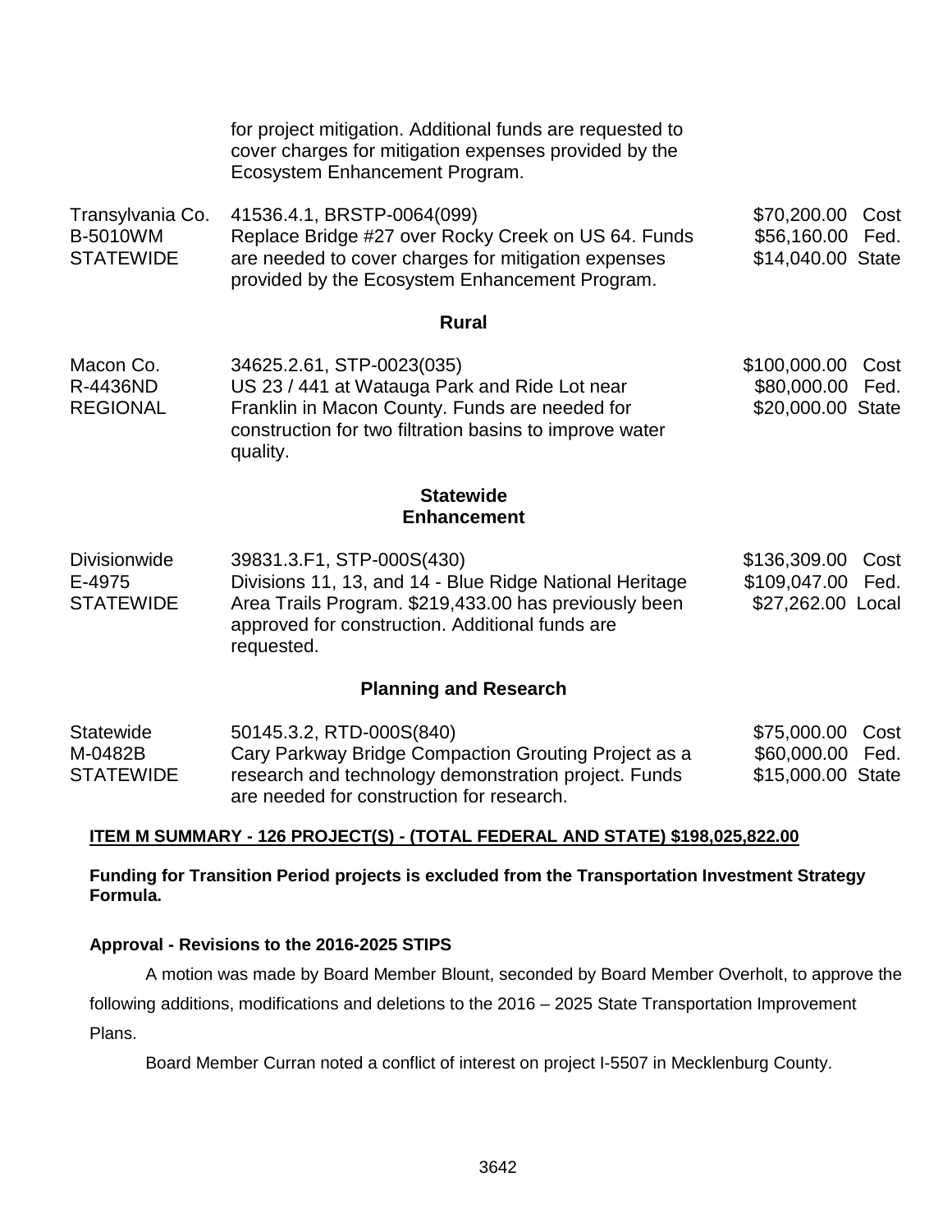| | | |
|---|---|---|
| | for project mitigation. Additional funds are requested to cover charges for mitigation expenses provided by the Ecosystem Enhancement Program. | |
| Transylvania Co.<br>B-5010WM<br>STATEWIDE | 41536.4.1, BRSTP-0064(099)<br>Replace Bridge #27 over Rocky Creek on US 64. Funds are needed to cover charges for mitigation expenses provided by the Ecosystem Enhancement Program. | $70,200.00 Cost<br>$56,160.00 Fed.<br>$14,040.00 State |

**Rural**

| | | |
|---|---|---|
| Macon Co.<br>R-4436ND<br>REGIONAL | 34625.2.61, STP-0023(035)<br>US 23 / 441 at Watauga Park and Ride Lot near Franklin in Macon County. Funds are needed for construction for two filtration basins to improve water quality. | $100,000.00 Cost<br>$80,000.00 Fed.<br>$20,000.00 State |

**Statewide**
**Enhancement**

| | | |
|---|---|---|
| Divisionwide<br>E-4975<br>STATEWIDE | 39831.3.F1, STP-000S(430)<br>Divisions 11, 13, and 14 - Blue Ridge National Heritage Area Trails Program. $219,433.00 has previously been approved for construction. Additional funds are requested. | $136,309.00 Cost<br>$109,047.00 Fed.<br>$27,262.00 Local |

**Planning and Research**

| | | |
|---|---|---|
| Statewide<br>M-0482B<br>STATEWIDE | 50145.3.2, RTD-000S(840)<br>Cary Parkway Bridge Compaction Grouting Project as a research and technology demonstration project. Funds are needed for construction for research. | $75,000.00 Cost<br>$60,000.00 Fed.<br>$15,000.00 State |

**ITEM M SUMMARY - 126 PROJECT(S) - (TOTAL FEDERAL AND STATE) $198,025,822.00**

**Funding for Transition Period projects is excluded from the Transportation Investment Strategy Formula.**

**Approval - Revisions to the 2016-2025 STIPS**

A motion was made by Board Member Blount, seconded by Board Member Overholt, to approve the following additions, modifications and deletions to the 2016 – 2025 State Transportation Improvement Plans.

Board Member Curran noted a conflict of interest on project I-5507 in Mecklenburg County.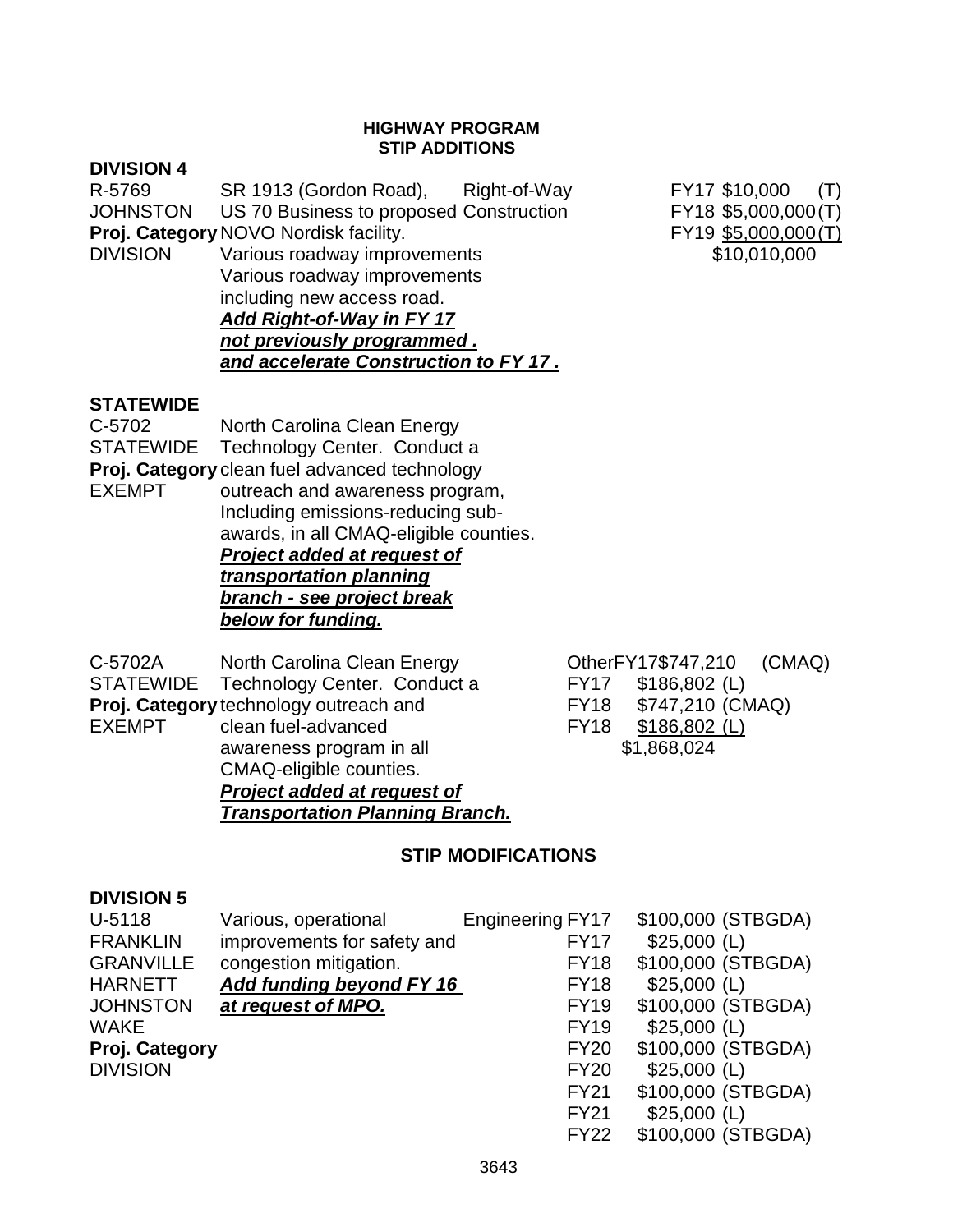**HIGHWAY PROGRAM**
**STIP ADDITIONS**

**DIVISION 4**

| | | | |
|---|---|---|---|
| R-5769<br>JOHNSTON<br>**Proj. Category**<br>DIVISION | SR 1913 (Gordon Road), US 70 Business to proposed NOVO Nordisk facility. Various roadway improvements Various roadway improvements including new access road.<br>***Add Right-of-Way in FY 17 not previously programmed . and accelerate Construction to FY 17 .*** | Right-of-Way<br>Construction | FY17 $10,000 (T)<br>FY18 $5,000,000 (T)<br>FY19 $5,000,000 (T)<br>$10,010,000 |

**STATEWIDE**

| | | |
|---|---|---|
| C-5702<br>STATEWIDE<br>**Proj. Category**<br>EXEMPT | North Carolina Clean Energy Technology Center. Conduct a clean fuel advanced technology outreach and awareness program, Including emissions-reducing sub-awards, in all CMAQ-eligible counties.<br>***Project added at request of transportation planning branch - see project break below for funding.*** | |
| C-5702A<br>STATEWIDE<br>**Proj. Category**<br>EXEMPT | North Carolina Clean Energy Technology Center. Conduct a technology outreach and clean fuel-advanced awareness program in all CMAQ-eligible counties.<br>***Project added at request of Transportation Planning Branch.*** | Other FY17 $747,210 (CMAQ)<br>FY17 $186,802 (L)<br>FY18 $747,210 (CMAQ)<br>FY18 $186,802 (L)<br>$1,868,024 |

**STIP MODIFICATIONS**

**DIVISION 5**

| | | | |
|---|---|---|---|
| U-5118<br>FRANKLIN<br>GRANVILLE<br>HARNETT<br>JOHNSTON<br>WAKE<br>**Proj. Category**<br>DIVISION | Various, operational improvements for safety and congestion mitigation.<br>***Add funding beyond FY 16 at request of MPO.*** | Engineering | FY17 $100,000 (STBGDA)<br>FY17 $25,000 (L)<br>FY18 $100,000 (STBGDA)<br>FY18 $25,000 (L)<br>FY19 $100,000 (STBGDA)<br>FY19 $25,000 (L)<br>FY20 $100,000 (STBGDA)<br>FY20 $25,000 (L)<br>FY21 $100,000 (STBGDA)<br>FY21 $25,000 (L)<br>FY22 $100,000 (STBGDA) |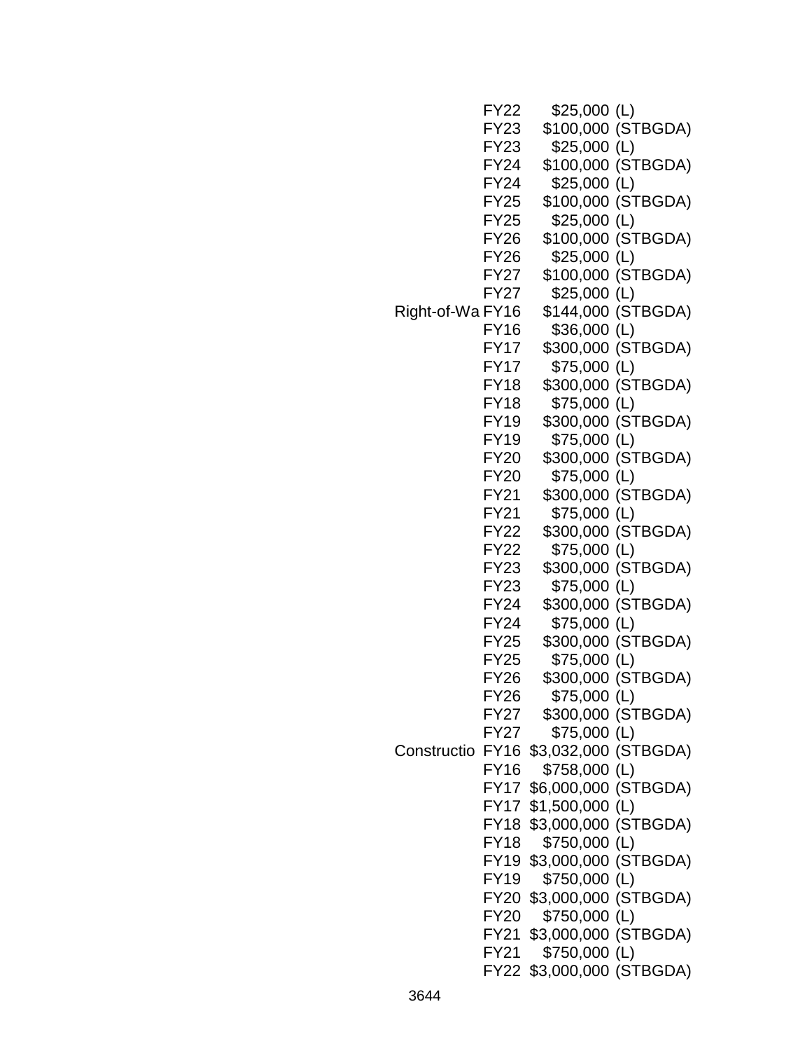| | | | |
|---|---|---|---|
| | FY22 | $25,000 | (L) |
| | FY23 | $100,000 | (STBGDA) |
| | FY23 | $25,000 | (L) |
| | FY24 | $100,000 | (STBGDA) |
| | FY24 | $25,000 | (L) |
| | FY25 | $100,000 | (STBGDA) |
| | FY25 | $25,000 | (L) |
| | FY26 | $100,000 | (STBGDA) |
| | FY26 | $25,000 | (L) |
| | FY27 | $100,000 | (STBGDA) |
| | FY27 | $25,000 | (L) |
| Right-of-Wa | FY16 | $144,000 | (STBGDA) |
| | FY16 | $36,000 | (L) |
| | FY17 | $300,000 | (STBGDA) |
| | FY17 | $75,000 | (L) |
| | FY18 | $300,000 | (STBGDA) |
| | FY18 | $75,000 | (L) |
| | FY19 | $300,000 | (STBGDA) |
| | FY19 | $75,000 | (L) |
| | FY20 | $300,000 | (STBGDA) |
| | FY20 | $75,000 | (L) |
| | FY21 | $300,000 | (STBGDA) |
| | FY21 | $75,000 | (L) |
| | FY22 | $300,000 | (STBGDA) |
| | FY22 | $75,000 | (L) |
| | FY23 | $300,000 | (STBGDA) |
| | FY23 | $75,000 | (L) |
| | FY24 | $300,000 | (STBGDA) |
| | FY24 | $75,000 | (L) |
| | FY25 | $300,000 | (STBGDA) |
| | FY25 | $75,000 | (L) |
| | FY26 | $300,000 | (STBGDA) |
| | FY26 | $75,000 | (L) |
| | FY27 | $300,000 | (STBGDA) |
| | FY27 | $75,000 | (L) |
| Constructio | FY16 | $3,032,000 | (STBGDA) |
| | FY16 | $758,000 | (L) |
| | FY17 | $6,000,000 | (STBGDA) |
| | FY17 | $1,500,000 | (L) |
| | FY18 | $3,000,000 | (STBGDA) |
| | FY18 | $750,000 | (L) |
| | FY19 | $3,000,000 | (STBGDA) |
| | FY19 | $750,000 | (L) |
| | FY20 | $3,000,000 | (STBGDA) |
| | FY20 | $750,000 | (L) |
| | FY21 | $3,000,000 | (STBGDA) |
| | FY21 | $750,000 | (L) |
| | FY22 | $3,000,000 | (STBGDA) |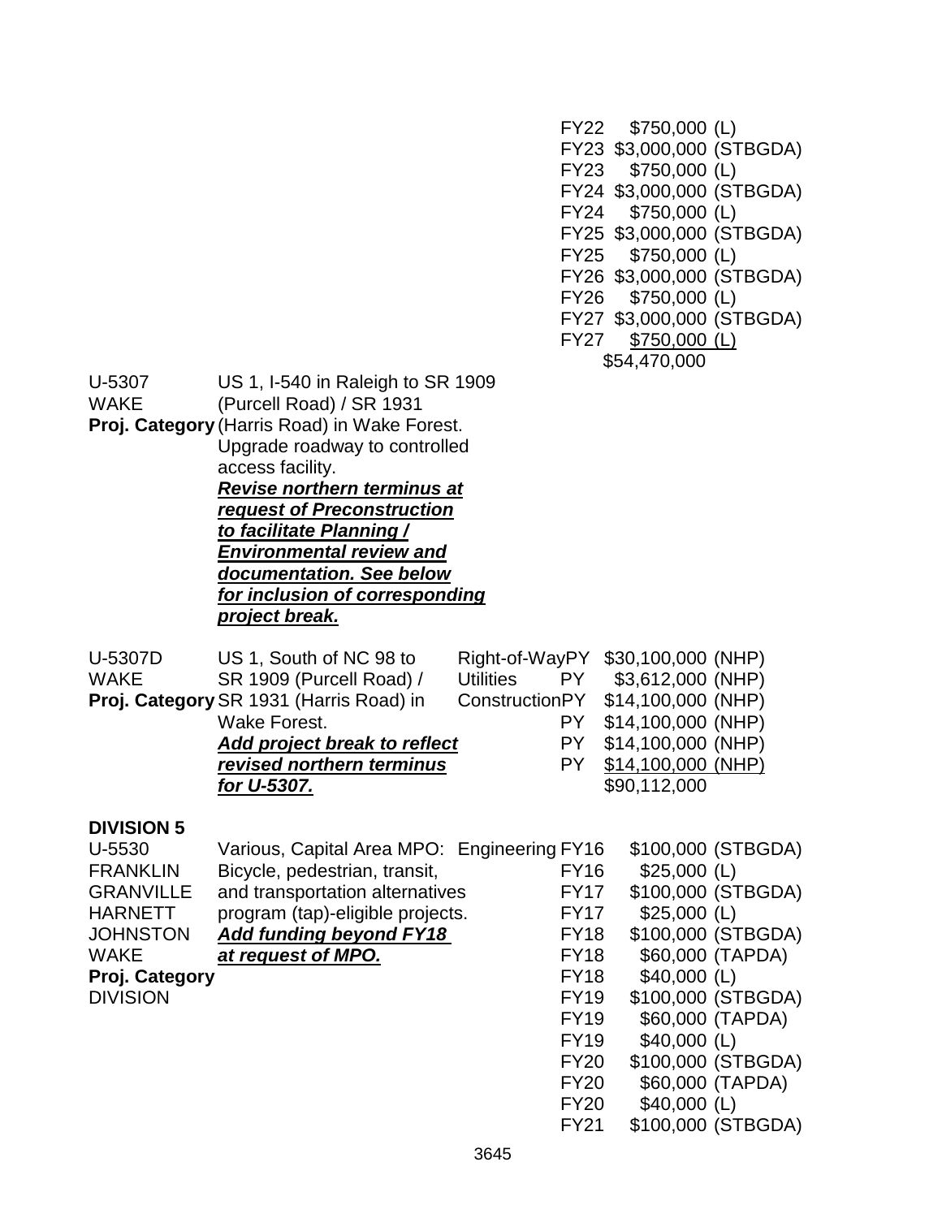| | | | | | |
|---|---|---|---|---|---|
| | | | FY22 | $750,000 | (L) |
| | | | FY23 | $3,000,000 | (STBGDA) |
| | | | FY23 | $750,000 | (L) |
| | | | FY24 | $3,000,000 | (STBGDA) |
| | | | FY24 | $750,000 | (L) |
| | | | FY25 | $3,000,000 | (STBGDA) |
| | | | FY25 | $750,000 | (L) |
| | | | FY26 | $3,000,000 | (STBGDA) |
| | | | FY26 | $750,000 | (L) |
| | | | FY27 | $3,000,000 | (STBGDA) |
| | | | FY27 | $750,000 | (L) |
| | | | | $54,470,000 | |

U-5307
WAKE
**Proj. Category**

US 1, I-540 in Raleigh to SR 1909 (Purcell Road) / SR 1931 (Harris Road) in Wake Forest. Upgrade roadway to controlled access facility.
***Revise northern terminus at request of Preconstruction to facilitate Planning / Environmental review and documentation. See below for inclusion of corresponding project break.***

| | | | | | |
|---|---|---|---|---|---|
| U-5307D<br>WAKE<br>**Proj. Category** | US 1, South of NC 98 to SR 1909 (Purcell Road) / SR 1931 (Harris Road) in Wake Forest.<br>***Add project break to reflect revised northern terminus for U-5307.*** | Right-of-Way | PY | $30,100,000 | (NHP) |
| | | Utilities | PY | $3,612,000 | (NHP) |
| | | Construction | PY | $14,100,000 | (NHP) |
| | | | PY | $14,100,000 | (NHP) |
| | | | PY | $14,100,000 | (NHP) |
| | | | PY | $14,100,000 | (NHP) |
| | | | | $90,112,000 | |

**DIVISION 5**

| | | | | | |
|---|---|---|---|---|---|
| U-5530<br>FRANKLIN<br>GRANVILLE<br>HARNETT<br>JOHNSTON<br>WAKE<br>**Proj. Category**<br>DIVISION | Various, Capital Area MPO: Bicycle, pedestrian, transit, and transportation alternatives program (tap)-eligible projects.<br>***Add funding beyond FY18 at request of MPO.*** | Engineering | FY16 | $100,000 | (STBGDA) |
| | | | FY16 | $25,000 | (L) |
| | | | FY17 | $100,000 | (STBGDA) |
| | | | FY17 | $25,000 | (L) |
| | | | FY18 | $100,000 | (STBGDA) |
| | | | FY18 | $60,000 | (TAPDA) |
| | | | FY18 | $40,000 | (L) |
| | | | FY19 | $100,000 | (STBGDA) |
| | | | FY19 | $60,000 | (TAPDA) |
| | | | FY19 | $40,000 | (L) |
| | | | FY20 | $100,000 | (STBGDA) |
| | | | FY20 | $60,000 | (TAPDA) |
| | | | FY20 | $40,000 | (L) |
| | | | FY21 | $100,000 | (STBGDA) |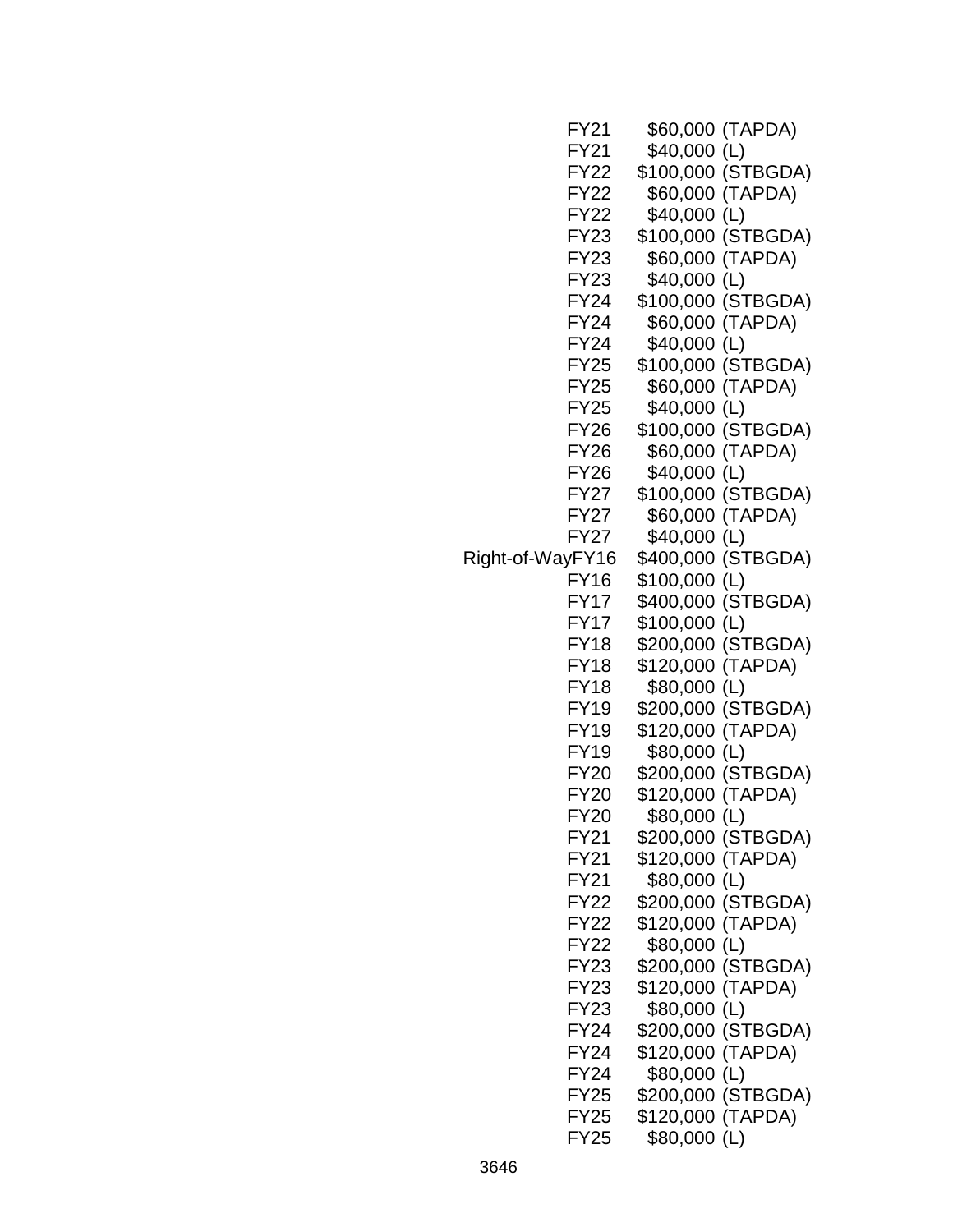| | | | |
|---|---|---|---|
| | FY21 | $60,000 | (TAPDA) |
| | FY21 | $40,000 | (L) |
| | FY22 | $100,000 | (STBGDA) |
| | FY22 | $60,000 | (TAPDA) |
| | FY22 | $40,000 | (L) |
| | FY23 | $100,000 | (STBGDA) |
| | FY23 | $60,000 | (TAPDA) |
| | FY23 | $40,000 | (L) |
| | FY24 | $100,000 | (STBGDA) |
| | FY24 | $60,000 | (TAPDA) |
| | FY24 | $40,000 | (L) |
| | FY25 | $100,000 | (STBGDA) |
| | FY25 | $60,000 | (TAPDA) |
| | FY25 | $40,000 | (L) |
| | FY26 | $100,000 | (STBGDA) |
| | FY26 | $60,000 | (TAPDA) |
| | FY26 | $40,000 | (L) |
| | FY27 | $100,000 | (STBGDA) |
| | FY27 | $60,000 | (TAPDA) |
| | FY27 | $40,000 | (L) |
| Right-of-Way | FY16 | $400,000 | (STBGDA) |
| | FY16 | $100,000 | (L) |
| | FY17 | $400,000 | (STBGDA) |
| | FY17 | $100,000 | (L) |
| | FY18 | $200,000 | (STBGDA) |
| | FY18 | $120,000 | (TAPDA) |
| | FY18 | $80,000 | (L) |
| | FY19 | $200,000 | (STBGDA) |
| | FY19 | $120,000 | (TAPDA) |
| | FY19 | $80,000 | (L) |
| | FY20 | $200,000 | (STBGDA) |
| | FY20 | $120,000 | (TAPDA) |
| | FY20 | $80,000 | (L) |
| | FY21 | $200,000 | (STBGDA) |
| | FY21 | $120,000 | (TAPDA) |
| | FY21 | $80,000 | (L) |
| | FY22 | $200,000 | (STBGDA) |
| | FY22 | $120,000 | (TAPDA) |
| | FY22 | $80,000 | (L) |
| | FY23 | $200,000 | (STBGDA) |
| | FY23 | $120,000 | (TAPDA) |
| | FY23 | $80,000 | (L) |
| | FY24 | $200,000 | (STBGDA) |
| | FY24 | $120,000 | (TAPDA) |
| | FY24 | $80,000 | (L) |
| | FY25 | $200,000 | (STBGDA) |
| | FY25 | $120,000 | (TAPDA) |
| | FY25 | $80,000 | (L) |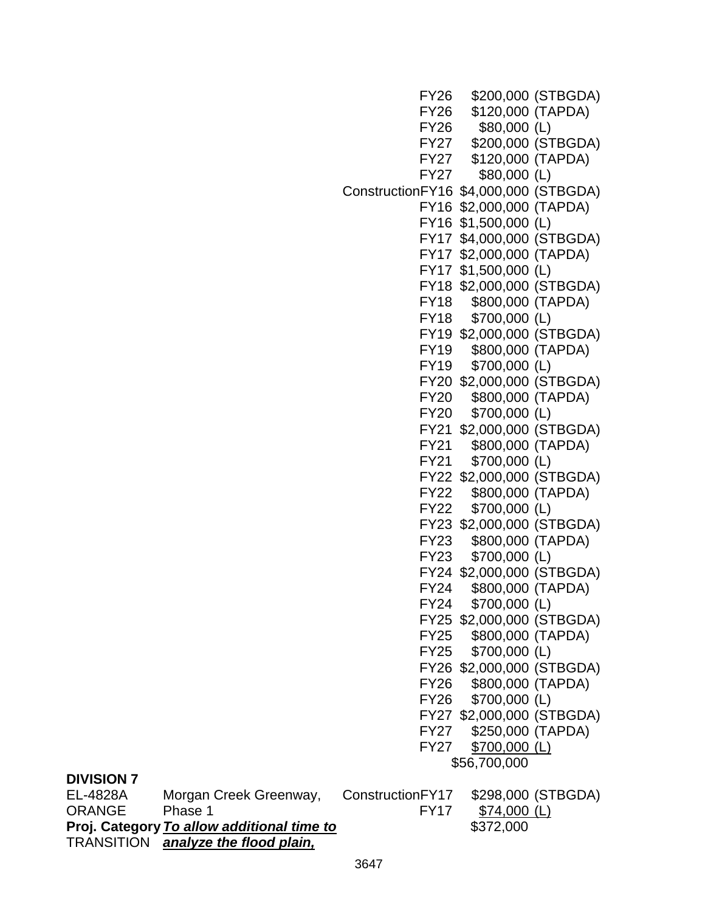| | | | | | |
|---|---|---|---|---|---|
| | | | FY26 | $200,000 | (STBGDA) |
| | | | FY26 | $120,000 | (TAPDA) |
| | | | FY26 | $80,000 | (L) |
| | | | FY27 | $200,000 | (STBGDA) |
| | | | FY27 | $120,000 | (TAPDA) |
| | | | FY27 | $80,000 | (L) |
| | | Construction | FY16 | $4,000,000 | (STBGDA) |
| | | | FY16 | $2,000,000 | (TAPDA) |
| | | | FY16 | $1,500,000 | (L) |
| | | | FY17 | $4,000,000 | (STBGDA) |
| | | | FY17 | $2,000,000 | (TAPDA) |
| | | | FY17 | $1,500,000 | (L) |
| | | | FY18 | $2,000,000 | (STBGDA) |
| | | | FY18 | $800,000 | (TAPDA) |
| | | | FY18 | $700,000 | (L) |
| | | | FY19 | $2,000,000 | (STBGDA) |
| | | | FY19 | $800,000 | (TAPDA) |
| | | | FY19 | $700,000 | (L) |
| | | | FY20 | $2,000,000 | (STBGDA) |
| | | | FY20 | $800,000 | (TAPDA) |
| | | | FY20 | $700,000 | (L) |
| | | | FY21 | $2,000,000 | (STBGDA) |
| | | | FY21 | $800,000 | (TAPDA) |
| | | | FY21 | $700,000 | (L) |
| | | | FY22 | $2,000,000 | (STBGDA) |
| | | | FY22 | $800,000 | (TAPDA) |
| | | | FY22 | $700,000 | (L) |
| | | | FY23 | $2,000,000 | (STBGDA) |
| | | | FY23 | $800,000 | (TAPDA) |
| | | | FY23 | $700,000 | (L) |
| | | | FY24 | $2,000,000 | (STBGDA) |
| | | | FY24 | $800,000 | (TAPDA) |
| | | | FY24 | $700,000 | (L) |
| | | | FY25 | $2,000,000 | (STBGDA) |
| | | | FY25 | $800,000 | (TAPDA) |
| | | | FY25 | $700,000 | (L) |
| | | | FY26 | $2,000,000 | (STBGDA) |
| | | | FY26 | $800,000 | (TAPDA) |
| | | | FY26 | $700,000 | (L) |
| | | | FY27 | $2,000,000 | (STBGDA) |
| | | | FY27 | $250,000 | (TAPDA) |
| | | | FY27 | $700,000 | (L) |
| | | | | $56,700,000 | |

**DIVISION 7**

| | | | | | |
|---|---|---|---|---|---|
| EL-4828A | Morgan Creek Greenway, | Construction | FY17 | $298,000 | (STBGDA) |
| ORANGE | Phase 1 | | FY17 | $74,000 | (L) |
| **Proj. Category** | ***To allow additional time to*** | | | $372,000 | |
| TRANSITION | ***analyze the flood plain,*** | | | | |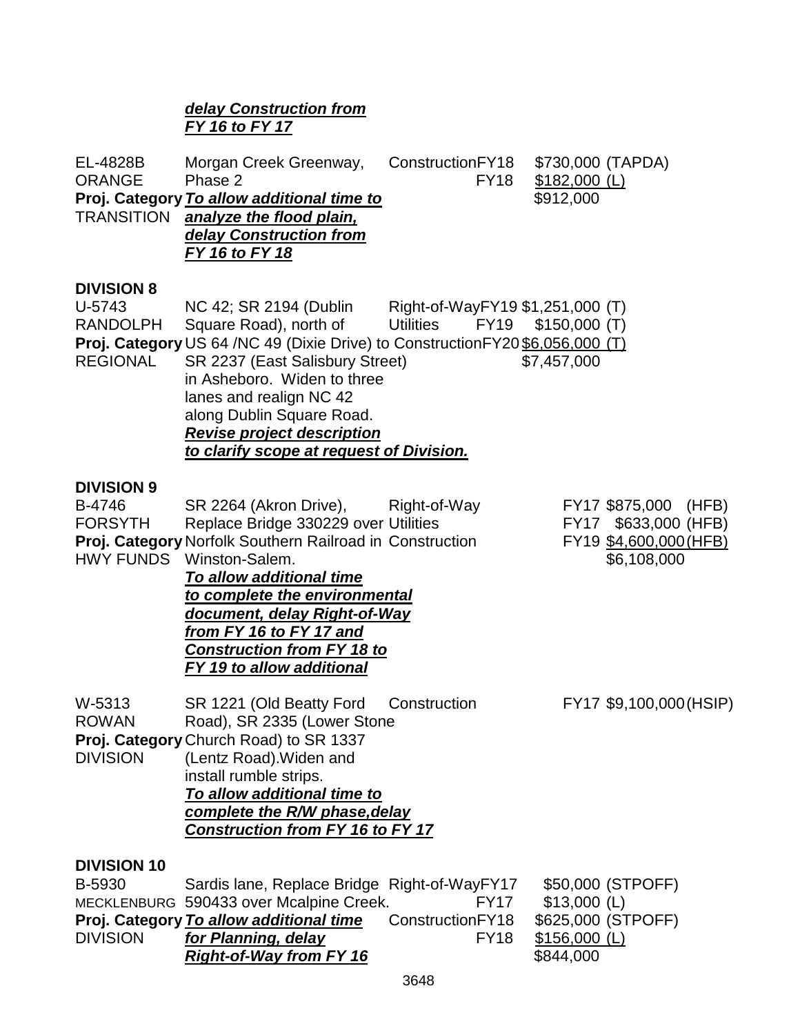***delay Construction from FY 16 to FY 17***

| | | | | |
|---|---|---|---|---|
| EL-4828B<br>ORANGE<br>**Proj. Category**<br>TRANSITION | Morgan Creek Greenway, Phase 2<br>***To allow additional time to analyze the flood plain, delay Construction from FY 16 to FY 18*** | Construction | FY18<br>FY18 | $730,000 (TAPDA)<br>$182,000 (L)<br>$912,000 |

## DIVISION 8

| | | | | |
|---|---|---|---|---|
| U-5743<br>RANDOLPH<br>**Proj. Category**<br>REGIONAL | NC 42; SR 2194 (Dublin Square Road), north of US 64 /NC 49 (Dixie Drive) to SR 2237 (East Salisbury Street) in Asheboro. Widen to three lanes and realign NC 42 along Dublin Square Road.<br>***Revise project description to clarify scope at request of Division.*** | Right-of-Way<br>Utilities<br>Construction | FY19<br>FY19<br>FY20 | $1,251,000 (T)<br>$150,000 (T)<br>$6,056,000 (T)<br>$7,457,000 |

## DIVISION 9

| | | | | |
|---|---|---|---|---|
| B-4746<br>FORSYTH<br>**Proj. Category**<br>HWY FUNDS | SR 2264 (Akron Drive), Replace Bridge 330229 over Norfolk Southern Railroad in Winston-Salem.<br>***To allow additional time to complete the environmental document, delay Right-of-Way from FY 16 to FY 17 and Construction from FY 18 to FY 19 to allow additional*** | Right-of-Way<br>Utilities<br>Construction | FY17<br>FY17<br>FY19 | $875,000 (HFB)<br>$633,000 (HFB)<br>$4,600,000 (HFB)<br>$6,108,000 |
| W-5313<br>ROWAN<br>**Proj. Category**<br>DIVISION | SR 1221 (Old Beatty Ford Road), SR 2335 (Lower Stone Church Road) to SR 1337 (Lentz Road).Widen and install rumble strips.<br>***To allow additional time to complete the R/W phase,delay Construction from FY 16 to FY 17*** | Construction | FY17 | $9,100,000 (HSIP) |

## DIVISION 10

| | | | | |
|---|---|---|---|---|
| B-5930<br>MECKLENBURG<br>**Proj. Category**<br>DIVISION | Sardis lane, Replace Bridge 590433 over Mcalpine Creek.<br>***To allow additional time for Planning, delay Right-of-Way from FY 16*** | Right-of-Way<br><br>Construction | FY17<br>FY17<br>FY18<br>FY18 | $50,000 (STPOFF)<br>$13,000 (L)<br>$625,000 (STPOFF)<br>$156,000 (L)<br>$844,000 |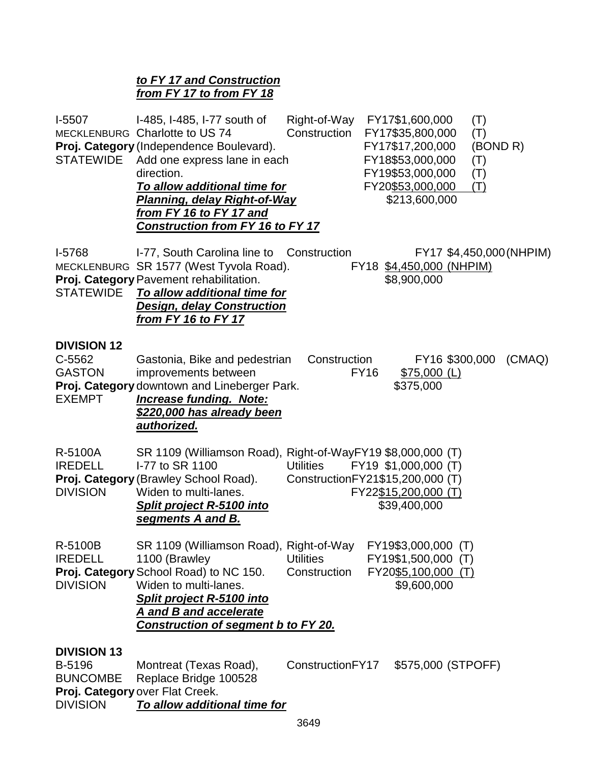***to FY 17 and Construction from FY 17 to from FY 18***

| | | | | | |
|---|---|---|---|---|---|
| I-5507<br>MECKLENBURG<br>**Proj. Category**<br>STATEWIDE | I-485, I-485, I-77 south of Charlotte to US 74 (Independence Boulevard). Add one express lane in each direction.<br>***To allow additional time for Planning, delay Right-of-Way from FY 16 to FY 17 and Construction from FY 16 to FY 17*** | Right-of-Way<br>Construction | FY17<br>FY17<br>FY17<br>FY18<br>FY19<br>FY20 | \$1,600,000<br>\$35,800,000<br>\$17,200,000<br>\$53,000,000<br>\$53,000,000<br><u>\$53,000,000</u><br>\$213,600,000 | (T)<br>(T)<br>(BOND R)<br>(T)<br>(T)<br><u>(T)</u> |
| I-5768<br>MECKLENBURG<br>**Proj. Category**<br>STATEWIDE | I-77, South Carolina line to SR 1577 (West Tyvola Road). Pavement rehabilitation.<br>***To allow additional time for Design, delay Construction from FY 16 to FY 17*** | Construction | FY17<br>FY18 | \$4,450,000<br><u>\$4,450,000</u><br>\$8,900,000 | (NHPIM)<br><u>(NHPIM)</u> |

**DIVISION 12**

| | | | | | |
|---|---|---|---|---|---|
| C-5562<br>GASTON<br>**Proj. Category**<br>EXEMPT | Gastonia, Bike and pedestrian improvements between downtown and Lineberger Park.<br>***Increase funding. Note: \$220,000 has already been authorized.*** | Construction | FY16<br>FY16 | \$300,000<br><u>\$75,000</u><br>\$375,000 | (CMAQ)<br><u>(L)</u> |
| R-5100A<br>IREDELL<br>**Proj. Category**<br>DIVISION | SR 1109 (Williamson Road), I-77 to SR 1100 (Brawley School Road). Widen to multi-lanes.<br>***Split project R-5100 into segments A and B.*** | Right-of-Way<br>Utilities<br>Construction | FY19<br>FY19<br>FY21<br>FY22 | \$8,000,000<br>\$1,000,000<br>\$15,200,000<br><u>\$15,200,000</u><br>\$39,400,000 | (T)<br>(T)<br>(T)<br><u>(T)</u> |
| R-5100B<br>IREDELL<br>**Proj. Category**<br>DIVISION | SR 1109 (Williamson Road), 1100 (Brawley School Road) to NC 150. Widen to multi-lanes.<br>***Split project R-5100 into A and B and accelerate Construction of segment b to FY 20.*** | Right-of-Way<br>Utilities<br>Construction | FY19<br>FY19<br>FY20 | \$3,000,000<br>\$1,500,000<br><u>\$5,100,000</u><br>\$9,600,000 | (T)<br>(T)<br><u>(T)</u> |

**DIVISION 13**

| | | | | | |
|---|---|---|---|---|---|
| B-5196<br>BUNCOMBE<br>**Proj. Category**<br>DIVISION | Montreat (Texas Road), Replace Bridge 100528 over Flat Creek.<br>***To allow additional time for*** | Construction | FY17 | \$575,000 | (STPOFF) |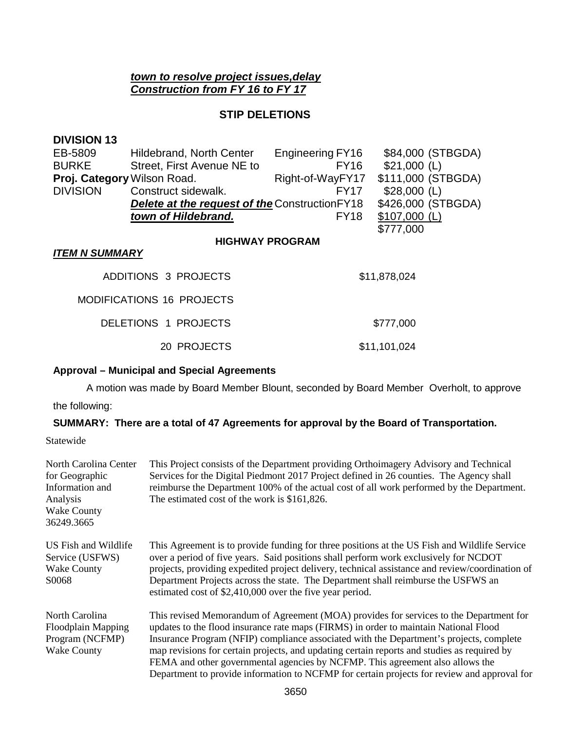***town to resolve project issues,delay Construction from FY 16 to FY 17***

### STIP DELETIONS

**DIVISION 13**

| | | | | |
|---|---|---|---|---|
| EB-5809 | Hildebrand, North Center | Engineering | FY16 | $84,000 (STBGDA) |
| BURKE | Street, First Avenue NE to | | FY16 | $21,000 (L) |
| **Proj. Category** | Wilson Road. | Right-of-Way | FY17 | $111,000 (STBGDA) |
| DIVISION | Construct sidewalk. | | FY17 | $28,000 (L) |
| | ***Delete at the request of the*** | Construction | FY18 | $426,000 (STBGDA) |
| | ***town of Hildebrand.*** | | FY18 | $107,000 (L) |
| | | | | $777,000 |

**HIGHWAY PROGRAM**

***ITEM N SUMMARY***

| | |
|---|---|
| ADDITIONS 3 PROJECTS | $11,878,024 |
| MODIFICATIONS 16 PROJECTS | |
| DELETIONS 1 PROJECTS | $777,000 |
| 20 PROJECTS | $11,101,024 |

**Approval – Municipal and Special Agreements**

A motion was made by Board Member Blount, seconded by Board Member Overholt, to approve the following:

**SUMMARY: There are a total of 47 Agreements for approval by the Board of Transportation.**

Statewide

| | |
|---|---|
| North Carolina Center for Geographic Information and Analysis<br>Wake County<br>36249.3665 | This Project consists of the Department providing Orthoimagery Advisory and Technical Services for the Digital Piedmont 2017 Project defined in 26 counties. The Agency shall reimburse the Department 100% of the actual cost of all work performed by the Department. The estimated cost of the work is $161,826. |
| US Fish and Wildlife Service (USFWS)<br>Wake County<br>S0068 | This Agreement is to provide funding for three positions at the US Fish and Wildlife Service over a period of five years. Said positions shall perform work exclusively for NCDOT projects, providing expedited project delivery, technical assistance and review/coordination of Department Projects across the state. The Department shall reimburse the USFWS an estimated cost of $2,410,000 over the five year period. |
| North Carolina Floodplain Mapping Program (NCFMP)<br>Wake County | This revised Memorandum of Agreement (MOA) provides for services to the Department for updates to the flood insurance rate maps (FIRMS) in order to maintain National Flood Insurance Program (NFIP) compliance associated with the Department's projects, complete map revisions for certain projects, and updating certain reports and studies as required by FEMA and other governmental agencies by NCFMP. This agreement also allows the Department to provide information to NCFMP for certain projects for review and approval for |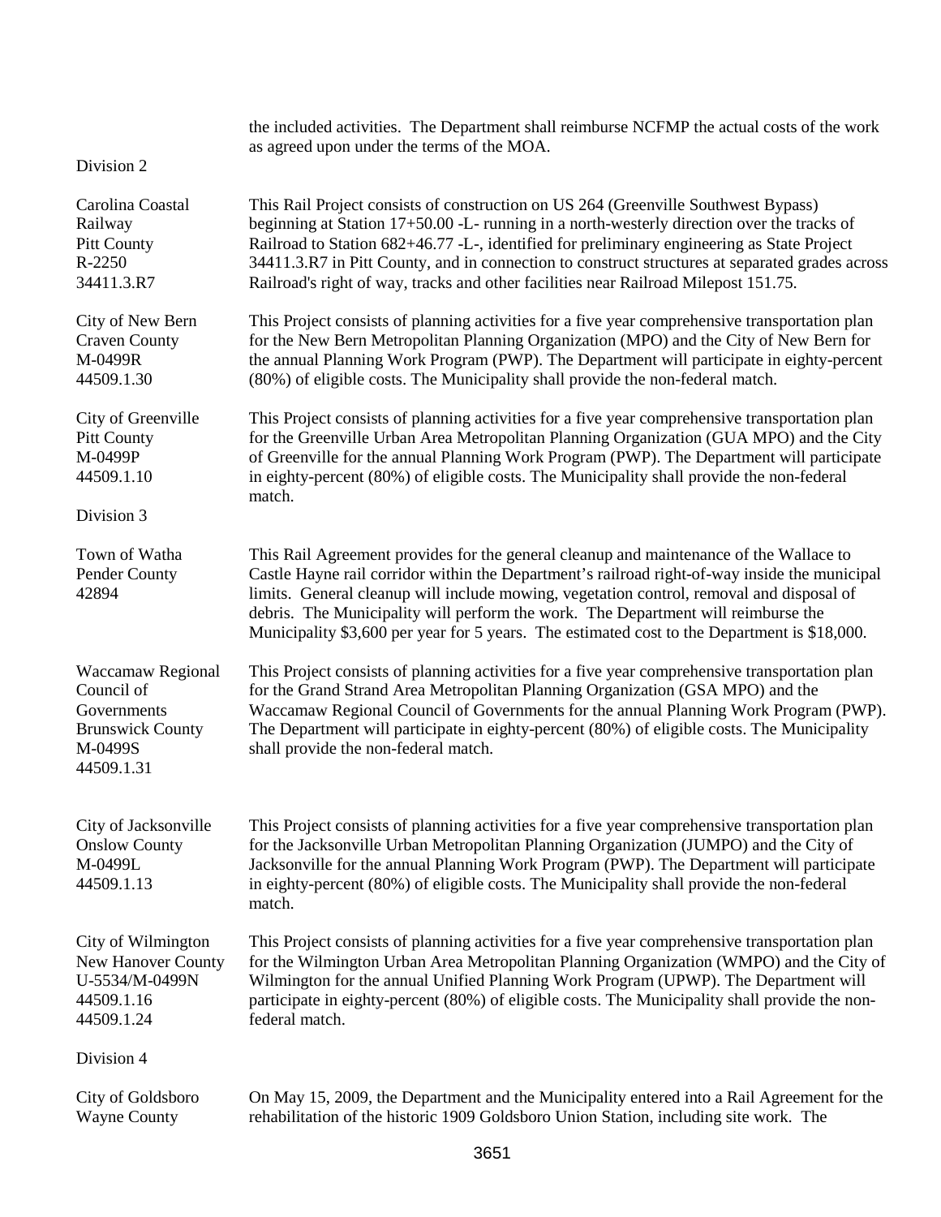the included activities. The Department shall reimburse NCFMP the actual costs of the work as agreed upon under the terms of the MOA.

Division 2

| | |
|---|---|
| Carolina Coastal Railway<br>Pitt County<br>R-2250<br>34411.3.R7 | This Rail Project consists of construction on US 264 (Greenville Southwest Bypass) beginning at Station 17+50.00 -L- running in a north-westerly direction over the tracks of Railroad to Station 682+46.77 -L-, identified for preliminary engineering as State Project 34411.3.R7 in Pitt County, and in connection to construct structures at separated grades across Railroad's right of way, tracks and other facilities near Railroad Milepost 151.75. |
| City of New Bern<br>Craven County<br>M-0499R<br>44509.1.30 | This Project consists of planning activities for a five year comprehensive transportation plan for the New Bern Metropolitan Planning Organization (MPO) and the City of New Bern for the annual Planning Work Program (PWP). The Department will participate in eighty-percent (80%) of eligible costs. The Municipality shall provide the non-federal match. |
| City of Greenville<br>Pitt County<br>M-0499P<br>44509.1.10 | This Project consists of planning activities for a five year comprehensive transportation plan for the Greenville Urban Area Metropolitan Planning Organization (GUA MPO) and the City of Greenville for the annual Planning Work Program (PWP). The Department will participate in eighty-percent (80%) of eligible costs. The Municipality shall provide the non-federal match. |

Division 3

| | |
|---|---|
| Town of Watha<br>Pender County<br>42894 | This Rail Agreement provides for the general cleanup and maintenance of the Wallace to Castle Hayne rail corridor within the Department's railroad right-of-way inside the municipal limits. General cleanup will include mowing, vegetation control, removal and disposal of debris. The Municipality will perform the work. The Department will reimburse the Municipality \$3,600 per year for 5 years. The estimated cost to the Department is \$18,000. |
| Waccamaw Regional Council of Governments<br>Brunswick County<br>M-0499S<br>44509.1.31 | This Project consists of planning activities for a five year comprehensive transportation plan for the Grand Strand Area Metropolitan Planning Organization (GSA MPO) and the Waccamaw Regional Council of Governments for the annual Planning Work Program (PWP). The Department will participate in eighty-percent (80%) of eligible costs. The Municipality shall provide the non-federal match. |
| City of Jacksonville<br>Onslow County<br>M-0499L<br>44509.1.13 | This Project consists of planning activities for a five year comprehensive transportation plan for the Jacksonville Urban Metropolitan Planning Organization (JUMPO) and the City of Jacksonville for the annual Planning Work Program (PWP). The Department will participate in eighty-percent (80%) of eligible costs. The Municipality shall provide the non-federal match. |
| City of Wilmington<br>New Hanover County<br>U-5534/M-0499N<br>44509.1.16<br>44509.1.24 | This Project consists of planning activities for a five year comprehensive transportation plan for the Wilmington Urban Area Metropolitan Planning Organization (WMPO) and the City of Wilmington for the annual Unified Planning Work Program (UPWP). The Department will participate in eighty-percent (80%) of eligible costs. The Municipality shall provide the non-federal match. |

Division 4

| | |
|---|---|
| City of Goldsboro<br>Wayne County | On May 15, 2009, the Department and the Municipality entered into a Rail Agreement for the rehabilitation of the historic 1909 Goldsboro Union Station, including site work. The |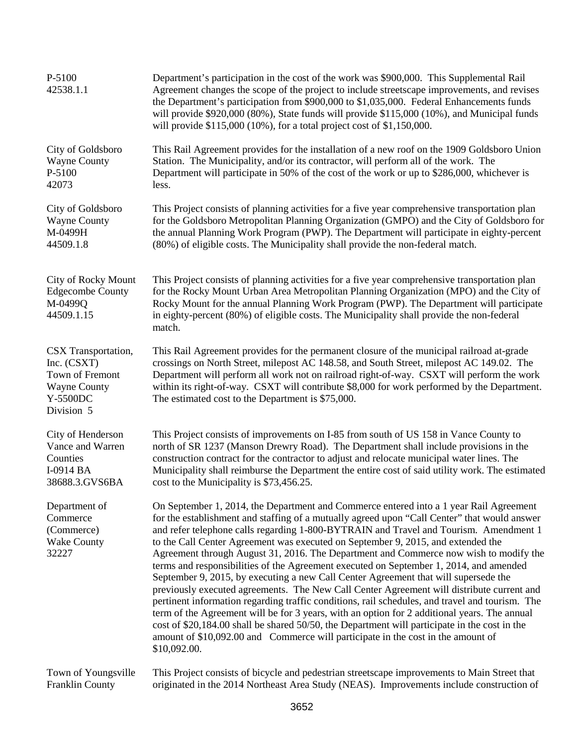| | |
|---|---|
| P-5100<br>42538.1.1 | Department's participation in the cost of the work was \$900,000. This Supplemental Rail Agreement changes the scope of the project to include streetscape improvements, and revises the Department's participation from \$900,000 to \$1,035,000. Federal Enhancements funds will provide \$920,000 (80%), State funds will provide \$115,000 (10%), and Municipal funds will provide \$115,000 (10%), for a total project cost of \$1,150,000. |
| City of Goldsboro<br>Wayne County<br>P-5100<br>42073 | This Rail Agreement provides for the installation of a new roof on the 1909 Goldsboro Union Station. The Municipality, and/or its contractor, will perform all of the work. The Department will participate in 50% of the cost of the work or up to \$286,000, whichever is less. |
| City of Goldsboro<br>Wayne County<br>M-0499H<br>44509.1.8 | This Project consists of planning activities for a five year comprehensive transportation plan for the Goldsboro Metropolitan Planning Organization (GMPO) and the City of Goldsboro for the annual Planning Work Program (PWP). The Department will participate in eighty-percent (80%) of eligible costs. The Municipality shall provide the non-federal match. |
| City of Rocky Mount<br>Edgecombe County<br>M-0499Q<br>44509.1.15 | This Project consists of planning activities for a five year comprehensive transportation plan for the Rocky Mount Urban Area Metropolitan Planning Organization (MPO) and the City of Rocky Mount for the annual Planning Work Program (PWP). The Department will participate in eighty-percent (80%) of eligible costs. The Municipality shall provide the non-federal match. |
| CSX Transportation, Inc. (CSXT)<br>Town of Fremont<br>Wayne County<br>Y-5500DC<br>Division 5 | This Rail Agreement provides for the permanent closure of the municipal railroad at-grade crossings on North Street, milepost AC 148.58, and South Street, milepost AC 149.02. The Department will perform all work not on railroad right-of-way. CSXT will perform the work within its right-of-way. CSXT will contribute \$8,000 for work performed by the Department. The estimated cost to the Department is \$75,000. |
| City of Henderson<br>Vance and Warren Counties<br>I-0914 BA<br>38688.3.GVS6BA | This Project consists of improvements on I-85 from south of US 158 in Vance County to north of SR 1237 (Manson Drewry Road). The Department shall include provisions in the construction contract for the contractor to adjust and relocate municipal water lines. The Municipality shall reimburse the Department the entire cost of said utility work. The estimated cost to the Municipality is \$73,456.25. |
| Department of Commerce (Commerce)<br>Wake County<br>32227 | On September 1, 2014, the Department and Commerce entered into a 1 year Rail Agreement for the establishment and staffing of a mutually agreed upon "Call Center" that would answer and refer telephone calls regarding 1-800-BYTRAIN and Travel and Tourism. Amendment 1 to the Call Center Agreement was executed on September 9, 2015, and extended the Agreement through August 31, 2016. The Department and Commerce now wish to modify the terms and responsibilities of the Agreement executed on September 1, 2014, and amended September 9, 2015, by executing a new Call Center Agreement that will supersede the previously executed agreements. The New Call Center Agreement will distribute current and pertinent information regarding traffic conditions, rail schedules, and travel and tourism. The term of the Agreement will be for 3 years, with an option for 2 additional years. The annual cost of \$20,184.00 shall be shared 50/50, the Department will participate in the cost in the amount of \$10,092.00 and Commerce will participate in the cost in the amount of \$10,092.00. |
| Town of Youngsville<br>Franklin County | This Project consists of bicycle and pedestrian streetscape improvements to Main Street that originated in the 2014 Northeast Area Study (NEAS). Improvements include construction of |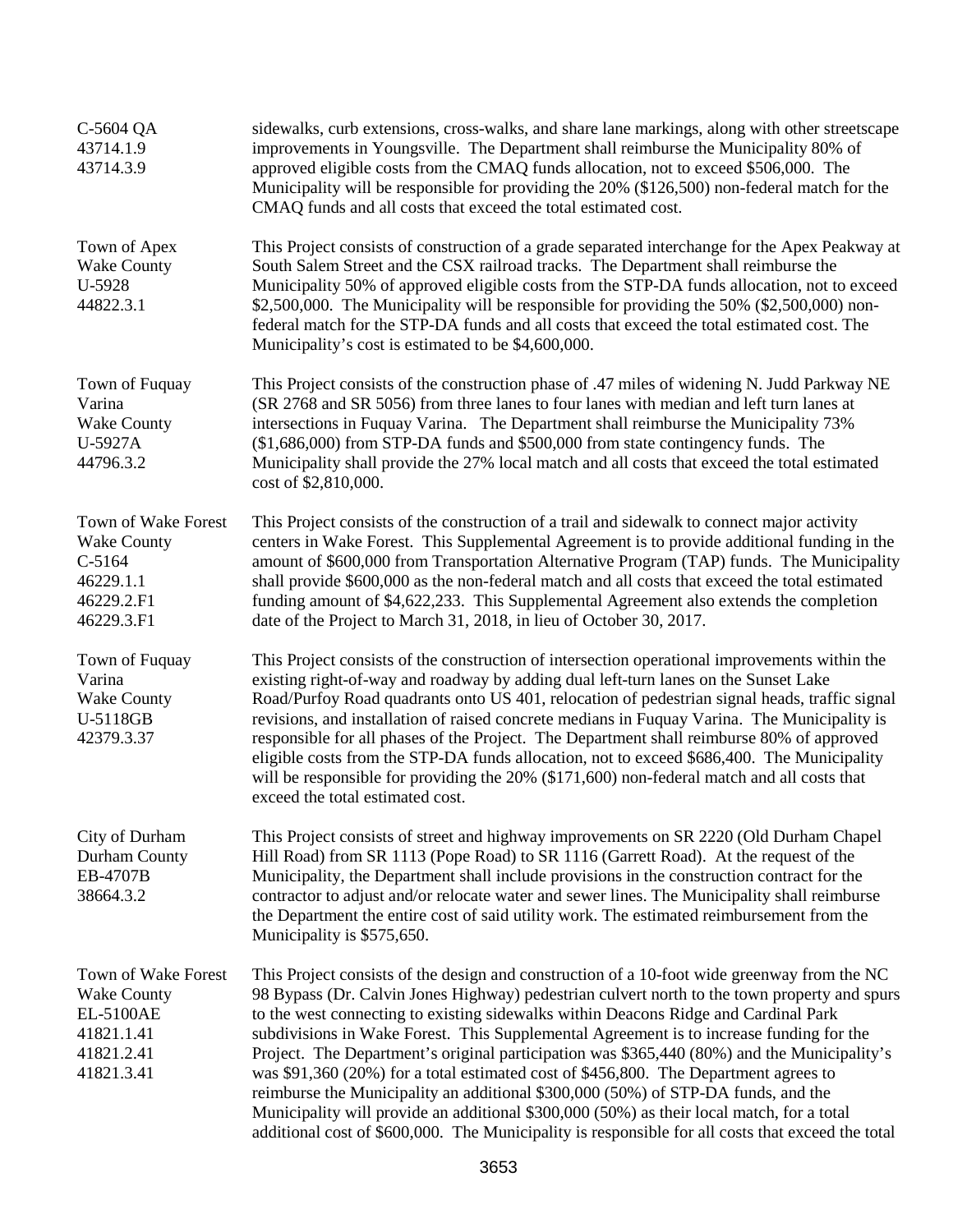| | |
|---|---|
| C-5604 QA<br>43714.1.9<br>43714.3.9 | sidewalks, curb extensions, cross-walks, and share lane markings, along with other streetscape improvements in Youngsville. The Department shall reimburse the Municipality 80% of approved eligible costs from the CMAQ funds allocation, not to exceed \$506,000. The Municipality will be responsible for providing the 20% (\$126,500) non-federal match for the CMAQ funds and all costs that exceed the total estimated cost. |
| Town of Apex<br>Wake County<br>U-5928<br>44822.3.1 | This Project consists of construction of a grade separated interchange for the Apex Peakway at South Salem Street and the CSX railroad tracks. The Department shall reimburse the Municipality 50% of approved eligible costs from the STP-DA funds allocation, not to exceed \$2,500,000. The Municipality will be responsible for providing the 50% (\$2,500,000) non-federal match for the STP-DA funds and all costs that exceed the total estimated cost. The Municipality's cost is estimated to be \$4,600,000. |
| Town of Fuquay Varina<br>Wake County<br>U-5927A<br>44796.3.2 | This Project consists of the construction phase of .47 miles of widening N. Judd Parkway NE (SR 2768 and SR 5056) from three lanes to four lanes with median and left turn lanes at intersections in Fuquay Varina. The Department shall reimburse the Municipality 73% (\$1,686,000) from STP-DA funds and \$500,000 from state contingency funds. The Municipality shall provide the 27% local match and all costs that exceed the total estimated cost of \$2,810,000. |
| Town of Wake Forest<br>Wake County<br>C-5164<br>46229.1.1<br>46229.2.F1<br>46229.3.F1 | This Project consists of the construction of a trail and sidewalk to connect major activity centers in Wake Forest. This Supplemental Agreement is to provide additional funding in the amount of \$600,000 from Transportation Alternative Program (TAP) funds. The Municipality shall provide \$600,000 as the non-federal match and all costs that exceed the total estimated funding amount of \$4,622,233. This Supplemental Agreement also extends the completion date of the Project to March 31, 2018, in lieu of October 30, 2017. |
| Town of Fuquay Varina<br>Wake County<br>U-5118GB<br>42379.3.37 | This Project consists of the construction of intersection operational improvements within the existing right-of-way and roadway by adding dual left-turn lanes on the Sunset Lake Road/Purfoy Road quadrants onto US 401, relocation of pedestrian signal heads, traffic signal revisions, and installation of raised concrete medians in Fuquay Varina. The Municipality is responsible for all phases of the Project. The Department shall reimburse 80% of approved eligible costs from the STP-DA funds allocation, not to exceed \$686,400. The Municipality will be responsible for providing the 20% (\$171,600) non-federal match and all costs that exceed the total estimated cost. |
| City of Durham<br>Durham County<br>EB-4707B<br>38664.3.2 | This Project consists of street and highway improvements on SR 2220 (Old Durham Chapel Hill Road) from SR 1113 (Pope Road) to SR 1116 (Garrett Road). At the request of the Municipality, the Department shall include provisions in the construction contract for the contractor to adjust and/or relocate water and sewer lines. The Municipality shall reimburse the Department the entire cost of said utility work. The estimated reimbursement from the Municipality is \$575,650. |
| Town of Wake Forest<br>Wake County<br>EL-5100AE<br>41821.1.41<br>41821.2.41<br>41821.3.41 | This Project consists of the design and construction of a 10-foot wide greenway from the NC 98 Bypass (Dr. Calvin Jones Highway) pedestrian culvert north to the town property and spurs to the west connecting to existing sidewalks within Deacons Ridge and Cardinal Park subdivisions in Wake Forest. This Supplemental Agreement is to increase funding for the Project. The Department's original participation was \$365,440 (80%) and the Municipality's was \$91,360 (20%) for a total estimated cost of \$456,800. The Department agrees to reimburse the Municipality an additional \$300,000 (50%) of STP-DA funds, and the Municipality will provide an additional \$300,000 (50%) as their local match, for a total additional cost of \$600,000. The Municipality is responsible for all costs that exceed the total |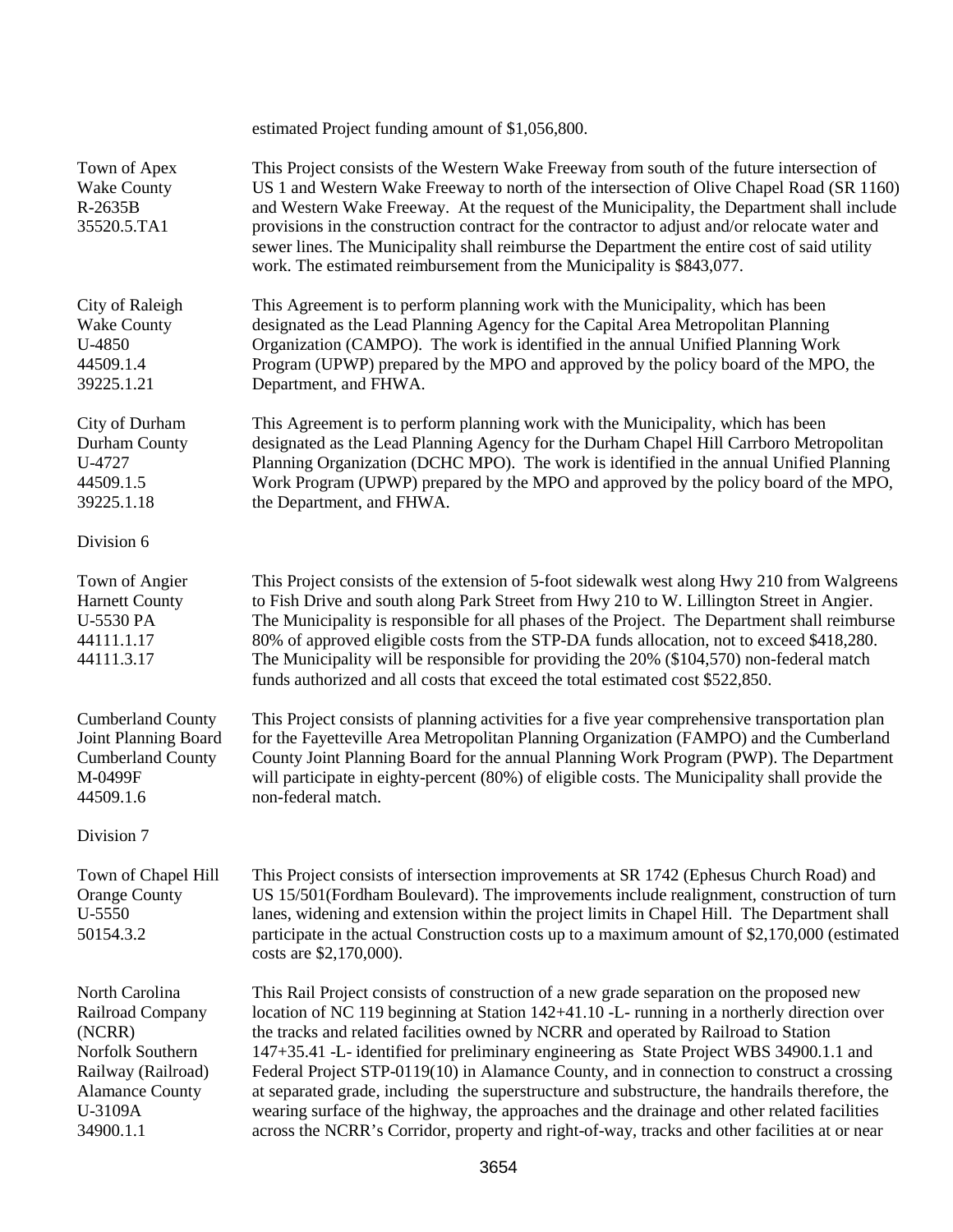estimated Project funding amount of $1,056,800.

| | |
|---|---|
| Town of Apex<br>Wake County<br>R-2635B<br>35520.5.TA1 | This Project consists of the Western Wake Freeway from south of the future intersection of US 1 and Western Wake Freeway to north of the intersection of Olive Chapel Road (SR 1160) and Western Wake Freeway. At the request of the Municipality, the Department shall include provisions in the construction contract for the contractor to adjust and/or relocate water and sewer lines. The Municipality shall reimburse the Department the entire cost of said utility work. The estimated reimbursement from the Municipality is $843,077. |
| City of Raleigh<br>Wake County<br>U-4850<br>44509.1.4<br>39225.1.21 | This Agreement is to perform planning work with the Municipality, which has been designated as the Lead Planning Agency for the Capital Area Metropolitan Planning Organization (CAMPO). The work is identified in the annual Unified Planning Work Program (UPWP) prepared by the MPO and approved by the policy board of the MPO, the Department, and FHWA. |
| City of Durham<br>Durham County<br>U-4727<br>44509.1.5<br>39225.1.18 | This Agreement is to perform planning work with the Municipality, which has been designated as the Lead Planning Agency for the Durham Chapel Hill Carrboro Metropolitan Planning Organization (DCHC MPO). The work is identified in the annual Unified Planning Work Program (UPWP) prepared by the MPO and approved by the policy board of the MPO, the Department, and FHWA. |

Division 6

| | |
|---|---|
| Town of Angier<br>Harnett County<br>U-5530 PA<br>44111.1.17<br>44111.3.17 | This Project consists of the extension of 5-foot sidewalk west along Hwy 210 from Walgreens to Fish Drive and south along Park Street from Hwy 210 to W. Lillington Street in Angier. The Municipality is responsible for all phases of the Project. The Department shall reimburse 80% of approved eligible costs from the STP-DA funds allocation, not to exceed $418,280. The Municipality will be responsible for providing the 20% ($104,570) non-federal match funds authorized and all costs that exceed the total estimated cost $522,850. |
| Cumberland County Joint Planning Board<br>Cumberland County<br>M-0499F<br>44509.1.6 | This Project consists of planning activities for a five year comprehensive transportation plan for the Fayetteville Area Metropolitan Planning Organization (FAMPO) and the Cumberland County Joint Planning Board for the annual Planning Work Program (PWP). The Department will participate in eighty-percent (80%) of eligible costs. The Municipality shall provide the non-federal match. |

Division 7

| | |
|---|---|
| Town of Chapel Hill<br>Orange County<br>U-5550<br>50154.3.2 | This Project consists of intersection improvements at SR 1742 (Ephesus Church Road) and US 15/501(Fordham Boulevard). The improvements include realignment, construction of turn lanes, widening and extension within the project limits in Chapel Hill. The Department shall participate in the actual Construction costs up to a maximum amount of $2,170,000 (estimated costs are $2,170,000). |
| North Carolina Railroad Company (NCRR)<br>Norfolk Southern Railway (Railroad)<br>Alamance County<br>U-3109A<br>34900.1.1 | This Rail Project consists of construction of a new grade separation on the proposed new location of NC 119 beginning at Station 142+41.10 -L- running in a northerly direction over the tracks and related facilities owned by NCRR and operated by Railroad to Station 147+35.41 -L- identified for preliminary engineering as State Project WBS 34900.1.1 and Federal Project STP-0119(10) in Alamance County, and in connection to construct a crossing at separated grade, including the superstructure and substructure, the handrails therefore, the wearing surface of the highway, the approaches and the drainage and other related facilities across the NCRR's Corridor, property and right-of-way, tracks and other facilities at or near |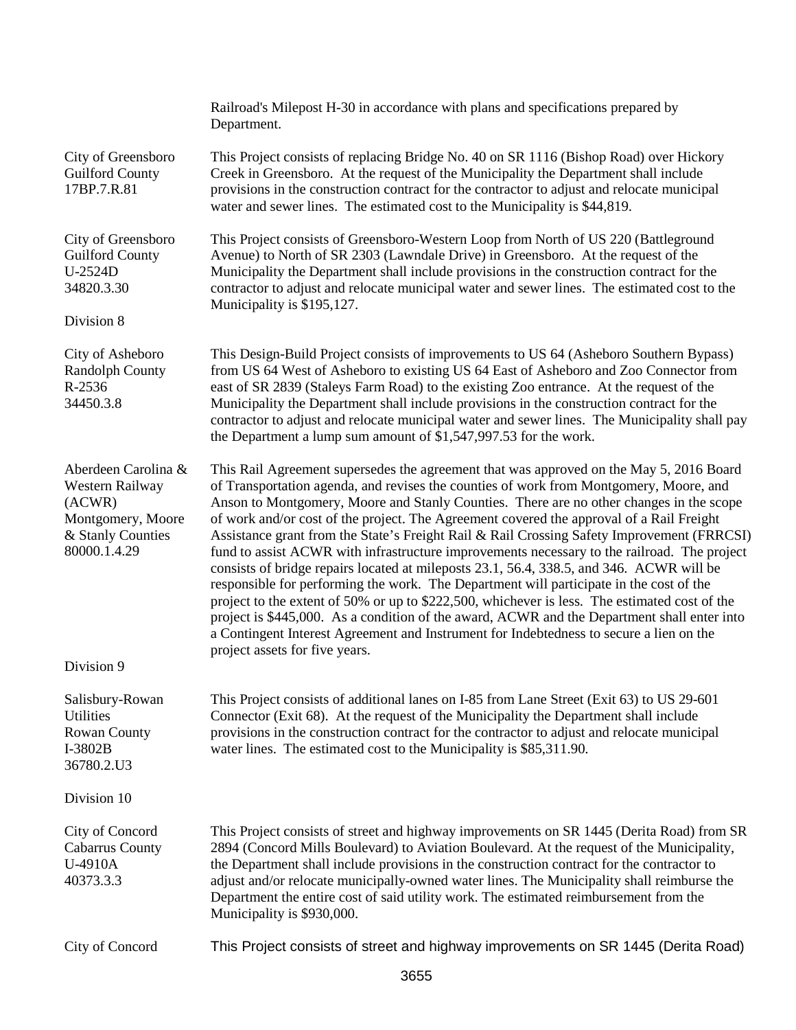Railroad's Milepost H-30 in accordance with plans and specifications prepared by Department.

| | |
|---|---|
| City of Greensboro<br>Guilford County<br>17BP.7.R.81 | This Project consists of replacing Bridge No. 40 on SR 1116 (Bishop Road) over Hickory Creek in Greensboro. At the request of the Municipality the Department shall include provisions in the construction contract for the contractor to adjust and relocate municipal water and sewer lines. The estimated cost to the Municipality is $44,819. |
| City of Greensboro<br>Guilford County<br>U-2524D<br>34820.3.30 | This Project consists of Greensboro-Western Loop from North of US 220 (Battleground Avenue) to North of SR 2303 (Lawndale Drive) in Greensboro. At the request of the Municipality the Department shall include provisions in the construction contract for the contractor to adjust and relocate municipal water and sewer lines. The estimated cost to the Municipality is $195,127. |

Division 8

| | |
|---|---|
| City of Asheboro<br>Randolph County<br>R-2536<br>34450.3.8 | This Design-Build Project consists of improvements to US 64 (Asheboro Southern Bypass) from US 64 West of Asheboro to existing US 64 East of Asheboro and Zoo Connector from east of SR 2839 (Staleys Farm Road) to the existing Zoo entrance. At the request of the Municipality the Department shall include provisions in the construction contract for the contractor to adjust and relocate municipal water and sewer lines. The Municipality shall pay the Department a lump sum amount of $1,547,997.53 for the work. |
| Aberdeen Carolina & Western Railway (ACWR)<br>Montgomery, Moore & Stanly Counties<br>80000.1.4.29 | This Rail Agreement supersedes the agreement that was approved on the May 5, 2016 Board of Transportation agenda, and revises the counties of work from Montgomery, Moore, and Anson to Montgomery, Moore and Stanly Counties. There are no other changes in the scope of work and/or cost of the project. The Agreement covered the approval of a Rail Freight Assistance grant from the State's Freight Rail & Rail Crossing Safety Improvement (FRRCSI) fund to assist ACWR with infrastructure improvements necessary to the railroad. The project consists of bridge repairs located at mileposts 23.1, 56.4, 338.5, and 346. ACWR will be responsible for performing the work. The Department will participate in the cost of the project to the extent of 50% or up to $222,500, whichever is less. The estimated cost of the project is $445,000. As a condition of the award, ACWR and the Department shall enter into a Contingent Interest Agreement and Instrument for Indebtedness to secure a lien on the project assets for five years. |

Division 9

| | |
|---|---|
| Salisbury-Rowan Utilities<br>Rowan County<br>I-3802B<br>36780.2.U3 | This Project consists of additional lanes on I-85 from Lane Street (Exit 63) to US 29-601 Connector (Exit 68). At the request of the Municipality the Department shall include provisions in the construction contract for the contractor to adjust and relocate municipal water lines. The estimated cost to the Municipality is $85,311.90. |

Division 10

| | |
|---|---|
| City of Concord<br>Cabarrus County<br>U-4910A<br>40373.3.3 | This Project consists of street and highway improvements on SR 1445 (Derita Road) from SR 2894 (Concord Mills Boulevard) to Aviation Boulevard. At the request of the Municipality, the Department shall include provisions in the construction contract for the contractor to adjust and/or relocate municipally-owned water lines. The Municipality shall reimburse the Department the entire cost of said utility work. The estimated reimbursement from the Municipality is $930,000. |
| City of Concord | This Project consists of street and highway improvements on SR 1445 (Derita Road) |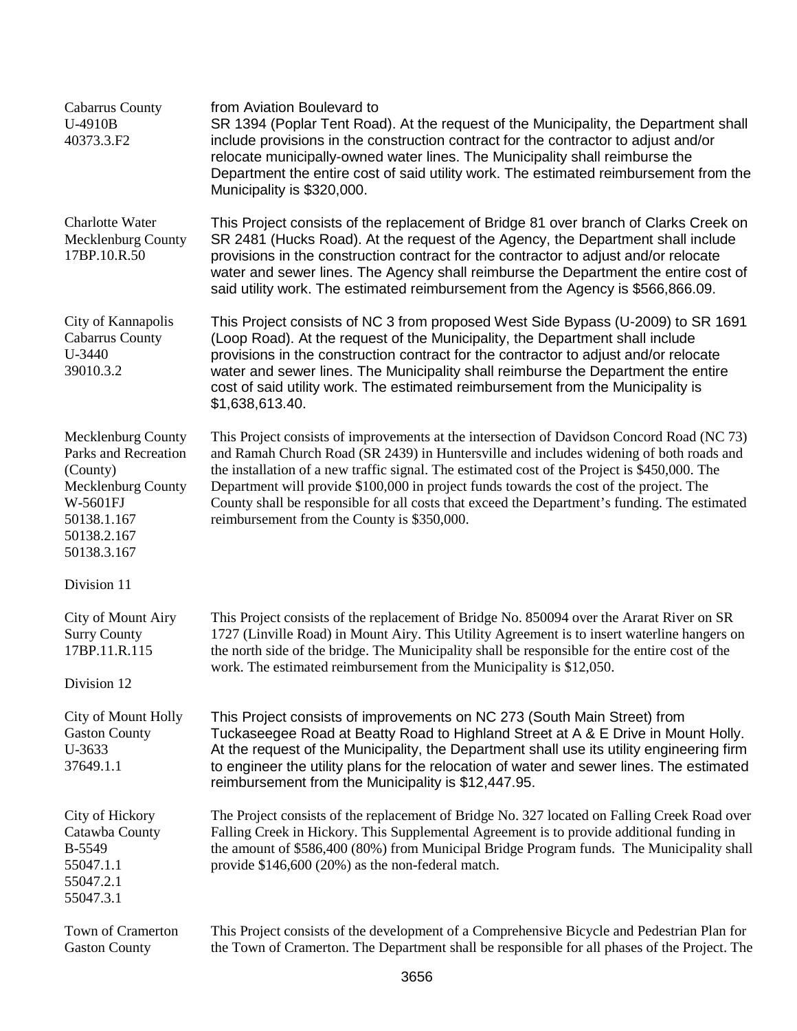| | |
|---|---|
| Cabarrus County<br>U-4910B<br>40373.3.F2 | from Aviation Boulevard to SR 1394 (Poplar Tent Road). At the request of the Municipality, the Department shall include provisions in the construction contract for the contractor to adjust and/or relocate municipally-owned water lines. The Municipality shall reimburse the Department the entire cost of said utility work. The estimated reimbursement from the Municipality is $320,000. |
| Charlotte Water<br>Mecklenburg County<br>17BP.10.R.50 | This Project consists of the replacement of Bridge 81 over branch of Clarks Creek on SR 2481 (Hucks Road). At the request of the Agency, the Department shall include provisions in the construction contract for the contractor to adjust and/or relocate water and sewer lines. The Agency shall reimburse the Department the entire cost of said utility work. The estimated reimbursement from the Agency is $566,866.09. |
| City of Kannapolis<br>Cabarrus County<br>U-3440<br>39010.3.2 | This Project consists of NC 3 from proposed West Side Bypass (U-2009) to SR 1691 (Loop Road). At the request of the Municipality, the Department shall include provisions in the construction contract for the contractor to adjust and/or relocate water and sewer lines. The Municipality shall reimburse the Department the entire cost of said utility work. The estimated reimbursement from the Municipality is $1,638,613.40. |
| Mecklenburg County Parks and Recreation (County)<br>Mecklenburg County<br>W-5601FJ<br>50138.1.167<br>50138.2.167<br>50138.3.167 | This Project consists of improvements at the intersection of Davidson Concord Road (NC 73) and Ramah Church Road (SR 2439) in Huntersville and includes widening of both roads and the installation of a new traffic signal. The estimated cost of the Project is $450,000. The Department will provide $100,000 in project funds towards the cost of the project. The County shall be responsible for all costs that exceed the Department's funding. The estimated reimbursement from the County is $350,000. |

Division 11

| | |
|---|---|
| City of Mount Airy<br>Surry County<br>17BP.11.R.115 | This Project consists of the replacement of Bridge No. 850094 over the Ararat River on SR 1727 (Linville Road) in Mount Airy. This Utility Agreement is to insert waterline hangers on the north side of the bridge. The Municipality shall be responsible for the entire cost of the work. The estimated reimbursement from the Municipality is $12,050. |

Division 12

| | |
|---|---|
| City of Mount Holly<br>Gaston County<br>U-3633<br>37649.1.1 | This Project consists of improvements on NC 273 (South Main Street) from Tuckaseegee Road at Beatty Road to Highland Street at A & E Drive in Mount Holly. At the request of the Municipality, the Department shall use its utility engineering firm to engineer the utility plans for the relocation of water and sewer lines. The estimated reimbursement from the Municipality is $12,447.95. |
| City of Hickory<br>Catawba County<br>B-5549<br>55047.1.1<br>55047.2.1<br>55047.3.1 | The Project consists of the replacement of Bridge No. 327 located on Falling Creek Road over Falling Creek in Hickory. This Supplemental Agreement is to provide additional funding in the amount of $586,400 (80%) from Municipal Bridge Program funds. The Municipality shall provide $146,600 (20%) as the non-federal match. |
| Town of Cramerton<br>Gaston County | This Project consists of the development of a Comprehensive Bicycle and Pedestrian Plan for the Town of Cramerton. The Department shall be responsible for all phases of the Project. The |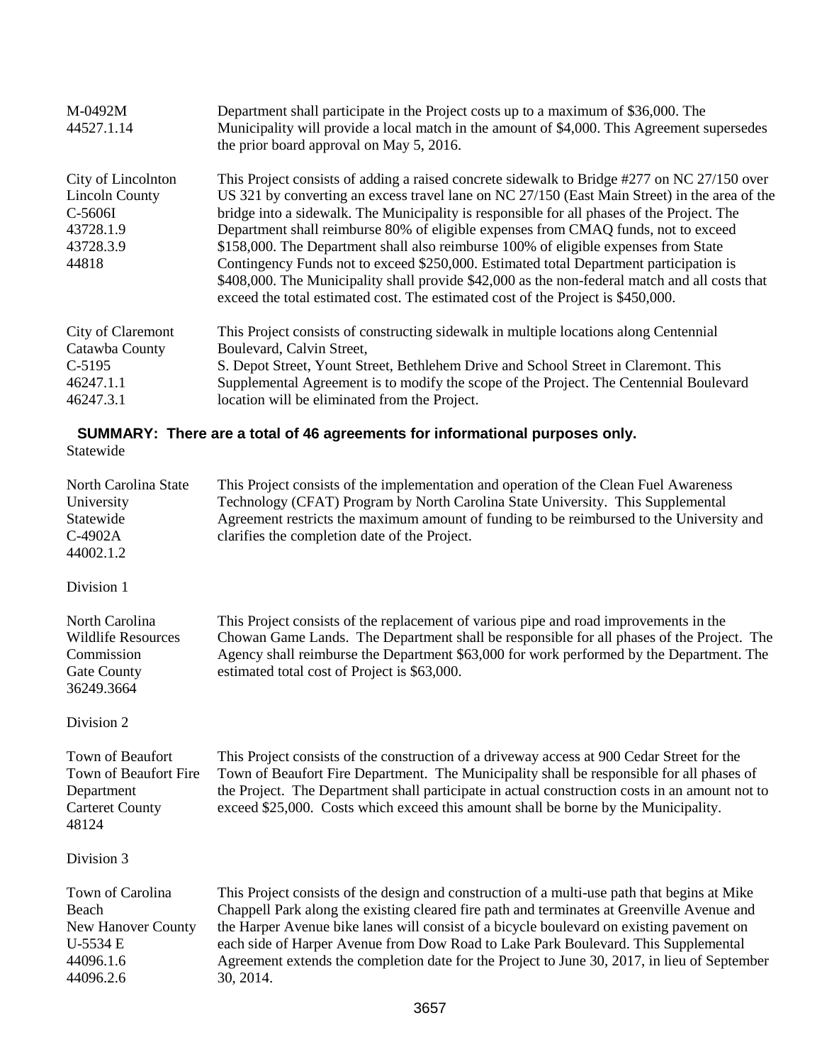| | |
|---|---|
| M-0492M<br>44527.1.14 | Department shall participate in the Project costs up to a maximum of $36,000. The Municipality will provide a local match in the amount of $4,000. This Agreement supersedes the prior board approval on May 5, 2016. |
| City of Lincolnton<br>Lincoln County<br>C-5606I<br>43728.1.9<br>43728.3.9<br>44818 | This Project consists of adding a raised concrete sidewalk to Bridge #277 on NC 27/150 over US 321 by converting an excess travel lane on NC 27/150 (East Main Street) in the area of the bridge into a sidewalk. The Municipality is responsible for all phases of the Project. The Department shall reimburse 80% of eligible expenses from CMAQ funds, not to exceed $158,000. The Department shall also reimburse 100% of eligible expenses from State Contingency Funds not to exceed $250,000. Estimated total Department participation is $408,000. The Municipality shall provide $42,000 as the non-federal match and all costs that exceed the total estimated cost. The estimated cost of the Project is $450,000. |
| City of Claremont<br>Catawba County<br>C-5195<br>46247.1.1<br>46247.3.1 | This Project consists of constructing sidewalk in multiple locations along Centennial Boulevard, Calvin Street, S. Depot Street, Yount Street, Bethlehem Drive and School Street in Claremont. This Supplemental Agreement is to modify the scope of the Project. The Centennial Boulevard location will be eliminated from the Project. |

**SUMMARY: There are a total of 46 agreements for informational purposes only.**

Statewide

| | |
|---|---|
| North Carolina State University<br>Statewide<br>C-4902A<br>44002.1.2 | This Project consists of the implementation and operation of the Clean Fuel Awareness Technology (CFAT) Program by North Carolina State University. This Supplemental Agreement restricts the maximum amount of funding to be reimbursed to the University and clarifies the completion date of the Project. |

Division 1

| | |
|---|---|
| North Carolina Wildlife Resources Commission<br>Gate County<br>36249.3664 | This Project consists of the replacement of various pipe and road improvements in the Chowan Game Lands. The Department shall be responsible for all phases of the Project. The Agency shall reimburse the Department $63,000 for work performed by the Department. The estimated total cost of Project is $63,000. |

Division 2

| | |
|---|---|
| Town of Beaufort<br>Town of Beaufort Fire Department<br>Carteret County<br>48124 | This Project consists of the construction of a driveway access at 900 Cedar Street for the Town of Beaufort Fire Department. The Municipality shall be responsible for all phases of the Project. The Department shall participate in actual construction costs in an amount not to exceed $25,000. Costs which exceed this amount shall be borne by the Municipality. |

Division 3

| | |
|---|---|
| Town of Carolina Beach<br>New Hanover County<br>U-5534 E<br>44096.1.6<br>44096.2.6 | This Project consists of the design and construction of a multi-use path that begins at Mike Chappell Park along the existing cleared fire path and terminates at Greenville Avenue and the Harper Avenue bike lanes will consist of a bicycle boulevard on existing pavement on each side of Harper Avenue from Dow Road to Lake Park Boulevard. This Supplemental Agreement extends the completion date for the Project to June 30, 2017, in lieu of September 30, 2014. |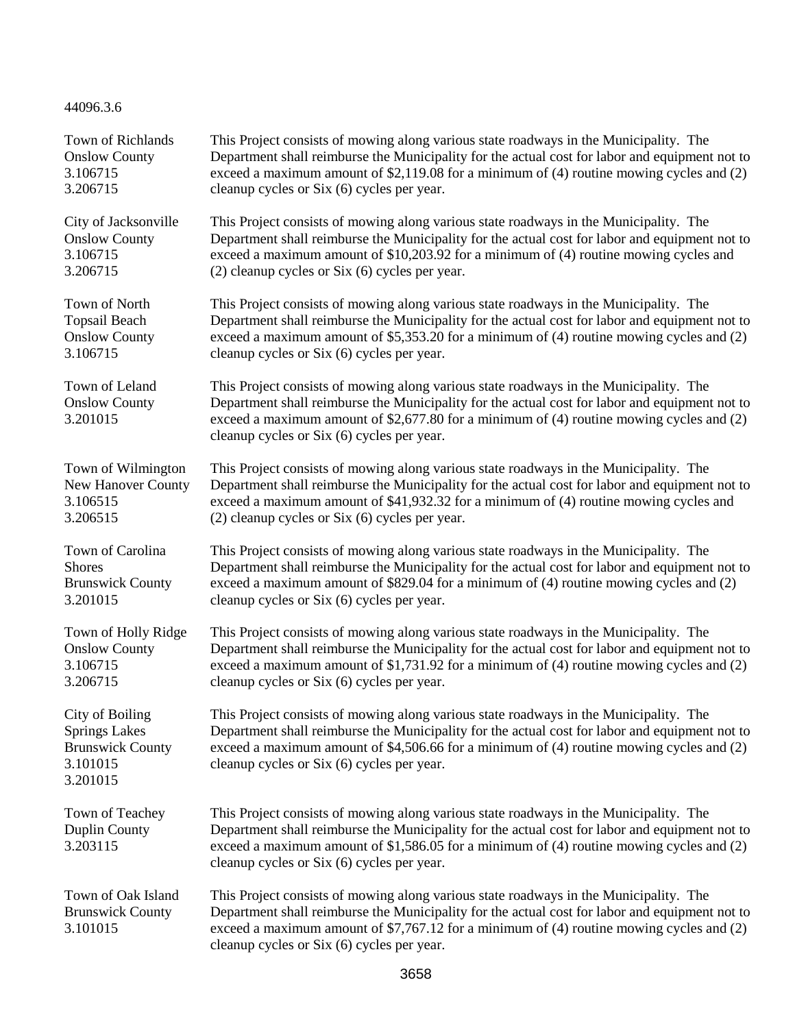44096.3.6

| | |
|---|---|
| Town of Richlands<br>Onslow County<br>3.106715<br>3.206715 | This Project consists of mowing along various state roadways in the Municipality. The Department shall reimburse the Municipality for the actual cost for labor and equipment not to exceed a maximum amount of $2,119.08 for a minimum of (4) routine mowing cycles and (2) cleanup cycles or Six (6) cycles per year. |
| City of Jacksonville<br>Onslow County<br>3.106715<br>3.206715 | This Project consists of mowing along various state roadways in the Municipality. The Department shall reimburse the Municipality for the actual cost for labor and equipment not to exceed a maximum amount of $10,203.92 for a minimum of (4) routine mowing cycles and (2) cleanup cycles or Six (6) cycles per year. |
| Town of North Topsail Beach<br>Onslow County<br>3.106715 | This Project consists of mowing along various state roadways in the Municipality. The Department shall reimburse the Municipality for the actual cost for labor and equipment not to exceed a maximum amount of $5,353.20 for a minimum of (4) routine mowing cycles and (2) cleanup cycles or Six (6) cycles per year. |
| Town of Leland<br>Onslow County<br>3.201015 | This Project consists of mowing along various state roadways in the Municipality. The Department shall reimburse the Municipality for the actual cost for labor and equipment not to exceed a maximum amount of $2,677.80 for a minimum of (4) routine mowing cycles and (2) cleanup cycles or Six (6) cycles per year. |
| Town of Wilmington<br>New Hanover County<br>3.106515<br>3.206515 | This Project consists of mowing along various state roadways in the Municipality. The Department shall reimburse the Municipality for the actual cost for labor and equipment not to exceed a maximum amount of $41,932.32 for a minimum of (4) routine mowing cycles and (2) cleanup cycles or Six (6) cycles per year. |
| Town of Carolina Shores<br>Brunswick County<br>3.201015 | This Project consists of mowing along various state roadways in the Municipality. The Department shall reimburse the Municipality for the actual cost for labor and equipment not to exceed a maximum amount of $829.04 for a minimum of (4) routine mowing cycles and (2) cleanup cycles or Six (6) cycles per year. |
| Town of Holly Ridge<br>Onslow County<br>3.106715<br>3.206715 | This Project consists of mowing along various state roadways in the Municipality. The Department shall reimburse the Municipality for the actual cost for labor and equipment not to exceed a maximum amount of $1,731.92 for a minimum of (4) routine mowing cycles and (2) cleanup cycles or Six (6) cycles per year. |
| City of Boiling Springs Lakes<br>Brunswick County<br>3.101015<br>3.201015 | This Project consists of mowing along various state roadways in the Municipality. The Department shall reimburse the Municipality for the actual cost for labor and equipment not to exceed a maximum amount of $4,506.66 for a minimum of (4) routine mowing cycles and (2) cleanup cycles or Six (6) cycles per year. |
| Town of Teachey<br>Duplin County<br>3.203115 | This Project consists of mowing along various state roadways in the Municipality. The Department shall reimburse the Municipality for the actual cost for labor and equipment not to exceed a maximum amount of $1,586.05 for a minimum of (4) routine mowing cycles and (2) cleanup cycles or Six (6) cycles per year. |
| Town of Oak Island<br>Brunswick County<br>3.101015 | This Project consists of mowing along various state roadways in the Municipality. The Department shall reimburse the Municipality for the actual cost for labor and equipment not to exceed a maximum amount of $7,767.12 for a minimum of (4) routine mowing cycles and (2) cleanup cycles or Six (6) cycles per year. |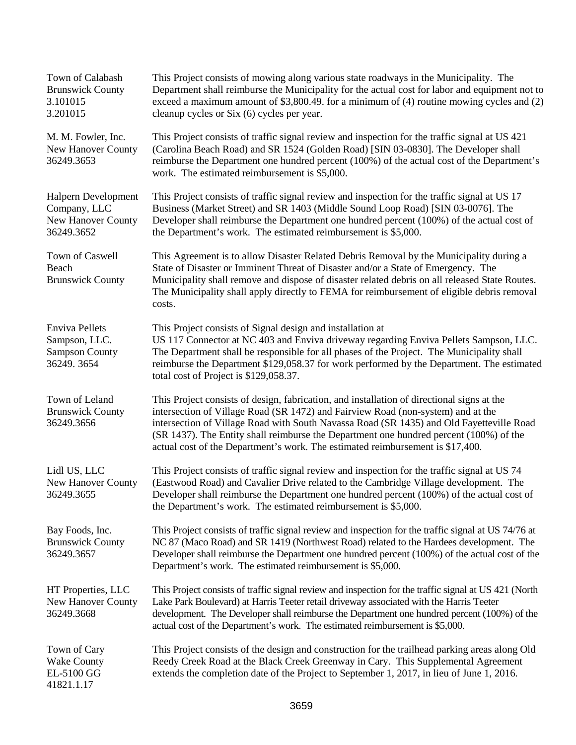| | |
|---|---|
| Town of Calabash<br>Brunswick County<br>3.101015<br>3.201015 | This Project consists of mowing along various state roadways in the Municipality. The Department shall reimburse the Municipality for the actual cost for labor and equipment not to exceed a maximum amount of $3,800.49. for a minimum of (4) routine mowing cycles and (2) cleanup cycles or Six (6) cycles per year. |
| M. M. Fowler, Inc.<br>New Hanover County<br>36249.3653 | This Project consists of traffic signal review and inspection for the traffic signal at US 421 (Carolina Beach Road) and SR 1524 (Golden Road) [SIN 03-0830]. The Developer shall reimburse the Department one hundred percent (100%) of the actual cost of the Department's work. The estimated reimbursement is $5,000. |
| Halpern Development Company, LLC<br>New Hanover County<br>36249.3652 | This Project consists of traffic signal review and inspection for the traffic signal at US 17 Business (Market Street) and SR 1403 (Middle Sound Loop Road) [SIN 03-0076]. The Developer shall reimburse the Department one hundred percent (100%) of the actual cost of the Department's work. The estimated reimbursement is $5,000. |
| Town of Caswell Beach<br>Brunswick County | This Agreement is to allow Disaster Related Debris Removal by the Municipality during a State of Disaster or Imminent Threat of Disaster and/or a State of Emergency. The Municipality shall remove and dispose of disaster related debris on all released State Routes. The Municipality shall apply directly to FEMA for reimbursement of eligible debris removal costs. |
| Enviva Pellets Sampson, LLC.<br>Sampson County<br>36249. 3654 | This Project consists of Signal design and installation at US 117 Connector at NC 403 and Enviva driveway regarding Enviva Pellets Sampson, LLC. The Department shall be responsible for all phases of the Project. The Municipality shall reimburse the Department $129,058.37 for work performed by the Department. The estimated total cost of Project is $129,058.37. |
| Town of Leland<br>Brunswick County<br>36249.3656 | This Project consists of design, fabrication, and installation of directional signs at the intersection of Village Road (SR 1472) and Fairview Road (non-system) and at the intersection of Village Road with South Navassa Road (SR 1435) and Old Fayetteville Road (SR 1437). The Entity shall reimburse the Department one hundred percent (100%) of the actual cost of the Department's work. The estimated reimbursement is $17,400. |
| Lidl US, LLC<br>New Hanover County<br>36249.3655 | This Project consists of traffic signal review and inspection for the traffic signal at US 74 (Eastwood Road) and Cavalier Drive related to the Cambridge Village development. The Developer shall reimburse the Department one hundred percent (100%) of the actual cost of the Department's work. The estimated reimbursement is $5,000. |
| Bay Foods, Inc.<br>Brunswick County<br>36249.3657 | This Project consists of traffic signal review and inspection for the traffic signal at US 74/76 at NC 87 (Maco Road) and SR 1419 (Northwest Road) related to the Hardees development. The Developer shall reimburse the Department one hundred percent (100%) of the actual cost of the Department's work. The estimated reimbursement is $5,000. |
| HT Properties, LLC<br>New Hanover County<br>36249.3668 | This Project consists of traffic signal review and inspection for the traffic signal at US 421 (North Lake Park Boulevard) at Harris Teeter retail driveway associated with the Harris Teeter development. The Developer shall reimburse the Department one hundred percent (100%) of the actual cost of the Department's work. The estimated reimbursement is $5,000. |
| Town of Cary<br>Wake County<br>EL-5100 GG<br>41821.1.17 | This Project consists of the design and construction for the trailhead parking areas along Old Reedy Creek Road at the Black Creek Greenway in Cary. This Supplemental Agreement extends the completion date of the Project to September 1, 2017, in lieu of June 1, 2016. |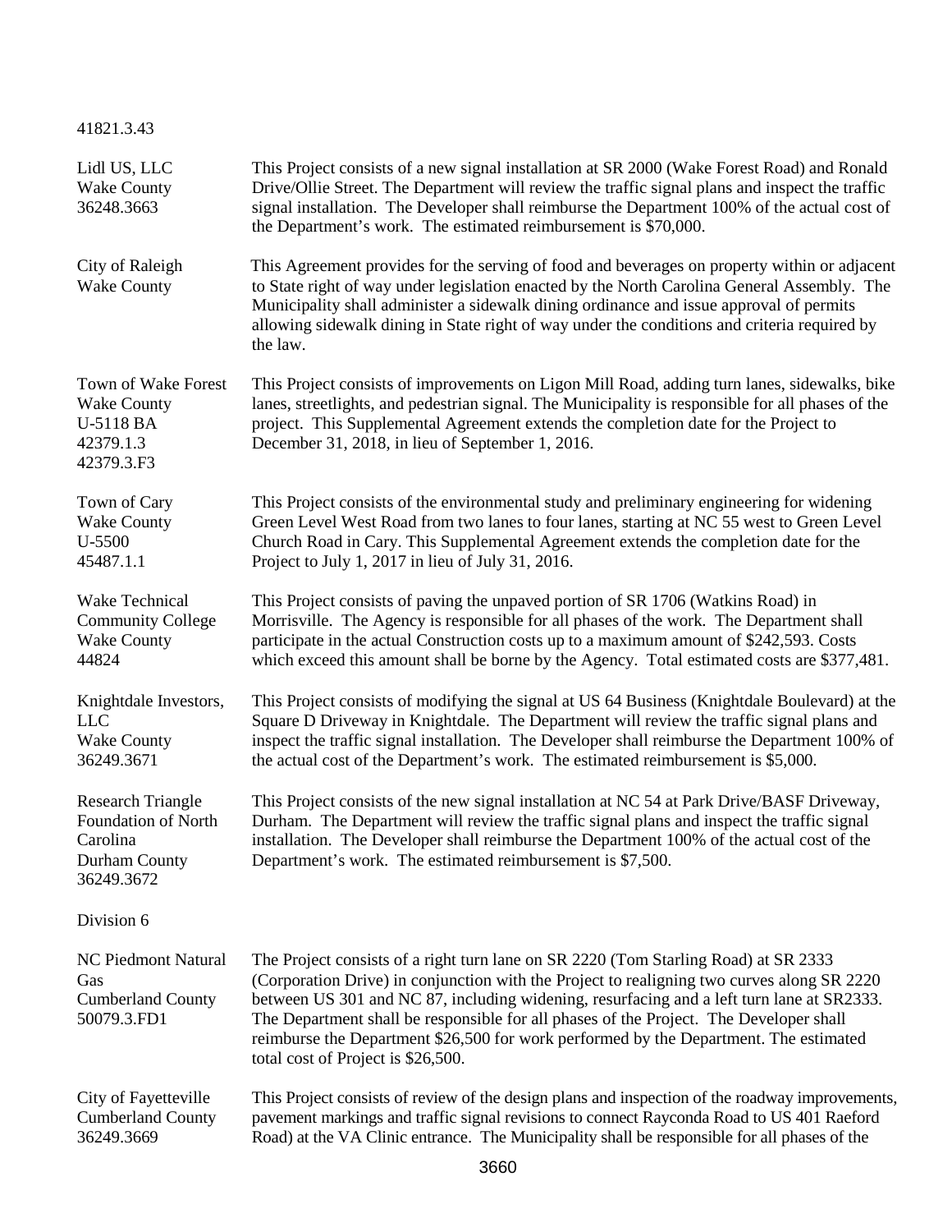41821.3.43

| | |
|---|---|
| Lidl US, LLC<br>Wake County<br>36248.3663 | This Project consists of a new signal installation at SR 2000 (Wake Forest Road) and Ronald Drive/Ollie Street. The Department will review the traffic signal plans and inspect the traffic signal installation. The Developer shall reimburse the Department 100% of the actual cost of the Department's work. The estimated reimbursement is $70,000. |
| City of Raleigh<br>Wake County | This Agreement provides for the serving of food and beverages on property within or adjacent to State right of way under legislation enacted by the North Carolina General Assembly. The Municipality shall administer a sidewalk dining ordinance and issue approval of permits allowing sidewalk dining in State right of way under the conditions and criteria required by the law. |
| Town of Wake Forest<br>Wake County<br>U-5118 BA<br>42379.1.3<br>42379.3.F3 | This Project consists of improvements on Ligon Mill Road, adding turn lanes, sidewalks, bike lanes, streetlights, and pedestrian signal. The Municipality is responsible for all phases of the project. This Supplemental Agreement extends the completion date for the Project to December 31, 2018, in lieu of September 1, 2016. |
| Town of Cary<br>Wake County<br>U-5500<br>45487.1.1 | This Project consists of the environmental study and preliminary engineering for widening Green Level West Road from two lanes to four lanes, starting at NC 55 west to Green Level Church Road in Cary. This Supplemental Agreement extends the completion date for the Project to July 1, 2017 in lieu of July 31, 2016. |
| Wake Technical Community College<br>Wake County<br>44824 | This Project consists of paving the unpaved portion of SR 1706 (Watkins Road) in Morrisville. The Agency is responsible for all phases of the work. The Department shall participate in the actual Construction costs up to a maximum amount of $242,593. Costs which exceed this amount shall be borne by the Agency. Total estimated costs are $377,481. |
| Knightdale Investors, LLC<br>Wake County<br>36249.3671 | This Project consists of modifying the signal at US 64 Business (Knightdale Boulevard) at the Square D Driveway in Knightdale. The Department will review the traffic signal plans and inspect the traffic signal installation. The Developer shall reimburse the Department 100% of the actual cost of the Department's work. The estimated reimbursement is $5,000. |
| Research Triangle Foundation of North Carolina<br>Durham County<br>36249.3672 | This Project consists of the new signal installation at NC 54 at Park Drive/BASF Driveway, Durham. The Department will review the traffic signal plans and inspect the traffic signal installation. The Developer shall reimburse the Department 100% of the actual cost of the Department's work. The estimated reimbursement is $7,500. |

Division 6

| | |
|---|---|
| NC Piedmont Natural Gas<br>Cumberland County<br>50079.3.FD1 | The Project consists of a right turn lane on SR 2220 (Tom Starling Road) at SR 2333 (Corporation Drive) in conjunction with the Project to realigning two curves along SR 2220 between US 301 and NC 87, including widening, resurfacing and a left turn lane at SR2333. The Department shall be responsible for all phases of the Project. The Developer shall reimburse the Department $26,500 for work performed by the Department. The estimated total cost of Project is $26,500. |
| City of Fayetteville<br>Cumberland County<br>36249.3669 | This Project consists of review of the design plans and inspection of the roadway improvements, pavement markings and traffic signal revisions to connect Rayconda Road to US 401 Raeford Road) at the VA Clinic entrance. The Municipality shall be responsible for all phases of the |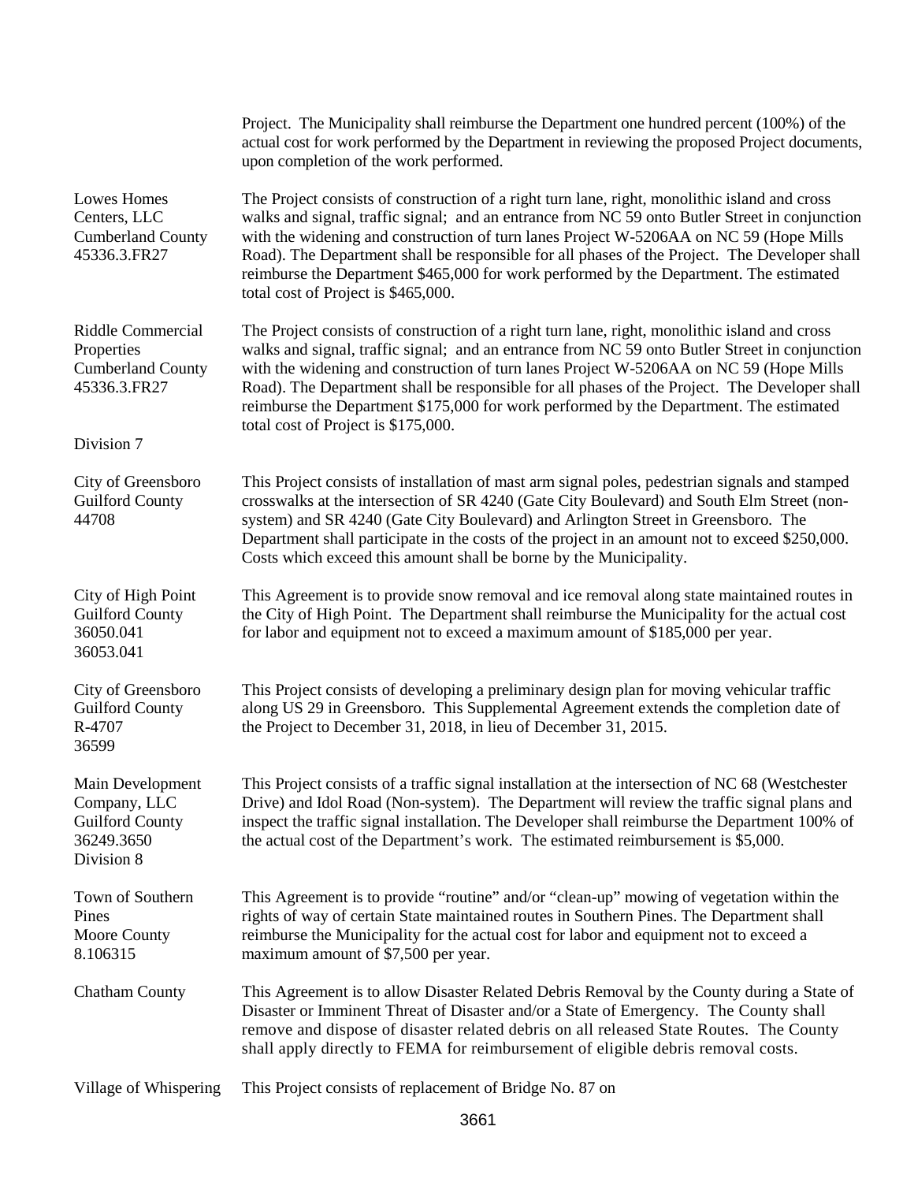Project. The Municipality shall reimburse the Department one hundred percent (100%) of the actual cost for work performed by the Department in reviewing the proposed Project documents, upon completion of the work performed.

| | |
|---|---|
| Lowes Homes Centers, LLC<br>Cumberland County<br>45336.3.FR27 | The Project consists of construction of a right turn lane, right, monolithic island and cross walks and signal, traffic signal; and an entrance from NC 59 onto Butler Street in conjunction with the widening and construction of turn lanes Project W-5206AA on NC 59 (Hope Mills Road). The Department shall be responsible for all phases of the Project. The Developer shall reimburse the Department $465,000 for work performed by the Department. The estimated total cost of Project is $465,000. |
| Riddle Commercial Properties<br>Cumberland County<br>45336.3.FR27 | The Project consists of construction of a right turn lane, right, monolithic island and cross walks and signal, traffic signal; and an entrance from NC 59 onto Butler Street in conjunction with the widening and construction of turn lanes Project W-5206AA on NC 59 (Hope Mills Road). The Department shall be responsible for all phases of the Project. The Developer shall reimburse the Department $175,000 for work performed by the Department. The estimated total cost of Project is $175,000. |
| Division 7 | |
| City of Greensboro<br>Guilford County<br>44708 | This Project consists of installation of mast arm signal poles, pedestrian signals and stamped crosswalks at the intersection of SR 4240 (Gate City Boulevard) and South Elm Street (non-system) and SR 4240 (Gate City Boulevard) and Arlington Street in Greensboro. The Department shall participate in the costs of the project in an amount not to exceed $250,000. Costs which exceed this amount shall be borne by the Municipality. |
| City of High Point<br>Guilford County<br>36050.041<br>36053.041 | This Agreement is to provide snow removal and ice removal along state maintained routes in the City of High Point. The Department shall reimburse the Municipality for the actual cost for labor and equipment not to exceed a maximum amount of $185,000 per year. |
| City of Greensboro<br>Guilford County<br>R-4707<br>36599 | This Project consists of developing a preliminary design plan for moving vehicular traffic along US 29 in Greensboro. This Supplemental Agreement extends the completion date of the Project to December 31, 2018, in lieu of December 31, 2015. |
| Main Development Company, LLC<br>Guilford County<br>36249.3650 | This Project consists of a traffic signal installation at the intersection of NC 68 (Westchester Drive) and Idol Road (Non-system). The Department will review the traffic signal plans and inspect the traffic signal installation. The Developer shall reimburse the Department 100% of the actual cost of the Department's work. The estimated reimbursement is $5,000. |
| Division 8 | |
| Town of Southern Pines<br>Moore County<br>8.106315 | This Agreement is to provide "routine" and/or "clean-up" mowing of vegetation within the rights of way of certain State maintained routes in Southern Pines. The Department shall reimburse the Municipality for the actual cost for labor and equipment not to exceed a maximum amount of $7,500 per year. |
| Chatham County | This Agreement is to allow Disaster Related Debris Removal by the County during a State of Disaster or Imminent Threat of Disaster and/or a State of Emergency. The County shall remove and dispose of disaster related debris on all released State Routes. The County shall apply directly to FEMA for reimbursement of eligible debris removal costs. |
| Village of Whispering | This Project consists of replacement of Bridge No. 87 on |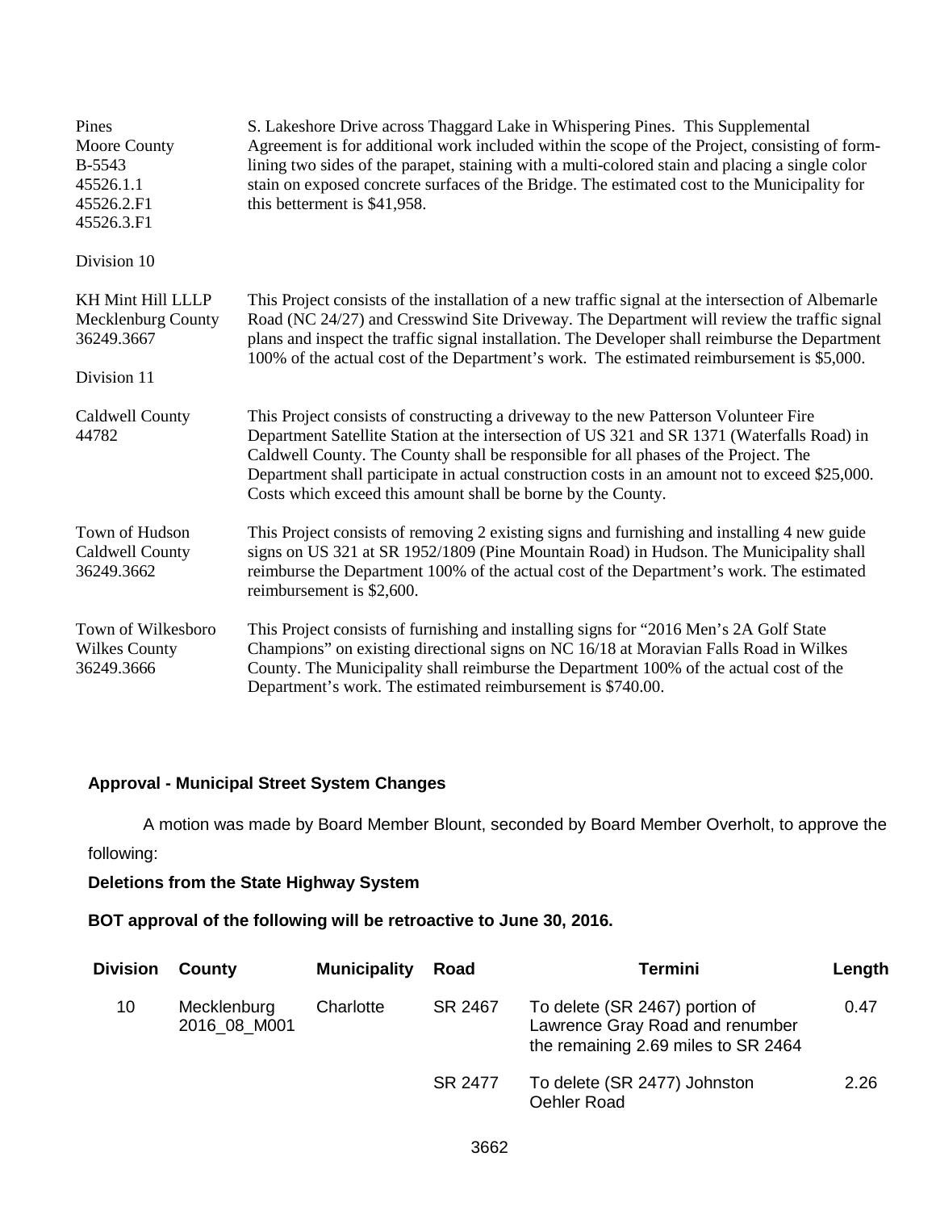| | |
|---|---|
| Pines<br>Moore County<br>B-5543<br>45526.1.1<br>45526.2.F1<br>45526.3.F1 | S. Lakeshore Drive across Thaggard Lake in Whispering Pines. This Supplemental Agreement is for additional work included within the scope of the Project, consisting of form-lining two sides of the parapet, staining with a multi-colored stain and placing a single color stain on exposed concrete surfaces of the Bridge. The estimated cost to the Municipality for this betterment is $41,958. |

Division 10

| | |
|---|---|
| KH Mint Hill LLLP<br>Mecklenburg County<br>36249.3667 | This Project consists of the installation of a new traffic signal at the intersection of Albemarle Road (NC 24/27) and Cresswind Site Driveway. The Department will review the traffic signal plans and inspect the traffic signal installation. The Developer shall reimburse the Department 100% of the actual cost of the Department's work. The estimated reimbursement is $5,000. |

Division 11

| | |
|---|---|
| Caldwell County<br>44782 | This Project consists of constructing a driveway to the new Patterson Volunteer Fire Department Satellite Station at the intersection of US 321 and SR 1371 (Waterfalls Road) in Caldwell County. The County shall be responsible for all phases of the Project. The Department shall participate in actual construction costs in an amount not to exceed $25,000. Costs which exceed this amount shall be borne by the County. |
| Town of Hudson<br>Caldwell County<br>36249.3662 | This Project consists of removing 2 existing signs and furnishing and installing 4 new guide signs on US 321 at SR 1952/1809 (Pine Mountain Road) in Hudson. The Municipality shall reimburse the Department 100% of the actual cost of the Department's work. The estimated reimbursement is $2,600. |
| Town of Wilkesboro<br>Wilkes County<br>36249.3666 | This Project consists of furnishing and installing signs for "2016 Men's 2A Golf State Champions" on existing directional signs on NC 16/18 at Moravian Falls Road in Wilkes County. The Municipality shall reimburse the Department 100% of the actual cost of the Department's work. The estimated reimbursement is $740.00. |

**Approval - Municipal Street System Changes**

A motion was made by Board Member Blount, seconded by Board Member Overholt, to approve the following:

**Deletions from the State Highway System**

**BOT approval of the following will be retroactive to June 30, 2016.**

| Division | County | Municipality | Road | Termini | Length |
|---|---|---|---|---|---|
| 10 | Mecklenburg<br>2016_08_M001 | Charlotte | SR 2467 | To delete (SR 2467) portion of Lawrence Gray Road and renumber the remaining 2.69 miles to SR 2464 | 0.47 |
| | | | SR 2477 | To delete (SR 2477) Johnston Oehler Road | 2.26 |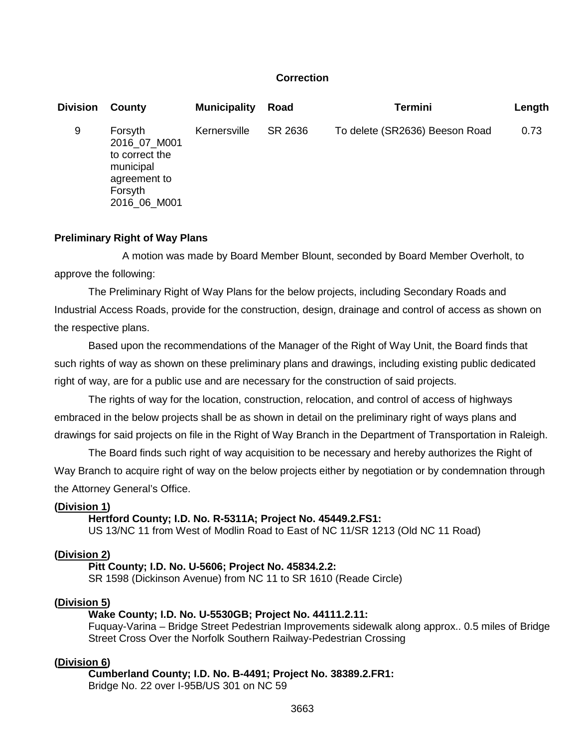**Correction**

| Division | County | Municipality | Road | Termini | Length |
|---|---|---|---|---|---|
| 9 | Forsyth 2016_07_M001 to correct the municipal agreement to Forsyth 2016_06_M001 | Kernersville | SR 2636 | To delete (SR2636) Beeson Road | 0.73 |

**Preliminary Right of Way Plans**

A motion was made by Board Member Blount, seconded by Board Member Overholt, to approve the following:

The Preliminary Right of Way Plans for the below projects, including Secondary Roads and Industrial Access Roads, provide for the construction, design, drainage and control of access as shown on the respective plans.

Based upon the recommendations of the Manager of the Right of Way Unit, the Board finds that such rights of way as shown on these preliminary plans and drawings, including existing public dedicated right of way, are for a public use and are necessary for the construction of said projects.

The rights of way for the location, construction, relocation, and control of access of highways embraced in the below projects shall be as shown in detail on the preliminary right of ways plans and drawings for said projects on file in the Right of Way Branch in the Department of Transportation in Raleigh.

The Board finds such right of way acquisition to be necessary and hereby authorizes the Right of Way Branch to acquire right of way on the below projects either by negotiation or by condemnation through the Attorney General's Office.

**(Division 1)**
**Hertford County; I.D. No. R-5311A; Project No. 45449.2.FS1:**
US 13/NC 11 from West of Modlin Road to East of NC 11/SR 1213 (Old NC 11 Road)

**(Division 2)**
**Pitt County; I.D. No. U-5606; Project No. 45834.2.2:**
SR 1598 (Dickinson Avenue) from NC 11 to SR 1610 (Reade Circle)

**(Division 5)**
**Wake County; I.D. No. U-5530GB; Project No. 44111.2.11:**
Fuquay-Varina – Bridge Street Pedestrian Improvements sidewalk along approx.. 0.5 miles of Bridge Street Cross Over the Norfolk Southern Railway-Pedestrian Crossing

**(Division 6)**
**Cumberland County; I.D. No. B-4491; Project No. 38389.2.FR1:**
Bridge No. 22 over I-95B/US 301 on NC 59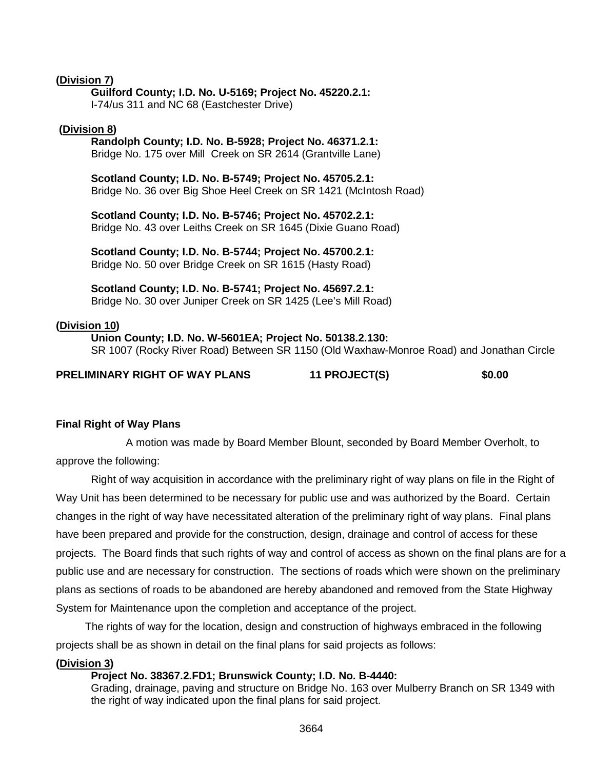**(Division 7)**

**Guilford County; I.D. No. U-5169; Project No. 45220.2.1:**
I-74/us 311 and NC 68 (Eastchester Drive)

**(Division 8)**

**Randolph County; I.D. No. B-5928; Project No. 46371.2.1:**
Bridge No. 175 over Mill Creek on SR 2614 (Grantville Lane)

**Scotland County; I.D. No. B-5749; Project No. 45705.2.1:**
Bridge No. 36 over Big Shoe Heel Creek on SR 1421 (McIntosh Road)

**Scotland County; I.D. No. B-5746; Project No. 45702.2.1:**
Bridge No. 43 over Leiths Creek on SR 1645 (Dixie Guano Road)

**Scotland County; I.D. No. B-5744; Project No. 45700.2.1:**
Bridge No. 50 over Bridge Creek on SR 1615 (Hasty Road)

**Scotland County; I.D. No. B-5741; Project No. 45697.2.1:**
Bridge No. 30 over Juniper Creek on SR 1425 (Lee's Mill Road)

**(Division 10)**

**Union County; I.D. No. W-5601EA; Project No. 50138.2.130:**
SR 1007 (Rocky River Road) Between SR 1150 (Old Waxhaw-Monroe Road) and Jonathan Circle

**PRELIMINARY RIGHT OF WAY PLANS 11 PROJECT(S) $0.00**

**Final Right of Way Plans**

A motion was made by Board Member Blount, seconded by Board Member Overholt, to approve the following:

Right of way acquisition in accordance with the preliminary right of way plans on file in the Right of Way Unit has been determined to be necessary for public use and was authorized by the Board. Certain changes in the right of way have necessitated alteration of the preliminary right of way plans. Final plans have been prepared and provide for the construction, design, drainage and control of access for these projects. The Board finds that such rights of way and control of access as shown on the final plans are for a public use and are necessary for construction. The sections of roads which were shown on the preliminary plans as sections of roads to be abandoned are hereby abandoned and removed from the State Highway System for Maintenance upon the completion and acceptance of the project.

The rights of way for the location, design and construction of highways embraced in the following projects shall be as shown in detail on the final plans for said projects as follows:

**(Division 3)**

**Project No. 38367.2.FD1; Brunswick County; I.D. No. B-4440:**
Grading, drainage, paving and structure on Bridge No. 163 over Mulberry Branch on SR 1349 with the right of way indicated upon the final plans for said project.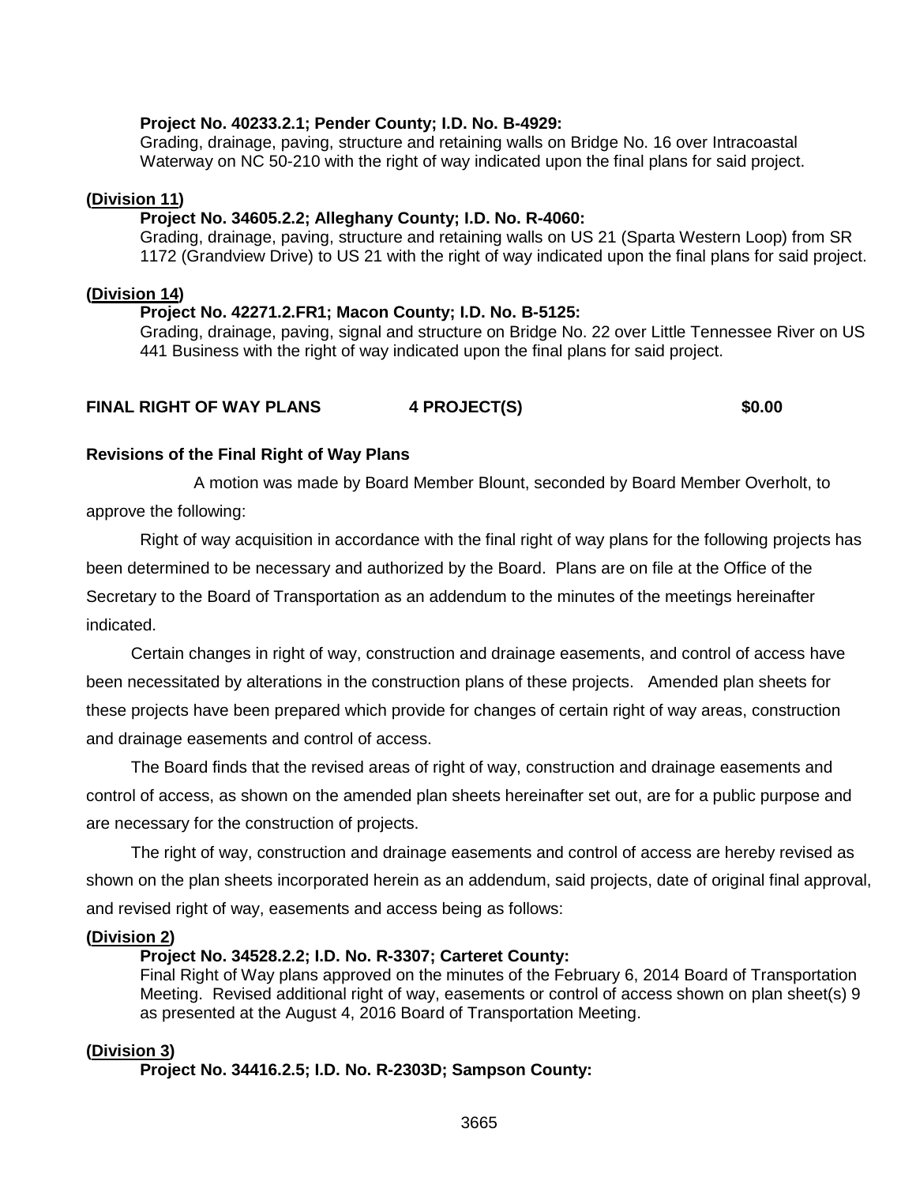**Project No. 40233.2.1; Pender County; I.D. No. B-4929:**
Grading, drainage, paving, structure and retaining walls on Bridge No. 16 over Intracoastal Waterway on NC 50-210 with the right of way indicated upon the final plans for said project.

**(Division 11)**

**Project No. 34605.2.2; Alleghany County; I.D. No. R-4060:**
Grading, drainage, paving, structure and retaining walls on US 21 (Sparta Western Loop) from SR 1172 (Grandview Drive) to US 21 with the right of way indicated upon the final plans for said project.

**(Division 14)**

**Project No. 42271.2.FR1; Macon County; I.D. No. B-5125:**
Grading, drainage, paving, signal and structure on Bridge No. 22 over Little Tennessee River on US 441 Business with the right of way indicated upon the final plans for said project.

**FINAL RIGHT OF WAY PLANS 4 PROJECT(S) $0.00**

**Revisions of the Final Right of Way Plans**

A motion was made by Board Member Blount, seconded by Board Member Overholt, to approve the following:

Right of way acquisition in accordance with the final right of way plans for the following projects has been determined to be necessary and authorized by the Board. Plans are on file at the Office of the Secretary to the Board of Transportation as an addendum to the minutes of the meetings hereinafter indicated.

Certain changes in right of way, construction and drainage easements, and control of access have been necessitated by alterations in the construction plans of these projects. Amended plan sheets for these projects have been prepared which provide for changes of certain right of way areas, construction and drainage easements and control of access.

The Board finds that the revised areas of right of way, construction and drainage easements and control of access, as shown on the amended plan sheets hereinafter set out, are for a public purpose and are necessary for the construction of projects.

The right of way, construction and drainage easements and control of access are hereby revised as shown on the plan sheets incorporated herein as an addendum, said projects, date of original final approval, and revised right of way, easements and access being as follows:

**(Division 2)**

**Project No. 34528.2.2; I.D. No. R-3307; Carteret County:**
Final Right of Way plans approved on the minutes of the February 6, 2014 Board of Transportation Meeting. Revised additional right of way, easements or control of access shown on plan sheet(s) 9 as presented at the August 4, 2016 Board of Transportation Meeting.

**(Division 3)**

**Project No. 34416.2.5; I.D. No. R-2303D; Sampson County:**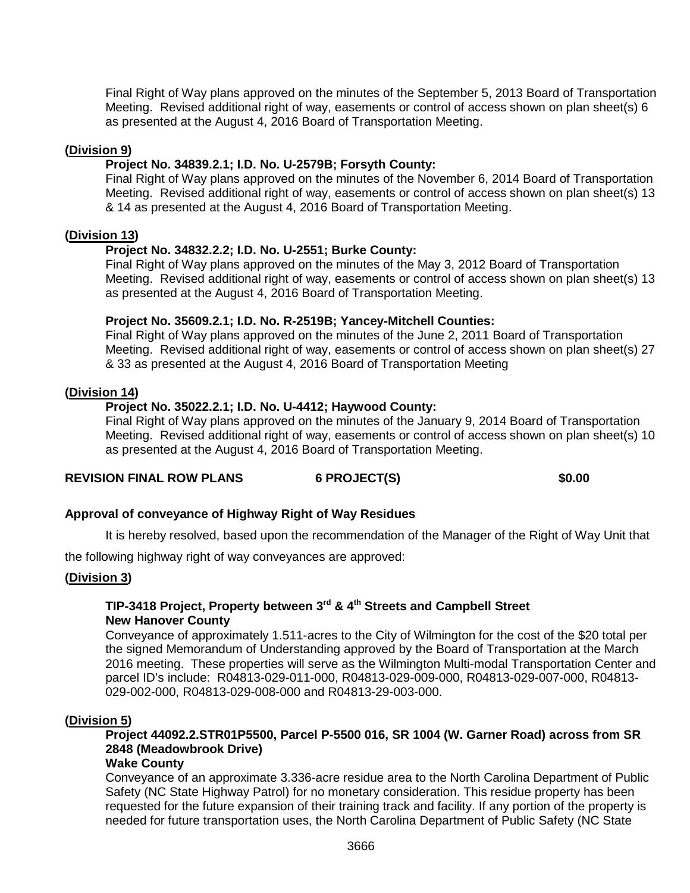Final Right of Way plans approved on the minutes of the September 5, 2013 Board of Transportation Meeting. Revised additional right of way, easements or control of access shown on plan sheet(s) 6 as presented at the August 4, 2016 Board of Transportation Meeting.

**(Division 9)**

**Project No. 34839.2.1; I.D. No. U-2579B; Forsyth County:**

Final Right of Way plans approved on the minutes of the November 6, 2014 Board of Transportation Meeting. Revised additional right of way, easements or control of access shown on plan sheet(s) 13 & 14 as presented at the August 4, 2016 Board of Transportation Meeting.

**(Division 13)**

**Project No. 34832.2.2; I.D. No. U-2551; Burke County:**

Final Right of Way plans approved on the minutes of the May 3, 2012 Board of Transportation Meeting. Revised additional right of way, easements or control of access shown on plan sheet(s) 13 as presented at the August 4, 2016 Board of Transportation Meeting.

**Project No. 35609.2.1; I.D. No. R-2519B; Yancey-Mitchell Counties:**

Final Right of Way plans approved on the minutes of the June 2, 2011 Board of Transportation Meeting. Revised additional right of way, easements or control of access shown on plan sheet(s) 27 & 33 as presented at the August 4, 2016 Board of Transportation Meeting

**(Division 14)**

**Project No. 35022.2.1; I.D. No. U-4412; Haywood County:**

Final Right of Way plans approved on the minutes of the January 9, 2014 Board of Transportation Meeting. Revised additional right of way, easements or control of access shown on plan sheet(s) 10 as presented at the August 4, 2016 Board of Transportation Meeting.

**REVISION FINAL ROW PLANS 6 PROJECT(S) $0.00**

**Approval of conveyance of Highway Right of Way Residues**

It is hereby resolved, based upon the recommendation of the Manager of the Right of Way Unit that the following highway right of way conveyances are approved:

**(Division 3)**

**TIP-3418 Project, Property between 3rd & 4th Streets and Campbell Street**
**New Hanover County**

Conveyance of approximately 1.511-acres to the City of Wilmington for the cost of the $20 total per the signed Memorandum of Understanding approved by the Board of Transportation at the March 2016 meeting. These properties will serve as the Wilmington Multi-modal Transportation Center and parcel ID's include: R04813-029-011-000, R04813-029-009-000, R04813-029-007-000, R04813-029-002-000, R04813-029-008-000 and R04813-29-003-000.

**(Division 5)**

**Project 44092.2.STR01P5500, Parcel P-5500 016, SR 1004 (W. Garner Road) across from SR 2848 (Meadowbrook Drive)**
**Wake County**

Conveyance of an approximate 3.336-acre residue area to the North Carolina Department of Public Safety (NC State Highway Patrol) for no monetary consideration. This residue property has been requested for the future expansion of their training track and facility. If any portion of the property is needed for future transportation uses, the North Carolina Department of Public Safety (NC State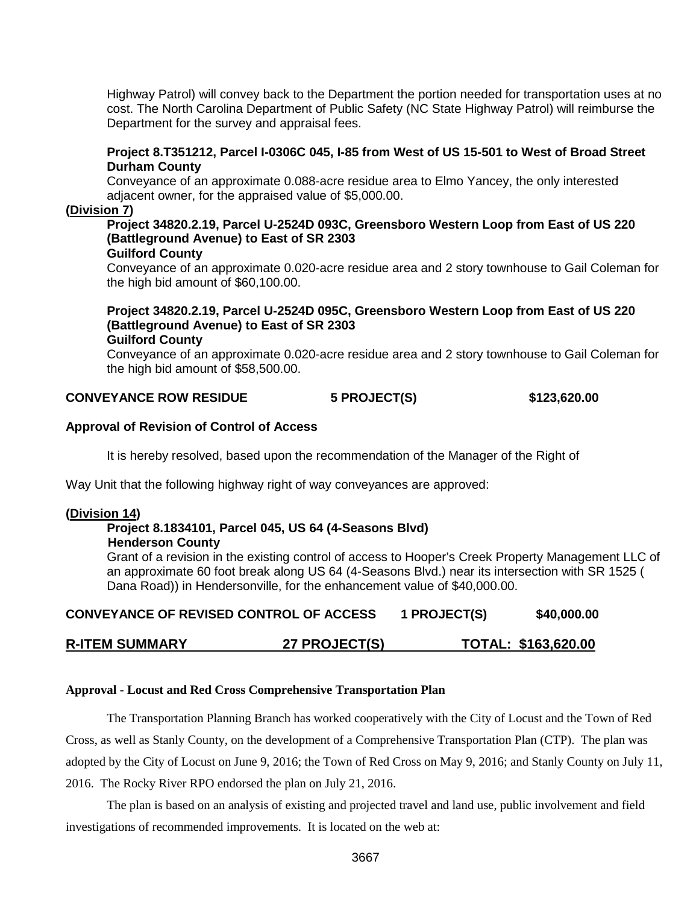Highway Patrol) will convey back to the Department the portion needed for transportation uses at no cost. The North Carolina Department of Public Safety (NC State Highway Patrol) will reimburse the Department for the survey and appraisal fees.

**Project 8.T351212, Parcel I-0306C 045, I-85 from West of US 15-501 to West of Broad Street**
**Durham County**
Conveyance of an approximate 0.088-acre residue area to Elmo Yancey, the only interested adjacent owner, for the appraised value of $5,000.00.

**(Division 7)**

**Project 34820.2.19, Parcel U-2524D 093C, Greensboro Western Loop from East of US 220 (Battleground Avenue) to East of SR 2303**
**Guilford County**
Conveyance of an approximate 0.020-acre residue area and 2 story townhouse to Gail Coleman for the high bid amount of $60,100.00.

**Project 34820.2.19, Parcel U-2524D 095C, Greensboro Western Loop from East of US 220 (Battleground Avenue) to East of SR 2303**
**Guilford County**
Conveyance of an approximate 0.020-acre residue area and 2 story townhouse to Gail Coleman for the high bid amount of $58,500.00.

**CONVEYANCE ROW RESIDUE 5 PROJECT(S) $123,620.00**

**Approval of Revision of Control of Access**

It is hereby resolved, based upon the recommendation of the Manager of the Right of Way Unit that the following highway right of way conveyances are approved:

**(Division 14)**

**Project 8.1834101, Parcel 045, US 64 (4-Seasons Blvd)**
**Henderson County**
Grant of a revision in the existing control of access to Hooper's Creek Property Management LLC of an approximate 60 foot break along US 64 (4-Seasons Blvd.) near its intersection with SR 1525 ( Dana Road)) in Hendersonville, for the enhancement value of $40,000.00.

**CONVEYANCE OF REVISED CONTROL OF ACCESS 1 PROJECT(S) $40,000.00**

**R-ITEM SUMMARY 27 PROJECT(S) TOTAL: $163,620.00**

**Approval - Locust and Red Cross Comprehensive Transportation Plan**

The Transportation Planning Branch has worked cooperatively with the City of Locust and the Town of Red Cross, as well as Stanly County, on the development of a Comprehensive Transportation Plan (CTP). The plan was adopted by the City of Locust on June 9, 2016; the Town of Red Cross on May 9, 2016; and Stanly County on July 11, 2016. The Rocky River RPO endorsed the plan on July 21, 2016.

The plan is based on an analysis of existing and projected travel and land use, public involvement and field investigations of recommended improvements. It is located on the web at: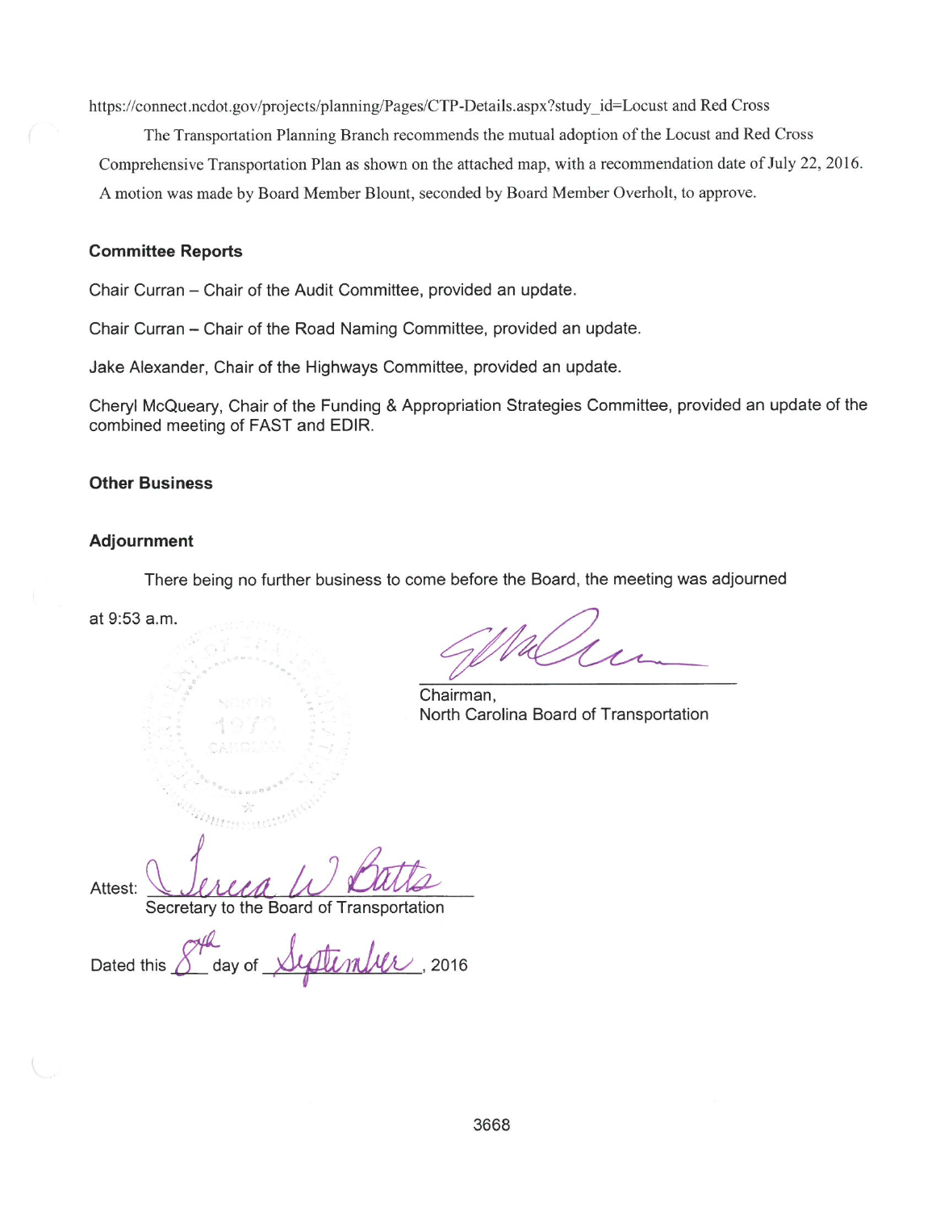https://connect.ncdot.gov/projects/planning/Pages/CTP-Details.aspx?study_id=Locust and Red Cross

The Transportation Planning Branch recommends the mutual adoption of the Locust and Red Cross Comprehensive Transportation Plan as shown on the attached map, with a recommendation date of July 22, 2016.

A motion was made by Board Member Blount, seconded by Board Member Overholt, to approve.

### Committee Reports

Chair Curran – Chair of the Audit Committee, provided an update.

Chair Curran – Chair of the Road Naming Committee, provided an update.

Jake Alexander, Chair of the Highways Committee, provided an update.

Cheryl McQueary, Chair of the Funding & Appropriation Strategies Committee, provided an update of the combined meeting of FAST and EDIR.

### Other Business

### Adjournment

There being no further business to come before the Board, the meeting was adjourned at 9:53 a.m.

Chairman,
North Carolina Board of Transportation

Attest: Teresa W Batts
Secretary to the Board of Transportation

Dated this 8th day of September, 2016